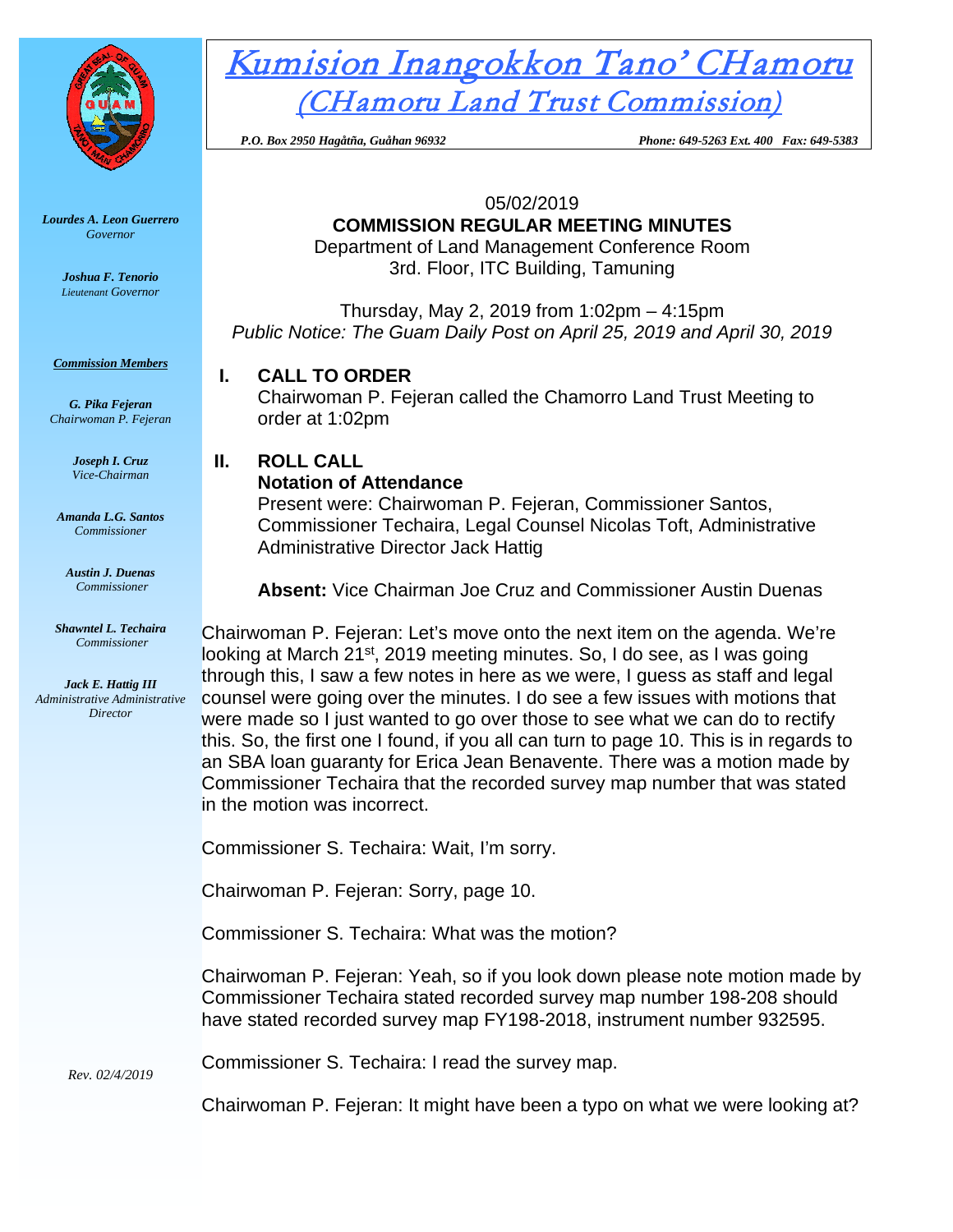# Kumision Inangokkon Tano' CHamoru
## (CHamoru Land Trust Commission)

*P.O. Box 2950 Hagåtña, Guåhan 96932* *Phone: 649-5263 Ext. 400 Fax: 649-5383*

***Lourdes A. Leon Guerrero***
*Governor*

***Joshua F. Tenorio***
*Lieutenant Governor*

***Commission Members***

***G. Pika Fejeran***
*Chairwoman P. Fejeran*

***Joseph I. Cruz***
*Vice-Chairman*

***Amanda L.G. Santos***
*Commissioner*

***Austin J. Duenas***
*Commissioner*

***Shawntel L. Techaira***
*Commissioner*

***Jack E. Hattig III***
*Administrative Administrative Director*

*Rev. 02/4/2019*

05/02/2019

**COMMISSION REGULAR MEETING MINUTES**

Department of Land Management Conference Room
3rd. Floor, ITC Building, Tamuning

Thursday, May 2, 2019 from 1:02pm – 4:15pm
*Public Notice: The Guam Daily Post on April 25, 2019 and April 30, 2019*

## I. CALL TO ORDER

Chairwoman P. Fejeran called the Chamorro Land Trust Meeting to order at 1:02pm

## II. ROLL CALL

**Notation of Attendance**

Present were: Chairwoman P. Fejeran, Commissioner Santos, Commissioner Techaira, Legal Counsel Nicolas Toft, Administrative Administrative Director Jack Hattig

**Absent:** Vice Chairman Joe Cruz and Commissioner Austin Duenas

Chairwoman P. Fejeran: Let's move onto the next item on the agenda. We're looking at March 21st, 2019 meeting minutes. So, I do see, as I was going through this, I saw a few notes in here as we were, I guess as staff and legal counsel were going over the minutes. I do see a few issues with motions that were made so I just wanted to go over those to see what we can do to rectify this. So, the first one I found, if you all can turn to page 10. This is in regards to an SBA loan guaranty for Erica Jean Benavente. There was a motion made by Commissioner Techaira that the recorded survey map number that was stated in the motion was incorrect.

Commissioner S. Techaira: Wait, I'm sorry.

Chairwoman P. Fejeran: Sorry, page 10.

Commissioner S. Techaira: What was the motion?

Chairwoman P. Fejeran: Yeah, so if you look down please note motion made by Commissioner Techaira stated recorded survey map number 198-208 should have stated recorded survey map FY198-2018, instrument number 932595.

Commissioner S. Techaira: I read the survey map.

Chairwoman P. Fejeran: It might have been a typo on what we were looking at?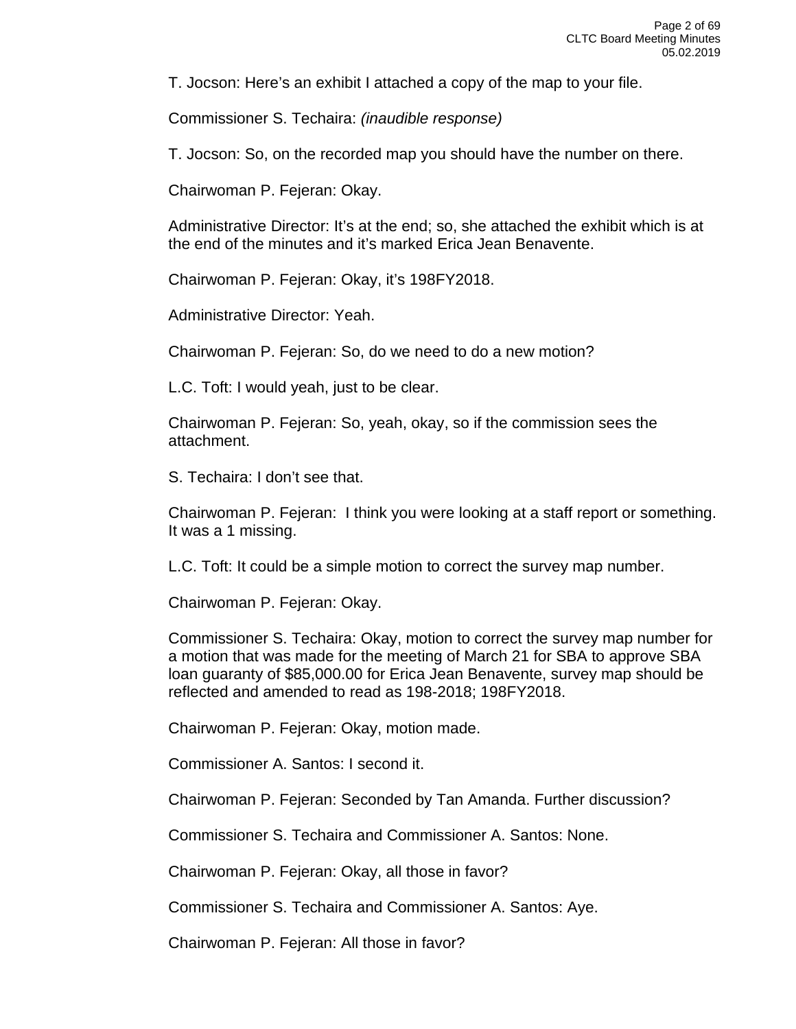T. Jocson: Here's an exhibit I attached a copy of the map to your file.

Commissioner S. Techaira: *(inaudible response)*

T. Jocson: So, on the recorded map you should have the number on there.

Chairwoman P. Fejeran: Okay.

Administrative Director: It's at the end; so, she attached the exhibit which is at the end of the minutes and it's marked Erica Jean Benavente.

Chairwoman P. Fejeran: Okay, it's 198FY2018.

Administrative Director: Yeah.

Chairwoman P. Fejeran: So, do we need to do a new motion?

L.C. Toft: I would yeah, just to be clear.

Chairwoman P. Fejeran: So, yeah, okay, so if the commission sees the attachment.

S. Techaira: I don't see that.

Chairwoman P. Fejeran: I think you were looking at a staff report or something. It was a 1 missing.

L.C. Toft: It could be a simple motion to correct the survey map number.

Chairwoman P. Fejeran: Okay.

Commissioner S. Techaira: Okay, motion to correct the survey map number for a motion that was made for the meeting of March 21 for SBA to approve SBA loan guaranty of $85,000.00 for Erica Jean Benavente, survey map should be reflected and amended to read as 198-2018; 198FY2018.

Chairwoman P. Fejeran: Okay, motion made.

Commissioner A. Santos: I second it.

Chairwoman P. Fejeran: Seconded by Tan Amanda. Further discussion?

Commissioner S. Techaira and Commissioner A. Santos: None.

Chairwoman P. Fejeran: Okay, all those in favor?

Commissioner S. Techaira and Commissioner A. Santos: Aye.

Chairwoman P. Fejeran: All those in favor?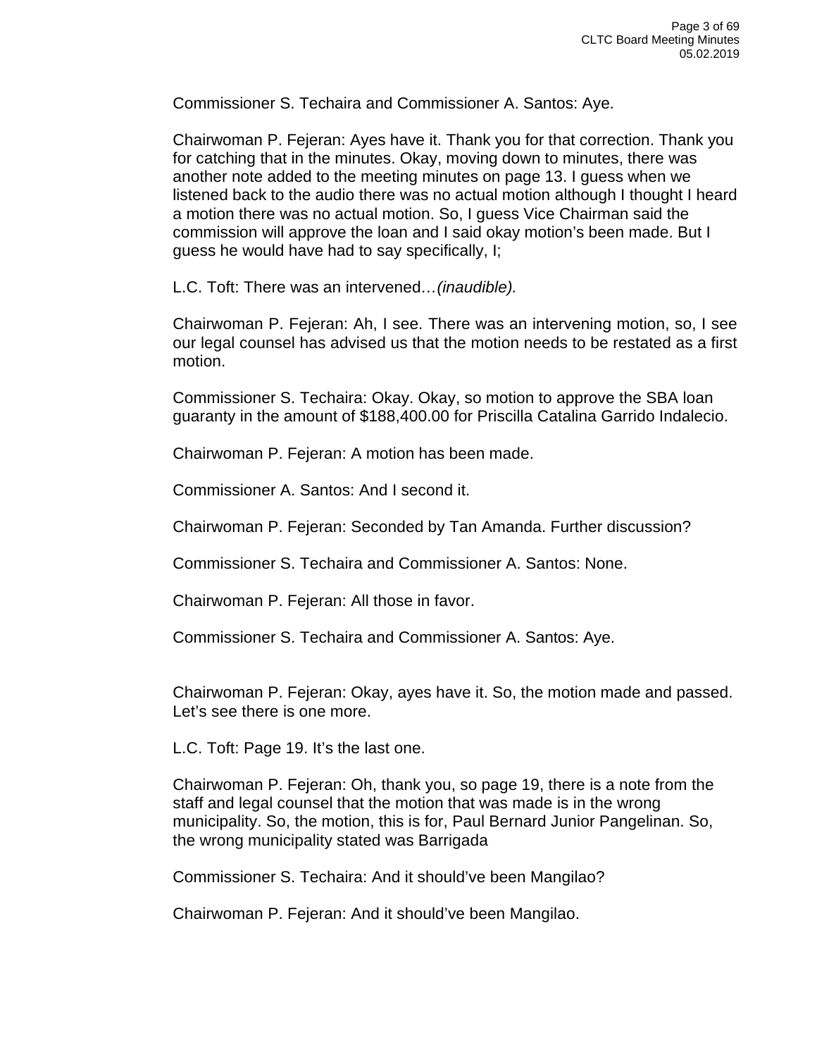Commissioner S. Techaira and Commissioner A. Santos: Aye.

Chairwoman P. Fejeran: Ayes have it. Thank you for that correction. Thank you for catching that in the minutes. Okay, moving down to minutes, there was another note added to the meeting minutes on page 13. I guess when we listened back to the audio there was no actual motion although I thought I heard a motion there was no actual motion. So, I guess Vice Chairman said the commission will approve the loan and I said okay motion's been made. But I guess he would have had to say specifically, I;

L.C. Toft: There was an intervened*…(inaudible).*

Chairwoman P. Fejeran: Ah, I see. There was an intervening motion, so, I see our legal counsel has advised us that the motion needs to be restated as a first motion.

Commissioner S. Techaira: Okay. Okay, so motion to approve the SBA loan guaranty in the amount of $188,400.00 for Priscilla Catalina Garrido Indalecio.

Chairwoman P. Fejeran: A motion has been made.

Commissioner A. Santos: And I second it.

Chairwoman P. Fejeran: Seconded by Tan Amanda. Further discussion?

Commissioner S. Techaira and Commissioner A. Santos: None.

Chairwoman P. Fejeran: All those in favor.

Commissioner S. Techaira and Commissioner A. Santos: Aye.

Chairwoman P. Fejeran: Okay, ayes have it. So, the motion made and passed. Let's see there is one more.

L.C. Toft: Page 19. It's the last one.

Chairwoman P. Fejeran: Oh, thank you, so page 19, there is a note from the staff and legal counsel that the motion that was made is in the wrong municipality. So, the motion, this is for, Paul Bernard Junior Pangelinan. So, the wrong municipality stated was Barrigada

Commissioner S. Techaira: And it should've been Mangilao?

Chairwoman P. Fejeran: And it should've been Mangilao.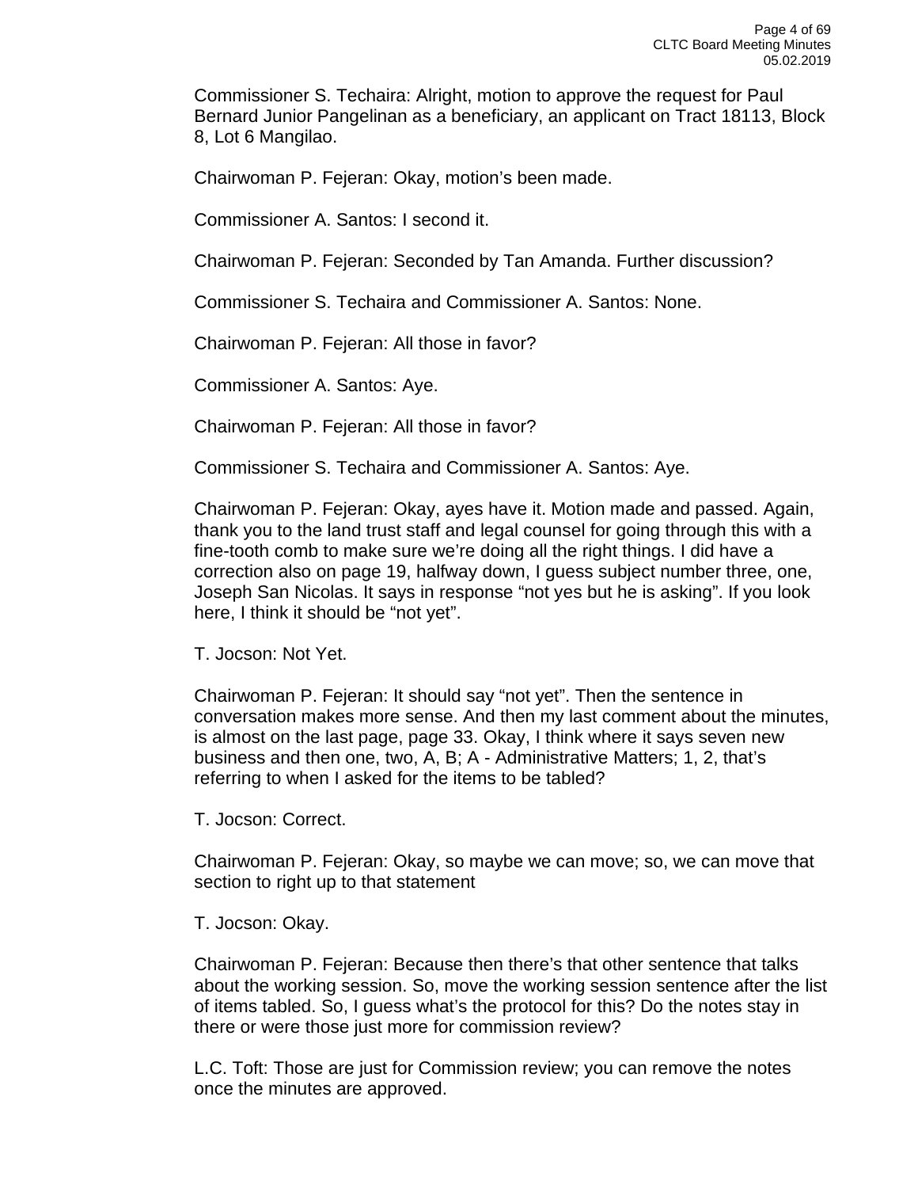Commissioner S. Techaira: Alright, motion to approve the request for Paul Bernard Junior Pangelinan as a beneficiary, an applicant on Tract 18113, Block 8, Lot 6 Mangilao.

Chairwoman P. Fejeran: Okay, motion's been made.

Commissioner A. Santos: I second it.

Chairwoman P. Fejeran: Seconded by Tan Amanda. Further discussion?

Commissioner S. Techaira and Commissioner A. Santos: None.

Chairwoman P. Fejeran: All those in favor?

Commissioner A. Santos: Aye.

Chairwoman P. Fejeran: All those in favor?

Commissioner S. Techaira and Commissioner A. Santos: Aye.

Chairwoman P. Fejeran: Okay, ayes have it. Motion made and passed. Again, thank you to the land trust staff and legal counsel for going through this with a fine-tooth comb to make sure we're doing all the right things. I did have a correction also on page 19, halfway down, I guess subject number three, one, Joseph San Nicolas. It says in response "not yes but he is asking". If you look here, I think it should be "not yet".

T. Jocson: Not Yet.

Chairwoman P. Fejeran: It should say "not yet". Then the sentence in conversation makes more sense. And then my last comment about the minutes, is almost on the last page, page 33. Okay, I think where it says seven new business and then one, two, A, B; A - Administrative Matters; 1, 2, that's referring to when I asked for the items to be tabled?

T. Jocson: Correct.

Chairwoman P. Fejeran: Okay, so maybe we can move; so, we can move that section to right up to that statement

T. Jocson: Okay.

Chairwoman P. Fejeran: Because then there's that other sentence that talks about the working session. So, move the working session sentence after the list of items tabled. So, I guess what's the protocol for this? Do the notes stay in there or were those just more for commission review?

L.C. Toft: Those are just for Commission review; you can remove the notes once the minutes are approved.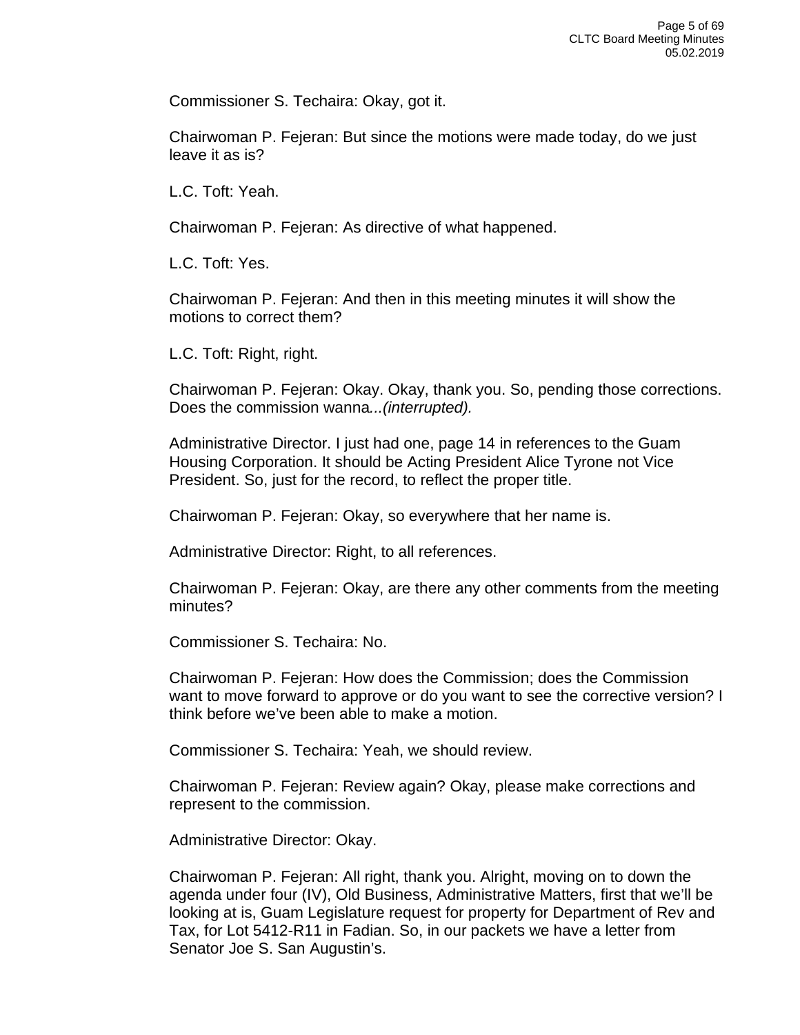Commissioner S. Techaira: Okay, got it.

Chairwoman P. Fejeran: But since the motions were made today, do we just leave it as is?

L.C. Toft: Yeah.

Chairwoman P. Fejeran: As directive of what happened.

L.C. Toft: Yes.

Chairwoman P. Fejeran: And then in this meeting minutes it will show the motions to correct them?

L.C. Toft: Right, right.

Chairwoman P. Fejeran: Okay. Okay, thank you. So, pending those corrections. Does the commission wanna*...(interrupted).*

Administrative Director. I just had one, page 14 in references to the Guam Housing Corporation. It should be Acting President Alice Tyrone not Vice President. So, just for the record, to reflect the proper title.

Chairwoman P. Fejeran: Okay, so everywhere that her name is.

Administrative Director: Right, to all references.

Chairwoman P. Fejeran: Okay, are there any other comments from the meeting minutes?

Commissioner S. Techaira: No.

Chairwoman P. Fejeran: How does the Commission; does the Commission want to move forward to approve or do you want to see the corrective version? I think before we've been able to make a motion.

Commissioner S. Techaira: Yeah, we should review.

Chairwoman P. Fejeran: Review again? Okay, please make corrections and represent to the commission.

Administrative Director: Okay.

Chairwoman P. Fejeran: All right, thank you. Alright, moving on to down the agenda under four (IV), Old Business, Administrative Matters, first that we'll be looking at is, Guam Legislature request for property for Department of Rev and Tax, for Lot 5412-R11 in Fadian. So, in our packets we have a letter from Senator Joe S. San Augustin's.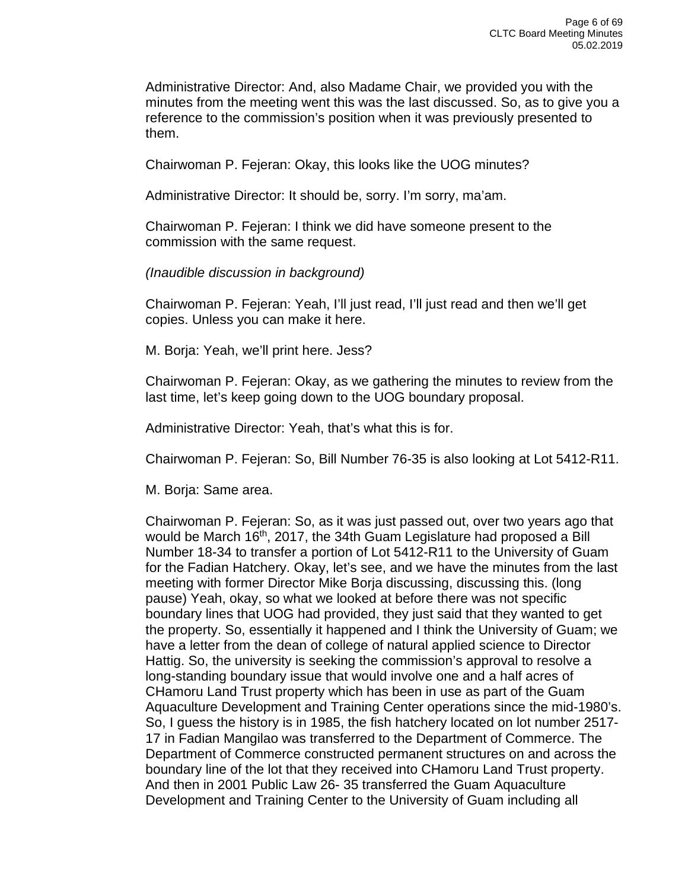Administrative Director: And, also Madame Chair, we provided you with the minutes from the meeting went this was the last discussed. So, as to give you a reference to the commission's position when it was previously presented to them.

Chairwoman P. Fejeran: Okay, this looks like the UOG minutes?

Administrative Director: It should be, sorry. I'm sorry, ma'am.

Chairwoman P. Fejeran: I think we did have someone present to the commission with the same request.

*(Inaudible discussion in background)*

Chairwoman P. Fejeran: Yeah, I'll just read, I'll just read and then we'll get copies. Unless you can make it here.

M. Borja: Yeah, we'll print here. Jess?

Chairwoman P. Fejeran: Okay, as we gathering the minutes to review from the last time, let's keep going down to the UOG boundary proposal.

Administrative Director: Yeah, that's what this is for.

Chairwoman P. Fejeran: So, Bill Number 76-35 is also looking at Lot 5412-R11.

M. Borja: Same area.

Chairwoman P. Fejeran: So, as it was just passed out, over two years ago that would be March 16th, 2017, the 34th Guam Legislature had proposed a Bill Number 18-34 to transfer a portion of Lot 5412-R11 to the University of Guam for the Fadian Hatchery. Okay, let's see, and we have the minutes from the last meeting with former Director Mike Borja discussing, discussing this. (long pause) Yeah, okay, so what we looked at before there was not specific boundary lines that UOG had provided, they just said that they wanted to get the property. So, essentially it happened and I think the University of Guam; we have a letter from the dean of college of natural applied science to Director Hattig. So, the university is seeking the commission's approval to resolve a long-standing boundary issue that would involve one and a half acres of CHamoru Land Trust property which has been in use as part of the Guam Aquaculture Development and Training Center operations since the mid-1980's. So, I guess the history is in 1985, the fish hatchery located on lot number 2517-17 in Fadian Mangilao was transferred to the Department of Commerce. The Department of Commerce constructed permanent structures on and across the boundary line of the lot that they received into CHamoru Land Trust property. And then in 2001 Public Law 26- 35 transferred the Guam Aquaculture Development and Training Center to the University of Guam including all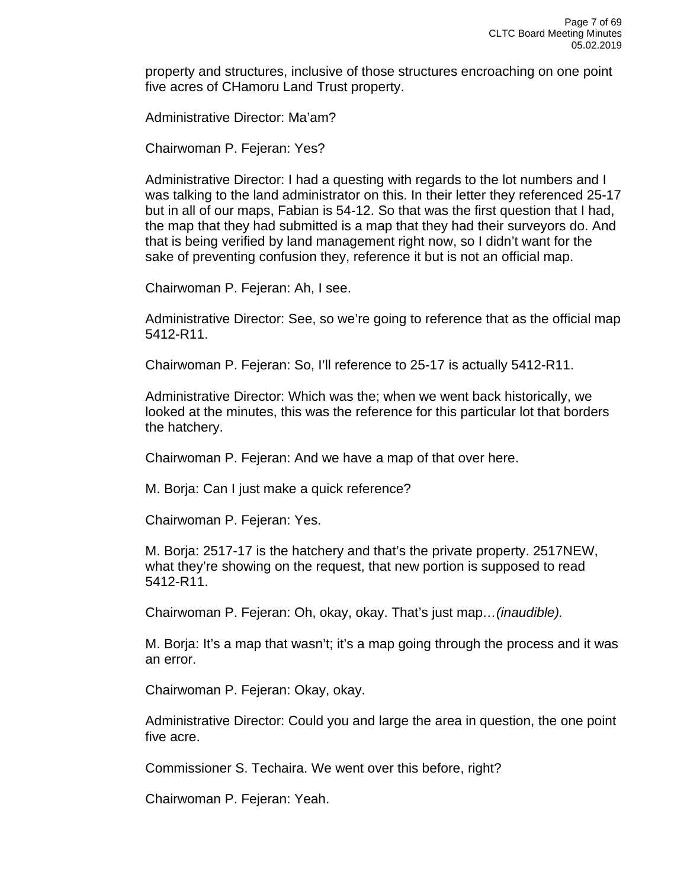property and structures, inclusive of those structures encroaching on one point five acres of CHamoru Land Trust property.

Administrative Director: Ma'am?

Chairwoman P. Fejeran: Yes?

Administrative Director: I had a questing with regards to the lot numbers and I was talking to the land administrator on this. In their letter they referenced 25-17 but in all of our maps, Fabian is 54-12. So that was the first question that I had, the map that they had submitted is a map that they had their surveyors do. And that is being verified by land management right now, so I didn't want for the sake of preventing confusion they, reference it but is not an official map.

Chairwoman P. Fejeran: Ah, I see.

Administrative Director: See, so we're going to reference that as the official map 5412-R11.

Chairwoman P. Fejeran: So, I'll reference to 25-17 is actually 5412-R11.

Administrative Director: Which was the; when we went back historically, we looked at the minutes, this was the reference for this particular lot that borders the hatchery.

Chairwoman P. Fejeran: And we have a map of that over here.

M. Borja: Can I just make a quick reference?

Chairwoman P. Fejeran: Yes.

M. Borja: 2517-17 is the hatchery and that's the private property. 2517NEW, what they're showing on the request, that new portion is supposed to read 5412-R11.

Chairwoman P. Fejeran: Oh, okay, okay. That's just map*…(inaudible).*

M. Borja: It's a map that wasn't; it's a map going through the process and it was an error.

Chairwoman P. Fejeran: Okay, okay.

Administrative Director: Could you and large the area in question, the one point five acre.

Commissioner S. Techaira. We went over this before, right?

Chairwoman P. Fejeran: Yeah.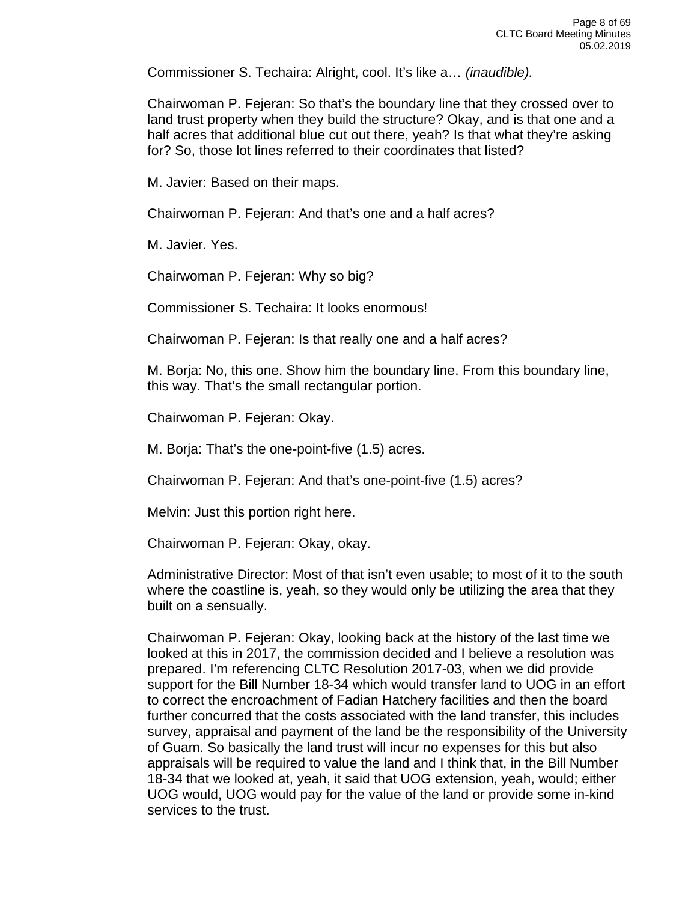Commissioner S. Techaira: Alright, cool. It's like a… *(inaudible).*

Chairwoman P. Fejeran: So that's the boundary line that they crossed over to land trust property when they build the structure? Okay, and is that one and a half acres that additional blue cut out there, yeah? Is that what they're asking for? So, those lot lines referred to their coordinates that listed?

M. Javier: Based on their maps.

Chairwoman P. Fejeran: And that's one and a half acres?

M. Javier. Yes.

Chairwoman P. Fejeran: Why so big?

Commissioner S. Techaira: It looks enormous!

Chairwoman P. Fejeran: Is that really one and a half acres?

M. Borja: No, this one. Show him the boundary line. From this boundary line, this way. That's the small rectangular portion.

Chairwoman P. Fejeran: Okay.

M. Borja: That's the one-point-five (1.5) acres.

Chairwoman P. Fejeran: And that's one-point-five (1.5) acres?

Melvin: Just this portion right here.

Chairwoman P. Fejeran: Okay, okay.

Administrative Director: Most of that isn't even usable; to most of it to the south where the coastline is, yeah, so they would only be utilizing the area that they built on a sensually.

Chairwoman P. Fejeran: Okay, looking back at the history of the last time we looked at this in 2017, the commission decided and I believe a resolution was prepared. I'm referencing CLTC Resolution 2017-03, when we did provide support for the Bill Number 18-34 which would transfer land to UOG in an effort to correct the encroachment of Fadian Hatchery facilities and then the board further concurred that the costs associated with the land transfer, this includes survey, appraisal and payment of the land be the responsibility of the University of Guam. So basically the land trust will incur no expenses for this but also appraisals will be required to value the land and I think that, in the Bill Number 18-34 that we looked at, yeah, it said that UOG extension, yeah, would; either UOG would, UOG would pay for the value of the land or provide some in-kind services to the trust.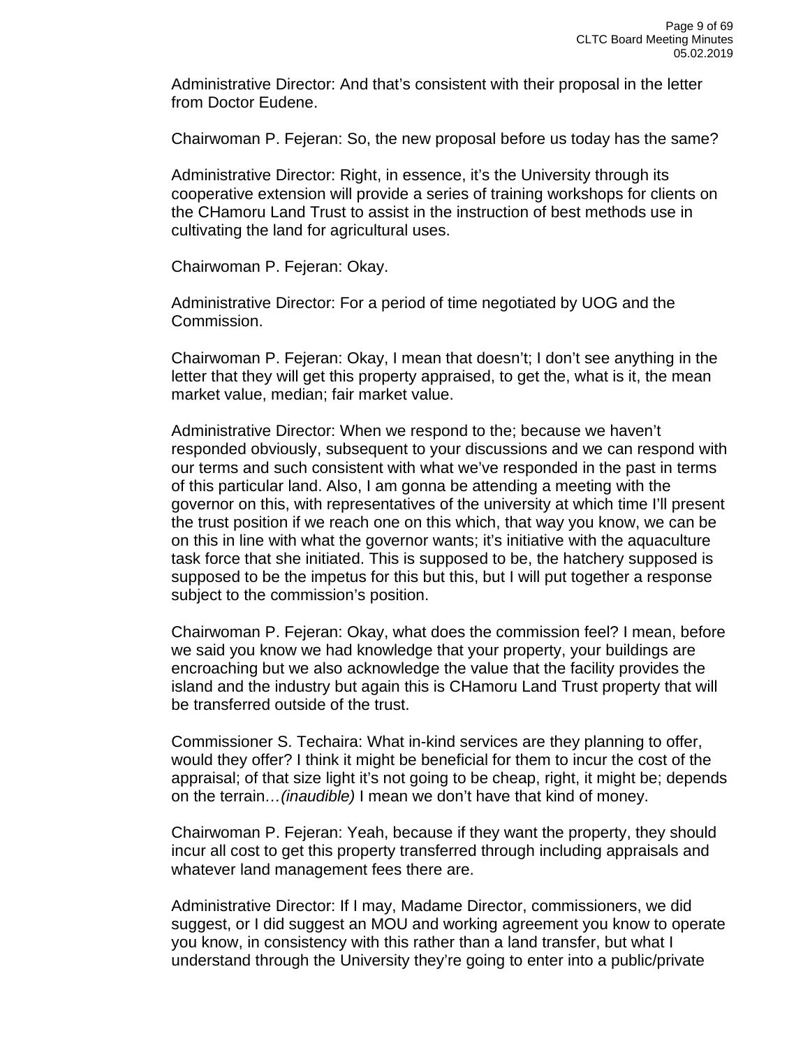Administrative Director: And that's consistent with their proposal in the letter from Doctor Eudene.

Chairwoman P. Fejeran: So, the new proposal before us today has the same?

Administrative Director: Right, in essence, it's the University through its cooperative extension will provide a series of training workshops for clients on the CHamoru Land Trust to assist in the instruction of best methods use in cultivating the land for agricultural uses.

Chairwoman P. Fejeran: Okay.

Administrative Director: For a period of time negotiated by UOG and the Commission.

Chairwoman P. Fejeran: Okay, I mean that doesn't; I don't see anything in the letter that they will get this property appraised, to get the, what is it, the mean market value, median; fair market value.

Administrative Director: When we respond to the; because we haven't responded obviously, subsequent to your discussions and we can respond with our terms and such consistent with what we've responded in the past in terms of this particular land. Also, I am gonna be attending a meeting with the governor on this, with representatives of the university at which time I'll present the trust position if we reach one on this which, that way you know, we can be on this in line with what the governor wants; it's initiative with the aquaculture task force that she initiated. This is supposed to be, the hatchery supposed is supposed to be the impetus for this but this, but I will put together a response subject to the commission's position.

Chairwoman P. Fejeran: Okay, what does the commission feel? I mean, before we said you know we had knowledge that your property, your buildings are encroaching but we also acknowledge the value that the facility provides the island and the industry but again this is CHamoru Land Trust property that will be transferred outside of the trust.

Commissioner S. Techaira: What in-kind services are they planning to offer, would they offer? I think it might be beneficial for them to incur the cost of the appraisal; of that size light it's not going to be cheap, right, it might be; depends on the terrain…*(inaudible)* I mean we don't have that kind of money.

Chairwoman P. Fejeran: Yeah, because if they want the property, they should incur all cost to get this property transferred through including appraisals and whatever land management fees there are.

Administrative Director: If I may, Madame Director, commissioners, we did suggest, or I did suggest an MOU and working agreement you know to operate you know, in consistency with this rather than a land transfer, but what I understand through the University they're going to enter into a public/private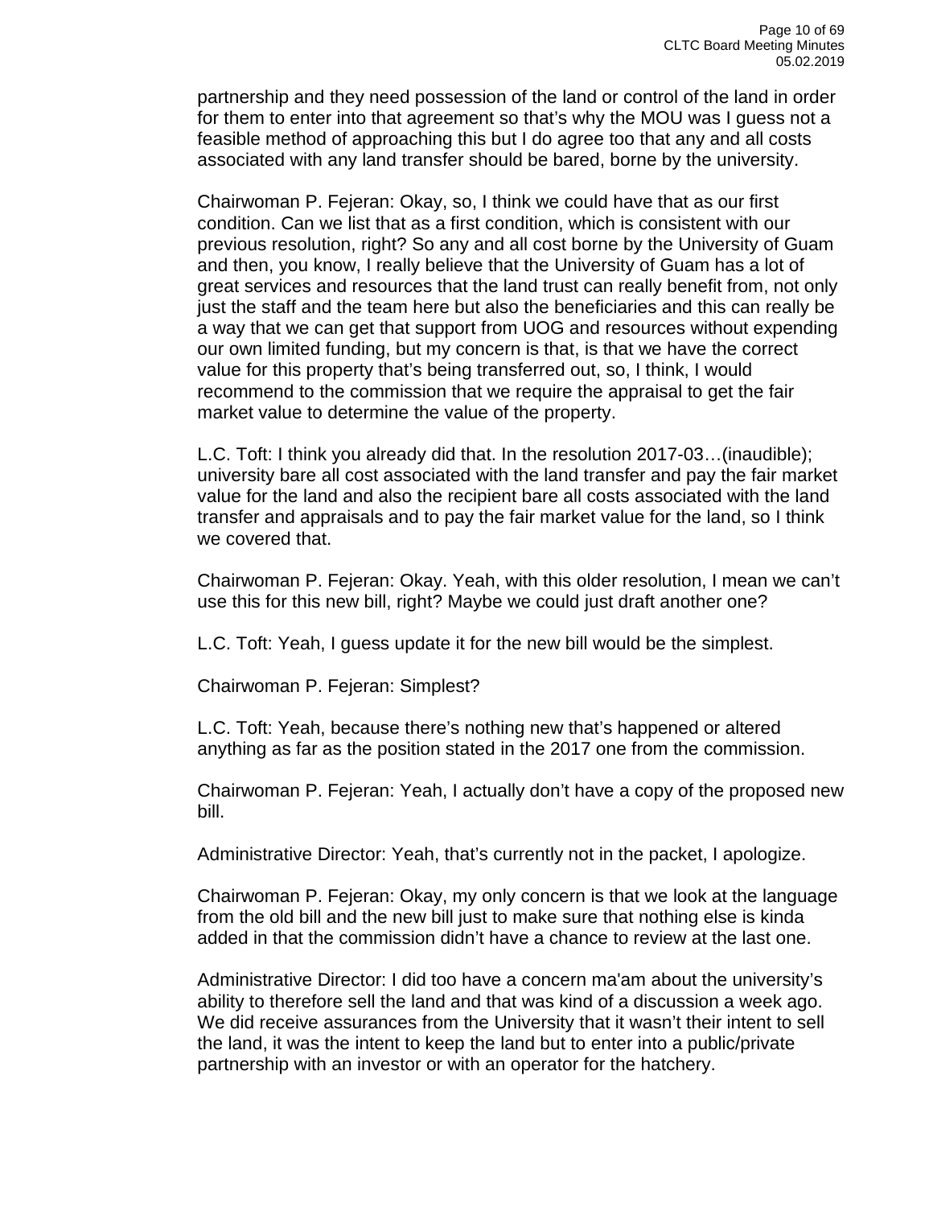partnership and they need possession of the land or control of the land in order for them to enter into that agreement so that's why the MOU was I guess not a feasible method of approaching this but I do agree too that any and all costs associated with any land transfer should be bared, borne by the university.

Chairwoman P. Fejeran: Okay, so, I think we could have that as our first condition. Can we list that as a first condition, which is consistent with our previous resolution, right? So any and all cost borne by the University of Guam and then, you know, I really believe that the University of Guam has a lot of great services and resources that the land trust can really benefit from, not only just the staff and the team here but also the beneficiaries and this can really be a way that we can get that support from UOG and resources without expending our own limited funding, but my concern is that, is that we have the correct value for this property that's being transferred out, so, I think, I would recommend to the commission that we require the appraisal to get the fair market value to determine the value of the property.

L.C. Toft: I think you already did that. In the resolution 2017-03…(inaudible); university bare all cost associated with the land transfer and pay the fair market value for the land and also the recipient bare all costs associated with the land transfer and appraisals and to pay the fair market value for the land, so I think we covered that.

Chairwoman P. Fejeran: Okay. Yeah, with this older resolution, I mean we can't use this for this new bill, right? Maybe we could just draft another one?

L.C. Toft: Yeah, I guess update it for the new bill would be the simplest.

Chairwoman P. Fejeran: Simplest?

L.C. Toft: Yeah, because there's nothing new that's happened or altered anything as far as the position stated in the 2017 one from the commission.

Chairwoman P. Fejeran: Yeah, I actually don't have a copy of the proposed new bill.

Administrative Director: Yeah, that's currently not in the packet, I apologize.

Chairwoman P. Fejeran: Okay, my only concern is that we look at the language from the old bill and the new bill just to make sure that nothing else is kinda added in that the commission didn't have a chance to review at the last one.

Administrative Director: I did too have a concern ma'am about the university's ability to therefore sell the land and that was kind of a discussion a week ago. We did receive assurances from the University that it wasn't their intent to sell the land, it was the intent to keep the land but to enter into a public/private partnership with an investor or with an operator for the hatchery.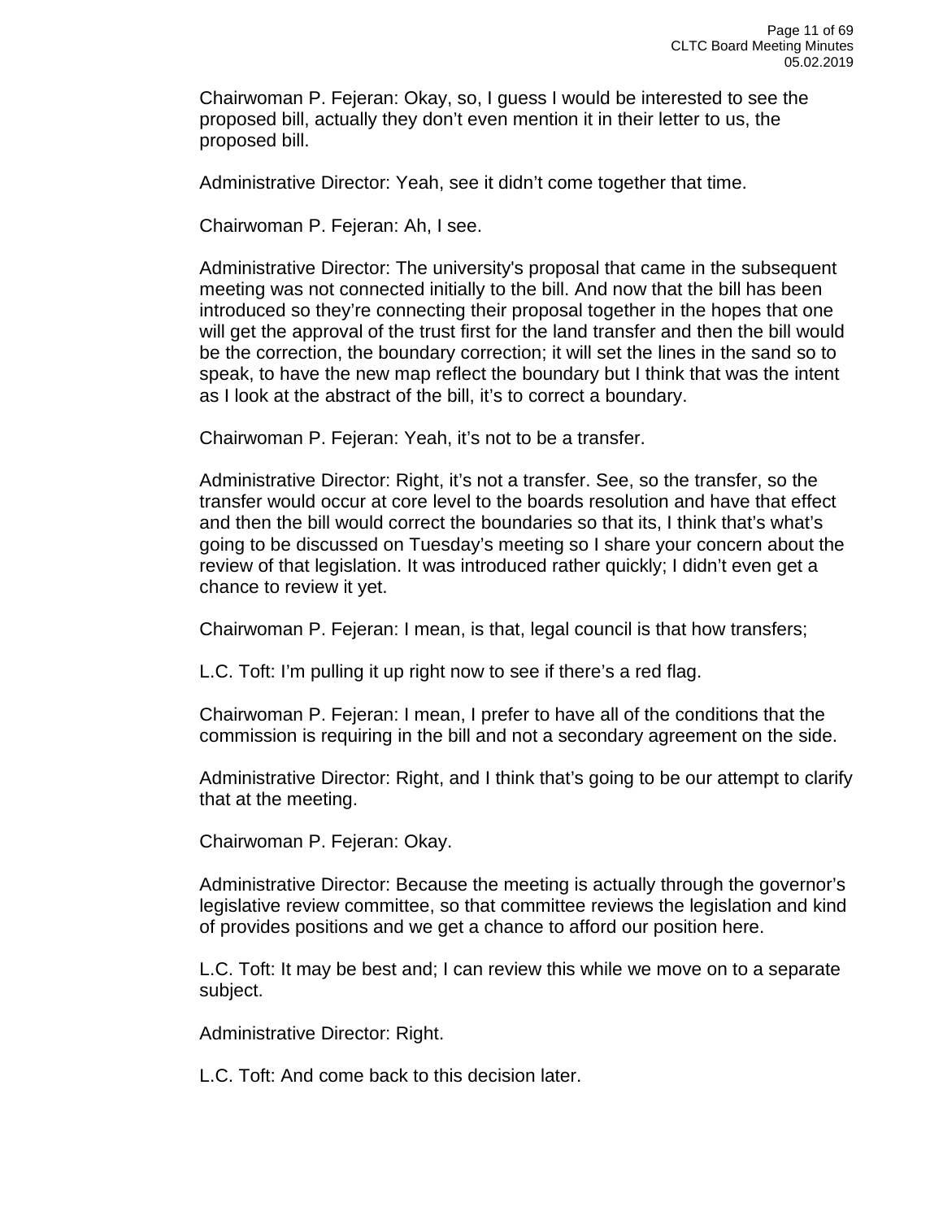Chairwoman P. Fejeran: Okay, so, I guess I would be interested to see the proposed bill, actually they don't even mention it in their letter to us, the proposed bill.

Administrative Director: Yeah, see it didn't come together that time.

Chairwoman P. Fejeran: Ah, I see.

Administrative Director: The university's proposal that came in the subsequent meeting was not connected initially to the bill. And now that the bill has been introduced so they're connecting their proposal together in the hopes that one will get the approval of the trust first for the land transfer and then the bill would be the correction, the boundary correction; it will set the lines in the sand so to speak, to have the new map reflect the boundary but I think that was the intent as I look at the abstract of the bill, it's to correct a boundary.

Chairwoman P. Fejeran: Yeah, it's not to be a transfer.

Administrative Director: Right, it's not a transfer. See, so the transfer, so the transfer would occur at core level to the boards resolution and have that effect and then the bill would correct the boundaries so that its, I think that's what's going to be discussed on Tuesday's meeting so I share your concern about the review of that legislation. It was introduced rather quickly; I didn't even get a chance to review it yet.

Chairwoman P. Fejeran: I mean, is that, legal council is that how transfers;

L.C. Toft: I'm pulling it up right now to see if there's a red flag.

Chairwoman P. Fejeran: I mean, I prefer to have all of the conditions that the commission is requiring in the bill and not a secondary agreement on the side.

Administrative Director: Right, and I think that's going to be our attempt to clarify that at the meeting.

Chairwoman P. Fejeran: Okay.

Administrative Director: Because the meeting is actually through the governor's legislative review committee, so that committee reviews the legislation and kind of provides positions and we get a chance to afford our position here.

L.C. Toft: It may be best and; I can review this while we move on to a separate subject.

Administrative Director: Right.

L.C. Toft: And come back to this decision later.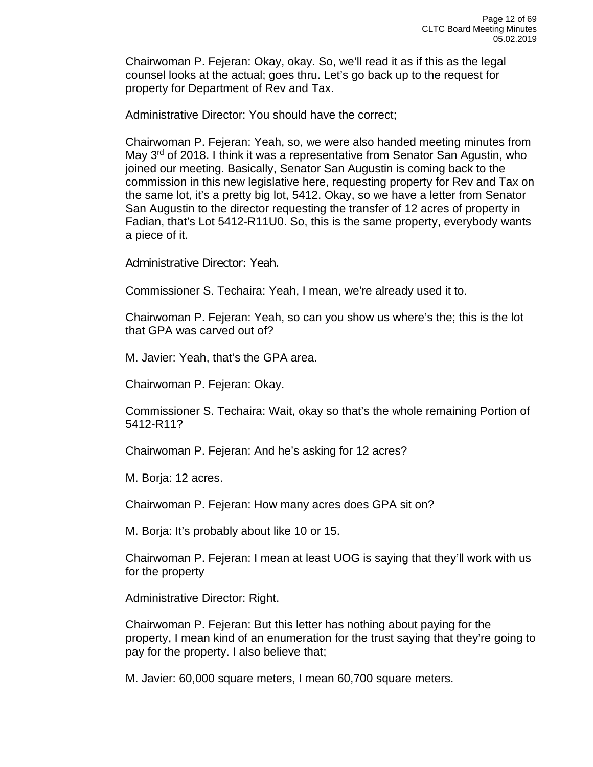Chairwoman P. Fejeran: Okay, okay. So, we'll read it as if this as the legal counsel looks at the actual; goes thru. Let's go back up to the request for property for Department of Rev and Tax.

Administrative Director: You should have the correct;

Chairwoman P. Fejeran: Yeah, so, we were also handed meeting minutes from May 3rd of 2018. I think it was a representative from Senator San Agustin, who joined our meeting. Basically, Senator San Augustin is coming back to the commission in this new legislative here, requesting property for Rev and Tax on the same lot, it's a pretty big lot, 5412. Okay, so we have a letter from Senator San Augustin to the director requesting the transfer of 12 acres of property in Fadian, that's Lot 5412-R11U0. So, this is the same property, everybody wants a piece of it.

Administrative Director: Yeah.

Commissioner S. Techaira: Yeah, I mean, we're already used it to.

Chairwoman P. Fejeran: Yeah, so can you show us where's the; this is the lot that GPA was carved out of?

M. Javier: Yeah, that's the GPA area.

Chairwoman P. Fejeran: Okay.

Commissioner S. Techaira: Wait, okay so that's the whole remaining Portion of 5412-R11?

Chairwoman P. Fejeran: And he's asking for 12 acres?

M. Borja: 12 acres.

Chairwoman P. Fejeran: How many acres does GPA sit on?

M. Borja: It's probably about like 10 or 15.

Chairwoman P. Fejeran: I mean at least UOG is saying that they'll work with us for the property

Administrative Director: Right.

Chairwoman P. Fejeran: But this letter has nothing about paying for the property, I mean kind of an enumeration for the trust saying that they're going to pay for the property. I also believe that;

M. Javier: 60,000 square meters, I mean 60,700 square meters.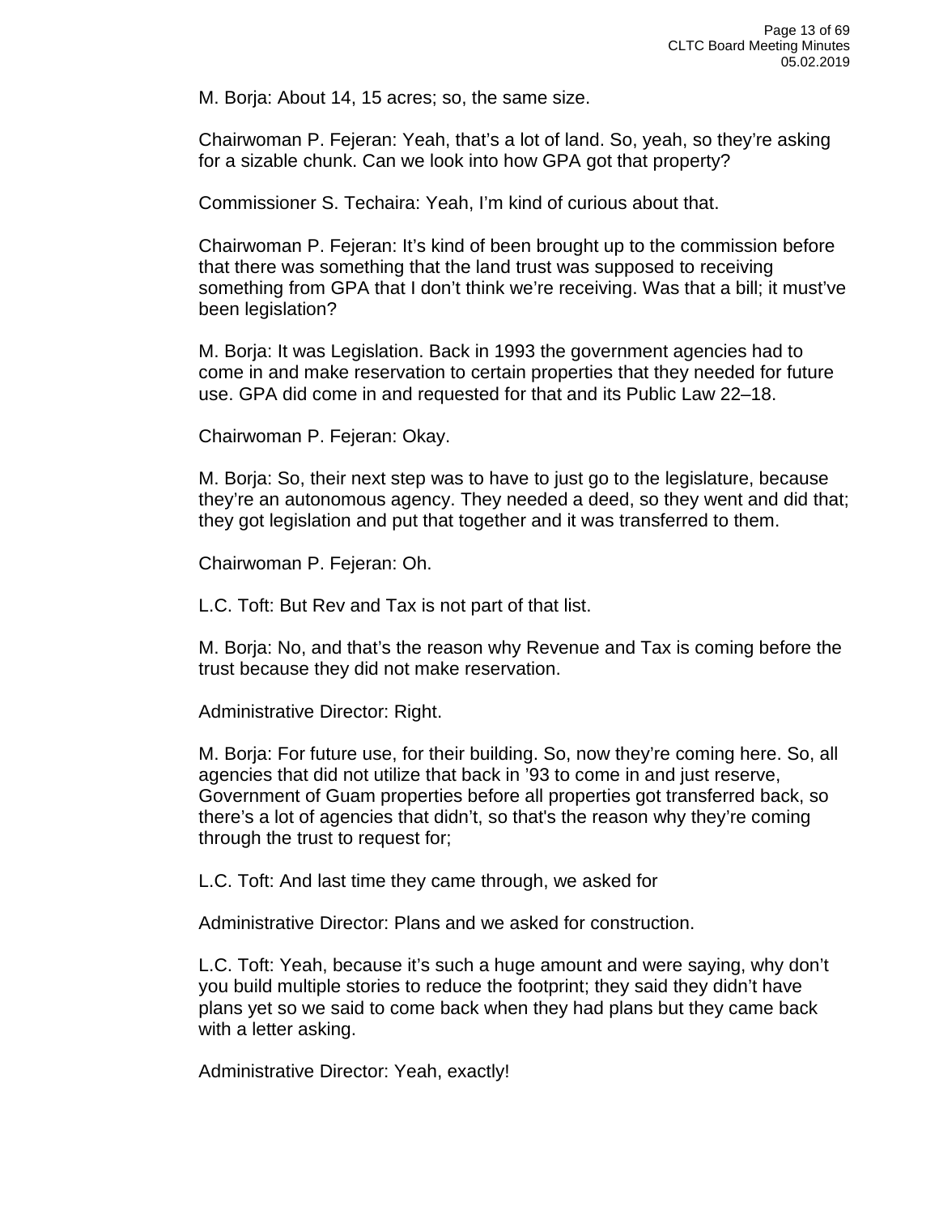M. Borja: About 14, 15 acres; so, the same size.

Chairwoman P. Fejeran: Yeah, that's a lot of land. So, yeah, so they're asking for a sizable chunk. Can we look into how GPA got that property?

Commissioner S. Techaira: Yeah, I'm kind of curious about that.

Chairwoman P. Fejeran: It's kind of been brought up to the commission before that there was something that the land trust was supposed to receiving something from GPA that I don't think we're receiving. Was that a bill; it must've been legislation?

M. Borja: It was Legislation. Back in 1993 the government agencies had to come in and make reservation to certain properties that they needed for future use. GPA did come in and requested for that and its Public Law 22–18.

Chairwoman P. Fejeran: Okay.

M. Borja: So, their next step was to have to just go to the legislature, because they're an autonomous agency. They needed a deed, so they went and did that; they got legislation and put that together and it was transferred to them.

Chairwoman P. Fejeran: Oh.

L.C. Toft: But Rev and Tax is not part of that list.

M. Borja: No, and that's the reason why Revenue and Tax is coming before the trust because they did not make reservation.

Administrative Director: Right.

M. Borja: For future use, for their building. So, now they're coming here. So, all agencies that did not utilize that back in '93 to come in and just reserve, Government of Guam properties before all properties got transferred back, so there's a lot of agencies that didn't, so that's the reason why they're coming through the trust to request for;

L.C. Toft: And last time they came through, we asked for

Administrative Director: Plans and we asked for construction.

L.C. Toft: Yeah, because it's such a huge amount and were saying, why don't you build multiple stories to reduce the footprint; they said they didn't have plans yet so we said to come back when they had plans but they came back with a letter asking.

Administrative Director: Yeah, exactly!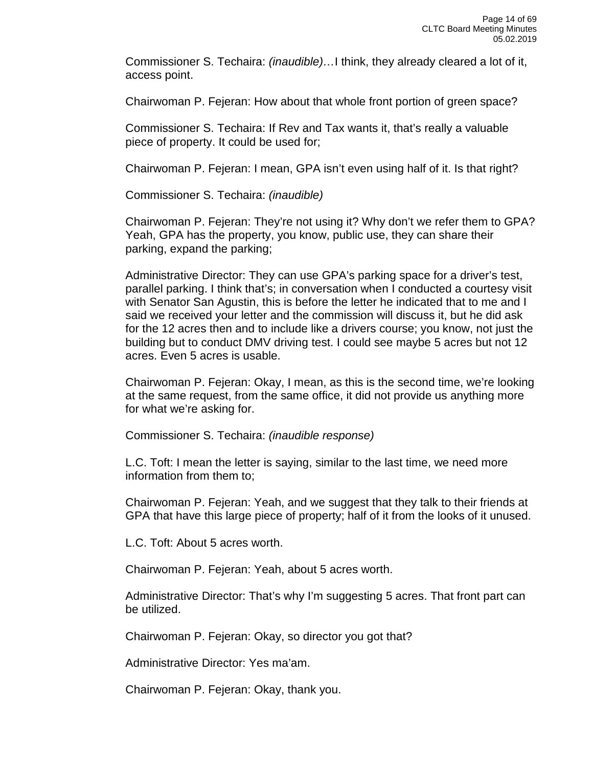Commissioner S. Techaira: *(inaudible)…*I think, they already cleared a lot of it, access point.

Chairwoman P. Fejeran: How about that whole front portion of green space?

Commissioner S. Techaira: If Rev and Tax wants it, that's really a valuable piece of property. It could be used for;

Chairwoman P. Fejeran: I mean, GPA isn't even using half of it. Is that right?

Commissioner S. Techaira: *(inaudible)*

Chairwoman P. Fejeran: They're not using it? Why don't we refer them to GPA? Yeah, GPA has the property, you know, public use, they can share their parking, expand the parking;

Administrative Director: They can use GPA's parking space for a driver's test, parallel parking. I think that's; in conversation when I conducted a courtesy visit with Senator San Agustin, this is before the letter he indicated that to me and I said we received your letter and the commission will discuss it, but he did ask for the 12 acres then and to include like a drivers course; you know, not just the building but to conduct DMV driving test. I could see maybe 5 acres but not 12 acres. Even 5 acres is usable.

Chairwoman P. Fejeran: Okay, I mean, as this is the second time, we're looking at the same request, from the same office, it did not provide us anything more for what we're asking for.

Commissioner S. Techaira: *(inaudible response)*

L.C. Toft: I mean the letter is saying, similar to the last time, we need more information from them to;

Chairwoman P. Fejeran: Yeah, and we suggest that they talk to their friends at GPA that have this large piece of property; half of it from the looks of it unused.

L.C. Toft: About 5 acres worth.

Chairwoman P. Fejeran: Yeah, about 5 acres worth.

Administrative Director: That's why I'm suggesting 5 acres. That front part can be utilized.

Chairwoman P. Fejeran: Okay, so director you got that?

Administrative Director: Yes ma'am.

Chairwoman P. Fejeran: Okay, thank you.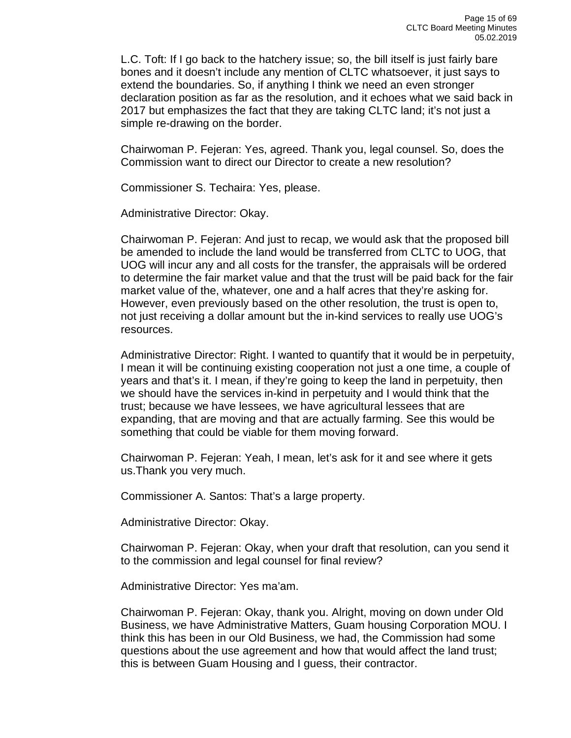L.C. Toft: If I go back to the hatchery issue; so, the bill itself is just fairly bare bones and it doesn't include any mention of CLTC whatsoever, it just says to extend the boundaries. So, if anything I think we need an even stronger declaration position as far as the resolution, and it echoes what we said back in 2017 but emphasizes the fact that they are taking CLTC land; it's not just a simple re-drawing on the border.

Chairwoman P. Fejeran: Yes, agreed. Thank you, legal counsel. So, does the Commission want to direct our Director to create a new resolution?

Commissioner S. Techaira: Yes, please.

Administrative Director: Okay.

Chairwoman P. Fejeran: And just to recap, we would ask that the proposed bill be amended to include the land would be transferred from CLTC to UOG, that UOG will incur any and all costs for the transfer, the appraisals will be ordered to determine the fair market value and that the trust will be paid back for the fair market value of the, whatever, one and a half acres that they're asking for. However, even previously based on the other resolution, the trust is open to, not just receiving a dollar amount but the in-kind services to really use UOG's resources.

Administrative Director: Right. I wanted to quantify that it would be in perpetuity, I mean it will be continuing existing cooperation not just a one time, a couple of years and that's it. I mean, if they're going to keep the land in perpetuity, then we should have the services in-kind in perpetuity and I would think that the trust; because we have lessees, we have agricultural lessees that are expanding, that are moving and that are actually farming. See this would be something that could be viable for them moving forward.

Chairwoman P. Fejeran: Yeah, I mean, let's ask for it and see where it gets us.Thank you very much.

Commissioner A. Santos: That's a large property.

Administrative Director: Okay.

Chairwoman P. Fejeran: Okay, when your draft that resolution, can you send it to the commission and legal counsel for final review?

Administrative Director: Yes ma'am.

Chairwoman P. Fejeran: Okay, thank you. Alright, moving on down under Old Business, we have Administrative Matters, Guam housing Corporation MOU. I think this has been in our Old Business, we had, the Commission had some questions about the use agreement and how that would affect the land trust; this is between Guam Housing and I guess, their contractor.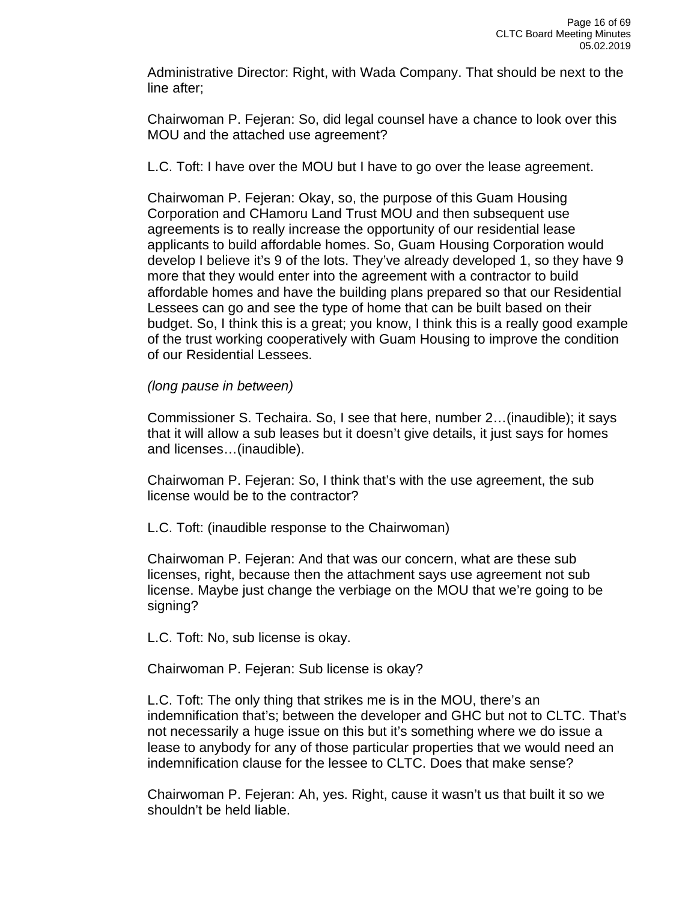Administrative Director: Right, with Wada Company. That should be next to the line after;

Chairwoman P. Fejeran: So, did legal counsel have a chance to look over this MOU and the attached use agreement?

L.C. Toft: I have over the MOU but I have to go over the lease agreement.

Chairwoman P. Fejeran: Okay, so, the purpose of this Guam Housing Corporation and CHamoru Land Trust MOU and then subsequent use agreements is to really increase the opportunity of our residential lease applicants to build affordable homes. So, Guam Housing Corporation would develop I believe it's 9 of the lots. They've already developed 1, so they have 9 more that they would enter into the agreement with a contractor to build affordable homes and have the building plans prepared so that our Residential Lessees can go and see the type of home that can be built based on their budget. So, I think this is a great; you know, I think this is a really good example of the trust working cooperatively with Guam Housing to improve the condition of our Residential Lessees.

*(long pause in between)*

Commissioner S. Techaira. So, I see that here, number 2…(inaudible); it says that it will allow a sub leases but it doesn't give details, it just says for homes and licenses…(inaudible).

Chairwoman P. Fejeran: So, I think that's with the use agreement, the sub license would be to the contractor?

L.C. Toft: (inaudible response to the Chairwoman)

Chairwoman P. Fejeran: And that was our concern, what are these sub licenses, right, because then the attachment says use agreement not sub license. Maybe just change the verbiage on the MOU that we're going to be signing?

L.C. Toft: No, sub license is okay.

Chairwoman P. Fejeran: Sub license is okay?

L.C. Toft: The only thing that strikes me is in the MOU, there's an indemnification that's; between the developer and GHC but not to CLTC. That's not necessarily a huge issue on this but it's something where we do issue a lease to anybody for any of those particular properties that we would need an indemnification clause for the lessee to CLTC. Does that make sense?

Chairwoman P. Fejeran: Ah, yes. Right, cause it wasn't us that built it so we shouldn't be held liable.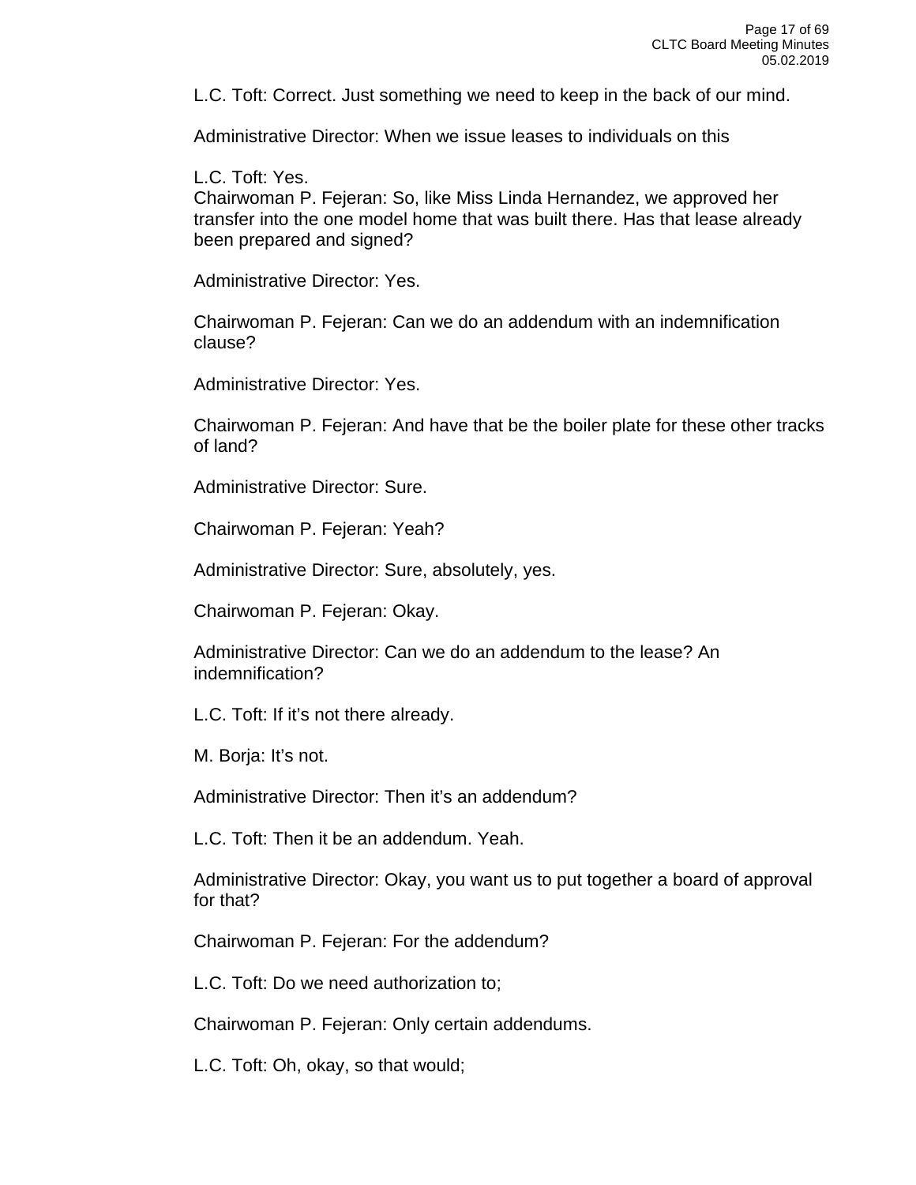L.C. Toft: Correct. Just something we need to keep in the back of our mind.

Administrative Director: When we issue leases to individuals on this

L.C. Toft: Yes.
Chairwoman P. Fejeran: So, like Miss Linda Hernandez, we approved her transfer into the one model home that was built there. Has that lease already been prepared and signed?

Administrative Director: Yes.

Chairwoman P. Fejeran: Can we do an addendum with an indemnification clause?

Administrative Director: Yes.

Chairwoman P. Fejeran: And have that be the boiler plate for these other tracks of land?

Administrative Director: Sure.

Chairwoman P. Fejeran: Yeah?

Administrative Director: Sure, absolutely, yes.

Chairwoman P. Fejeran: Okay.

Administrative Director: Can we do an addendum to the lease? An indemnification?

L.C. Toft: If it's not there already.

M. Borja: It's not.

Administrative Director: Then it's an addendum?

L.C. Toft: Then it be an addendum. Yeah.

Administrative Director: Okay, you want us to put together a board of approval for that?

Chairwoman P. Fejeran: For the addendum?

L.C. Toft: Do we need authorization to;

Chairwoman P. Fejeran: Only certain addendums.

L.C. Toft: Oh, okay, so that would;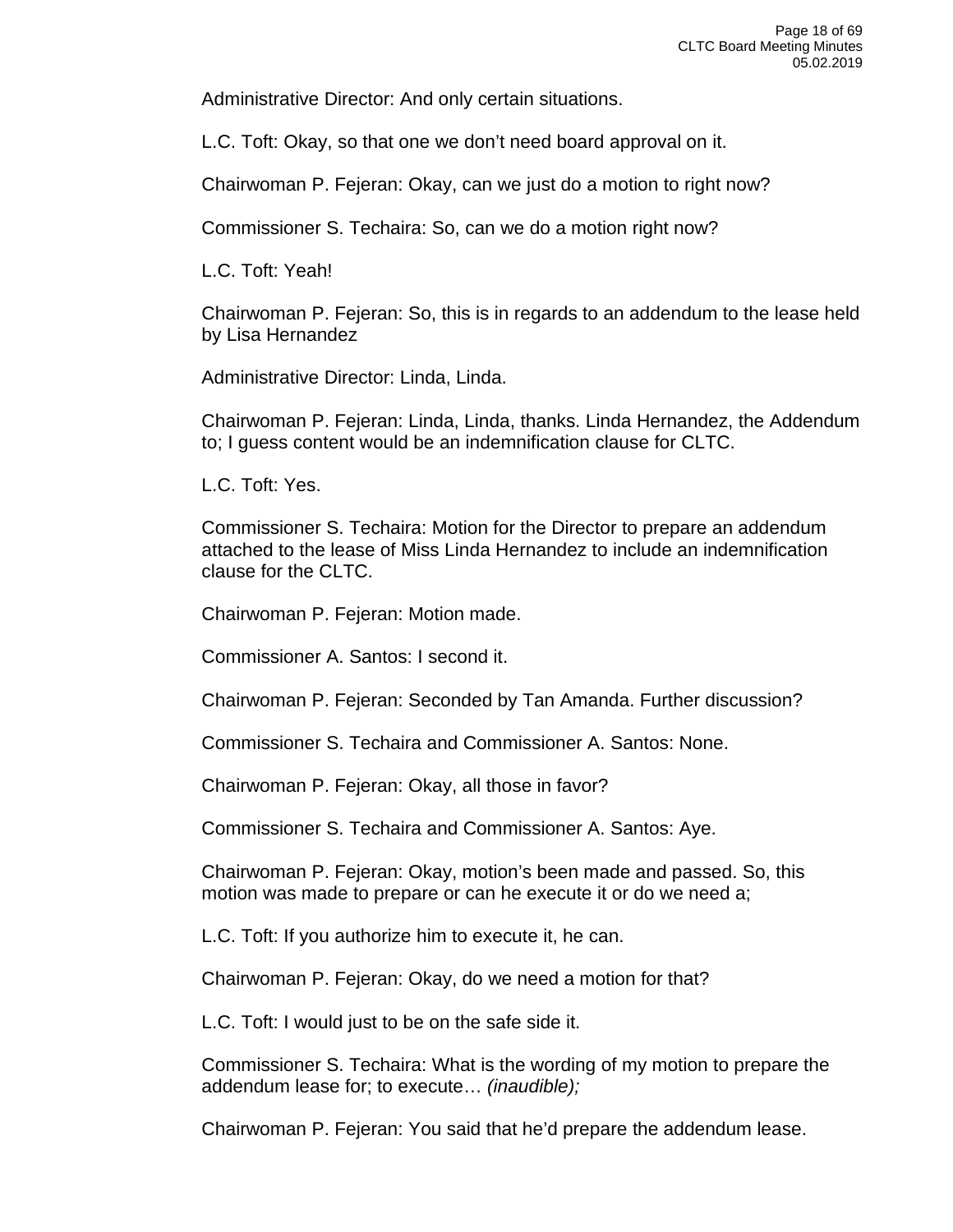Administrative Director: And only certain situations.

L.C. Toft: Okay, so that one we don't need board approval on it.

Chairwoman P. Fejeran: Okay, can we just do a motion to right now?

Commissioner S. Techaira: So, can we do a motion right now?

L.C. Toft: Yeah!

Chairwoman P. Fejeran: So, this is in regards to an addendum to the lease held by Lisa Hernandez

Administrative Director: Linda, Linda.

Chairwoman P. Fejeran: Linda, Linda, thanks. Linda Hernandez, the Addendum to; I guess content would be an indemnification clause for CLTC.

L.C. Toft: Yes.

Commissioner S. Techaira: Motion for the Director to prepare an addendum attached to the lease of Miss Linda Hernandez to include an indemnification clause for the CLTC.

Chairwoman P. Fejeran: Motion made.

Commissioner A. Santos: I second it.

Chairwoman P. Fejeran: Seconded by Tan Amanda. Further discussion?

Commissioner S. Techaira and Commissioner A. Santos: None.

Chairwoman P. Fejeran: Okay, all those in favor?

Commissioner S. Techaira and Commissioner A. Santos: Aye.

Chairwoman P. Fejeran: Okay, motion's been made and passed. So, this motion was made to prepare or can he execute it or do we need a;

L.C. Toft: If you authorize him to execute it, he can.

Chairwoman P. Fejeran: Okay, do we need a motion for that?

L.C. Toft: I would just to be on the safe side it.

Commissioner S. Techaira: What is the wording of my motion to prepare the addendum lease for; to execute… *(inaudible);*

Chairwoman P. Fejeran: You said that he'd prepare the addendum lease.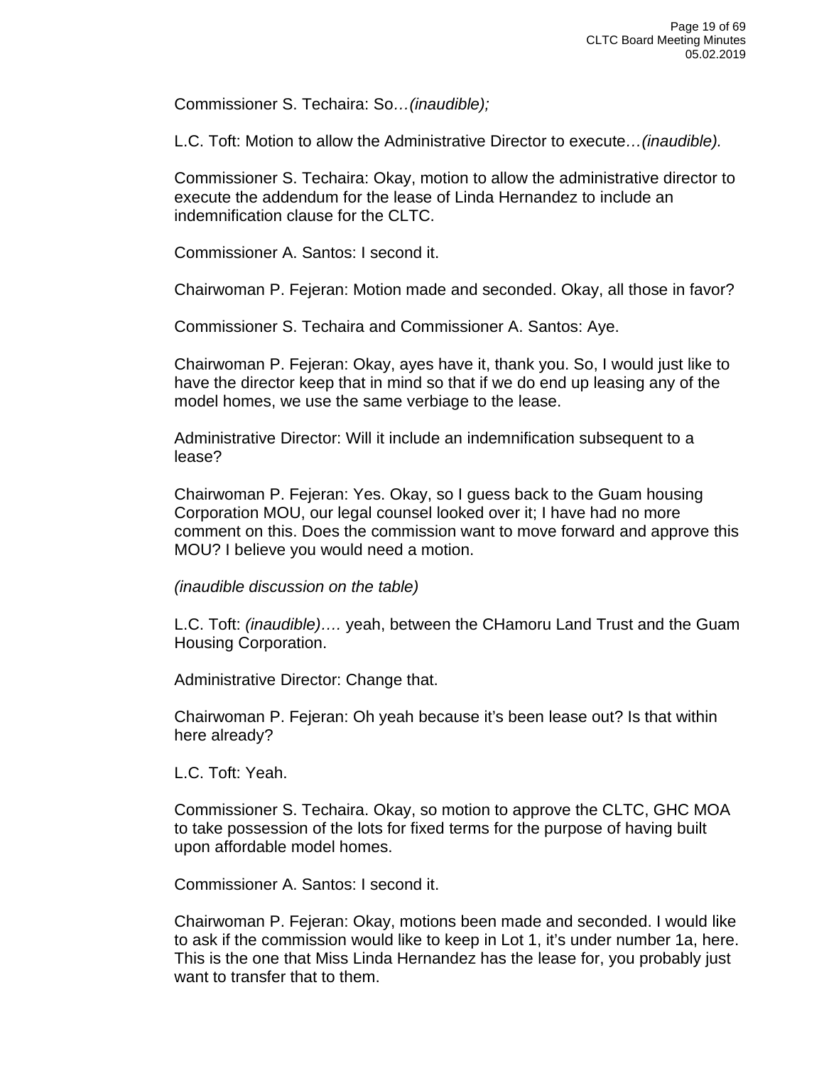Commissioner S. Techaira: So…*(inaudible);*

L.C. Toft: Motion to allow the Administrative Director to execute…*(inaudible).*

Commissioner S. Techaira: Okay, motion to allow the administrative director to execute the addendum for the lease of Linda Hernandez to include an indemnification clause for the CLTC.

Commissioner A. Santos: I second it.

Chairwoman P. Fejeran: Motion made and seconded. Okay, all those in favor?

Commissioner S. Techaira and Commissioner A. Santos: Aye.

Chairwoman P. Fejeran: Okay, ayes have it, thank you. So, I would just like to have the director keep that in mind so that if we do end up leasing any of the model homes, we use the same verbiage to the lease.

Administrative Director: Will it include an indemnification subsequent to a lease?

Chairwoman P. Fejeran: Yes. Okay, so I guess back to the Guam housing Corporation MOU, our legal counsel looked over it; I have had no more comment on this. Does the commission want to move forward and approve this MOU? I believe you would need a motion.

*(inaudible discussion on the table)*

L.C. Toft: *(inaudible)….* yeah, between the CHamoru Land Trust and the Guam Housing Corporation.

Administrative Director: Change that.

Chairwoman P. Fejeran: Oh yeah because it's been lease out? Is that within here already?

L.C. Toft: Yeah.

Commissioner S. Techaira. Okay, so motion to approve the CLTC, GHC MOA to take possession of the lots for fixed terms for the purpose of having built upon affordable model homes.

Commissioner A. Santos: I second it.

Chairwoman P. Fejeran: Okay, motions been made and seconded. I would like to ask if the commission would like to keep in Lot 1, it's under number 1a, here. This is the one that Miss Linda Hernandez has the lease for, you probably just want to transfer that to them.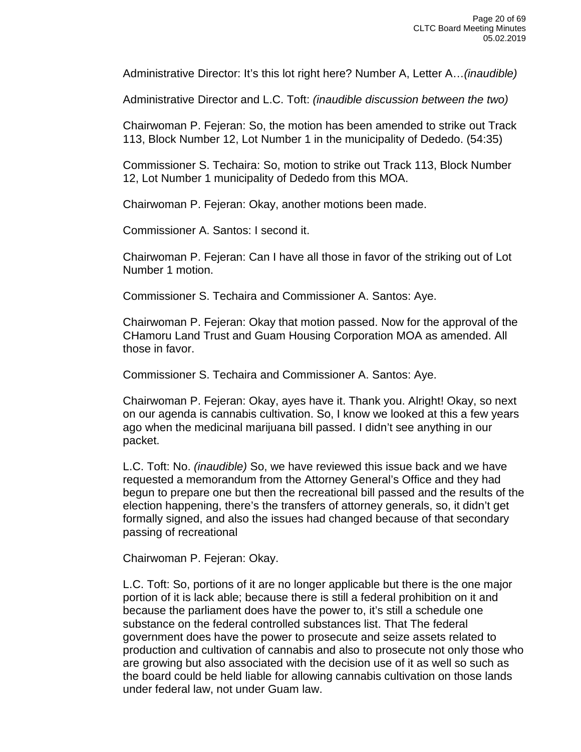Administrative Director: It's this lot right here? Number A, Letter A…*(inaudible)*

Administrative Director and L.C. Toft: *(inaudible discussion between the two)*

Chairwoman P. Fejeran: So, the motion has been amended to strike out Track 113, Block Number 12, Lot Number 1 in the municipality of Dededo. (54:35)

Commissioner S. Techaira: So, motion to strike out Track 113, Block Number 12, Lot Number 1 municipality of Dededo from this MOA.

Chairwoman P. Fejeran: Okay, another motions been made.

Commissioner A. Santos: I second it.

Chairwoman P. Fejeran: Can I have all those in favor of the striking out of Lot Number 1 motion.

Commissioner S. Techaira and Commissioner A. Santos: Aye.

Chairwoman P. Fejeran: Okay that motion passed. Now for the approval of the CHamoru Land Trust and Guam Housing Corporation MOA as amended. All those in favor.

Commissioner S. Techaira and Commissioner A. Santos: Aye.

Chairwoman P. Fejeran: Okay, ayes have it. Thank you. Alright! Okay, so next on our agenda is cannabis cultivation. So, I know we looked at this a few years ago when the medicinal marijuana bill passed. I didn't see anything in our packet.

L.C. Toft: No. *(inaudible)* So, we have reviewed this issue back and we have requested a memorandum from the Attorney General's Office and they had begun to prepare one but then the recreational bill passed and the results of the election happening, there's the transfers of attorney generals, so, it didn't get formally signed, and also the issues had changed because of that secondary passing of recreational

Chairwoman P. Fejeran: Okay.

L.C. Toft: So, portions of it are no longer applicable but there is the one major portion of it is lack able; because there is still a federal prohibition on it and because the parliament does have the power to, it's still a schedule one substance on the federal controlled substances list. That The federal government does have the power to prosecute and seize assets related to production and cultivation of cannabis and also to prosecute not only those who are growing but also associated with the decision use of it as well so such as the board could be held liable for allowing cannabis cultivation on those lands under federal law, not under Guam law.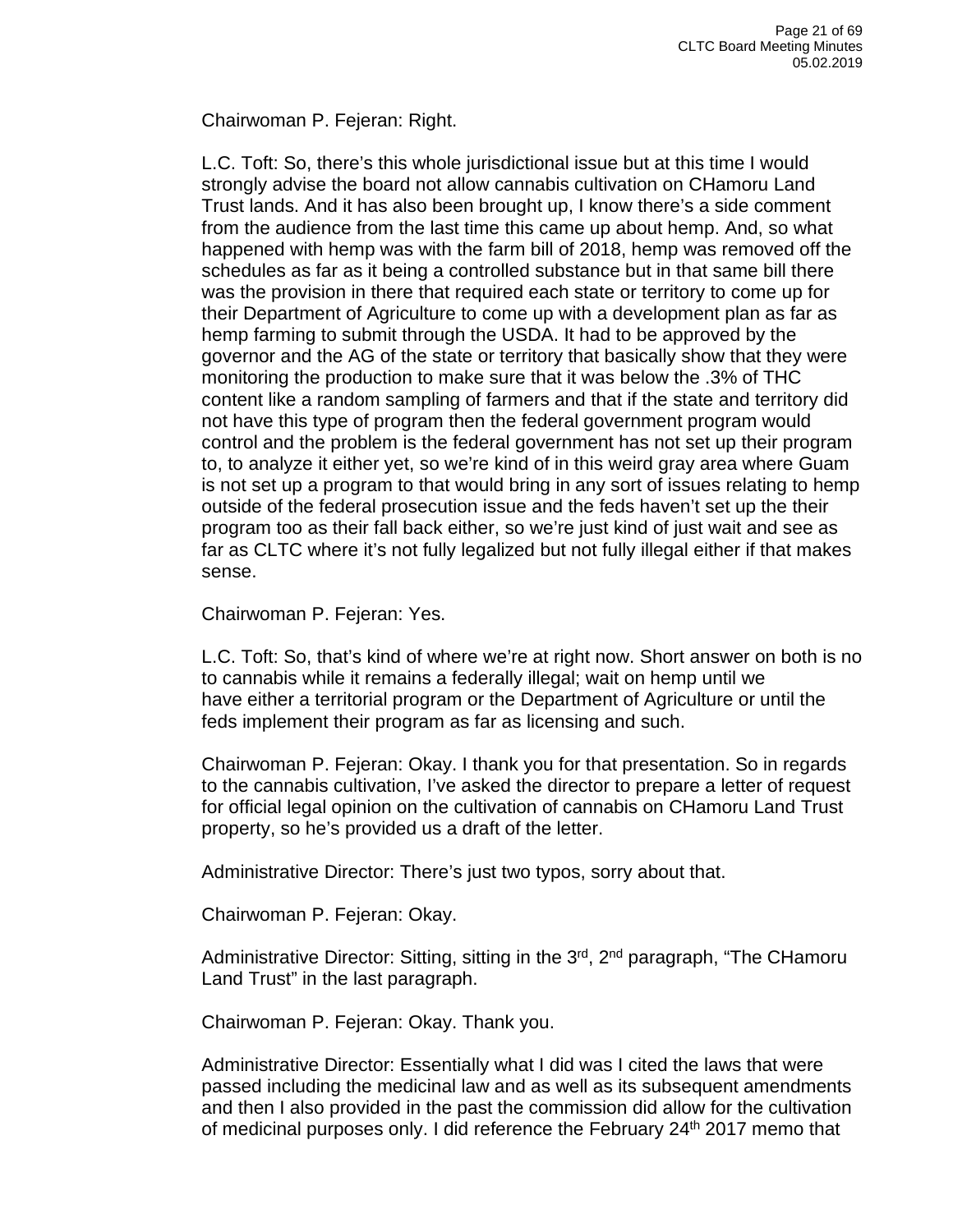Chairwoman P. Fejeran: Right.

L.C. Toft: So, there's this whole jurisdictional issue but at this time I would strongly advise the board not allow cannabis cultivation on CHamoru Land Trust lands. And it has also been brought up, I know there's a side comment from the audience from the last time this came up about hemp. And, so what happened with hemp was with the farm bill of 2018, hemp was removed off the schedules as far as it being a controlled substance but in that same bill there was the provision in there that required each state or territory to come up for their Department of Agriculture to come up with a development plan as far as hemp farming to submit through the USDA. It had to be approved by the governor and the AG of the state or territory that basically show that they were monitoring the production to make sure that it was below the .3% of THC content like a random sampling of farmers and that if the state and territory did not have this type of program then the federal government program would control and the problem is the federal government has not set up their program to, to analyze it either yet, so we're kind of in this weird gray area where Guam is not set up a program to that would bring in any sort of issues relating to hemp outside of the federal prosecution issue and the feds haven't set up the their program too as their fall back either, so we're just kind of just wait and see as far as CLTC where it's not fully legalized but not fully illegal either if that makes sense.

Chairwoman P. Fejeran: Yes.

L.C. Toft: So, that's kind of where we're at right now. Short answer on both is no to cannabis while it remains a federally illegal; wait on hemp until we have either a territorial program or the Department of Agriculture or until the feds implement their program as far as licensing and such.

Chairwoman P. Fejeran: Okay. I thank you for that presentation. So in regards to the cannabis cultivation, I've asked the director to prepare a letter of request for official legal opinion on the cultivation of cannabis on CHamoru Land Trust property, so he's provided us a draft of the letter.

Administrative Director: There's just two typos, sorry about that.

Chairwoman P. Fejeran: Okay.

Administrative Director: Sitting, sitting in the 3rd, 2nd paragraph, "The CHamoru Land Trust" in the last paragraph.

Chairwoman P. Fejeran: Okay. Thank you.

Administrative Director: Essentially what I did was I cited the laws that were passed including the medicinal law and as well as its subsequent amendments and then I also provided in the past the commission did allow for the cultivation of medicinal purposes only. I did reference the February 24th 2017 memo that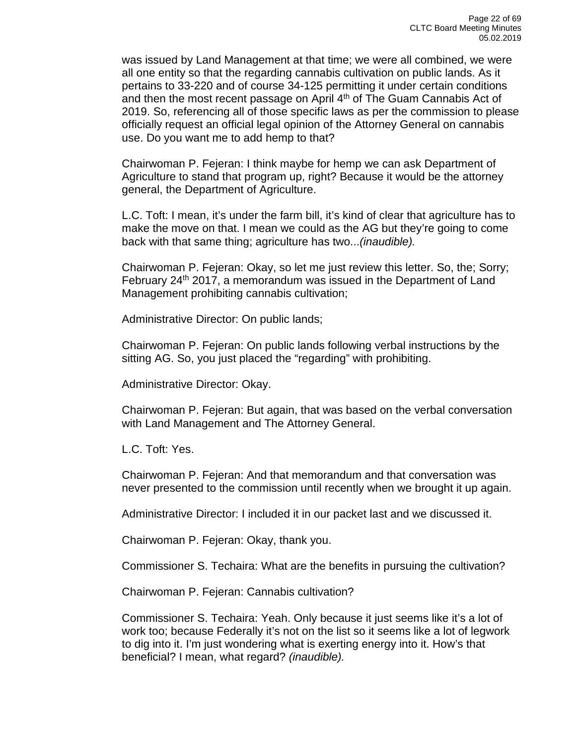was issued by Land Management at that time; we were all combined, we were all one entity so that the regarding cannabis cultivation on public lands. As it pertains to 33-220 and of course 34-125 permitting it under certain conditions and then the most recent passage on April 4th of The Guam Cannabis Act of 2019. So, referencing all of those specific laws as per the commission to please officially request an official legal opinion of the Attorney General on cannabis use. Do you want me to add hemp to that?

Chairwoman P. Fejeran: I think maybe for hemp we can ask Department of Agriculture to stand that program up, right? Because it would be the attorney general, the Department of Agriculture.

L.C. Toft: I mean, it's under the farm bill, it's kind of clear that agriculture has to make the move on that. I mean we could as the AG but they're going to come back with that same thing; agriculture has two...*(inaudible).*

Chairwoman P. Fejeran: Okay, so let me just review this letter. So, the; Sorry; February 24th 2017, a memorandum was issued in the Department of Land Management prohibiting cannabis cultivation;

Administrative Director: On public lands;

Chairwoman P. Fejeran: On public lands following verbal instructions by the sitting AG. So, you just placed the "regarding" with prohibiting.

Administrative Director: Okay.

Chairwoman P. Fejeran: But again, that was based on the verbal conversation with Land Management and The Attorney General.

L.C. Toft: Yes.

Chairwoman P. Fejeran: And that memorandum and that conversation was never presented to the commission until recently when we brought it up again.

Administrative Director: I included it in our packet last and we discussed it.

Chairwoman P. Fejeran: Okay, thank you.

Commissioner S. Techaira: What are the benefits in pursuing the cultivation?

Chairwoman P. Fejeran: Cannabis cultivation?

Commissioner S. Techaira: Yeah. Only because it just seems like it's a lot of work too; because Federally it's not on the list so it seems like a lot of legwork to dig into it. I'm just wondering what is exerting energy into it. How's that beneficial? I mean, what regard? *(inaudible).*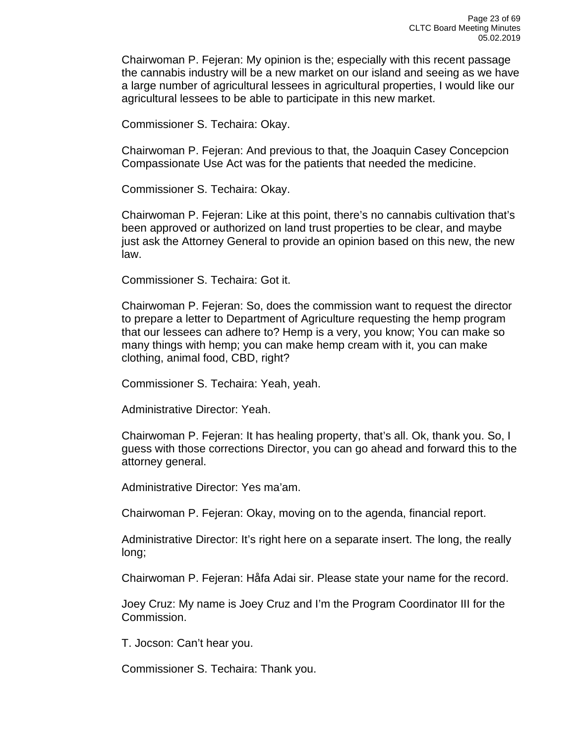Chairwoman P. Fejeran: My opinion is the; especially with this recent passage the cannabis industry will be a new market on our island and seeing as we have a large number of agricultural lessees in agricultural properties, I would like our agricultural lessees to be able to participate in this new market.

Commissioner S. Techaira: Okay.

Chairwoman P. Fejeran: And previous to that, the Joaquin Casey Concepcion Compassionate Use Act was for the patients that needed the medicine.

Commissioner S. Techaira: Okay.

Chairwoman P. Fejeran: Like at this point, there's no cannabis cultivation that's been approved or authorized on land trust properties to be clear, and maybe just ask the Attorney General to provide an opinion based on this new, the new law.

Commissioner S. Techaira: Got it.

Chairwoman P. Fejeran: So, does the commission want to request the director to prepare a letter to Department of Agriculture requesting the hemp program that our lessees can adhere to? Hemp is a very, you know; You can make so many things with hemp; you can make hemp cream with it, you can make clothing, animal food, CBD, right?

Commissioner S. Techaira: Yeah, yeah.

Administrative Director: Yeah.

Chairwoman P. Fejeran: It has healing property, that's all. Ok, thank you. So, I guess with those corrections Director, you can go ahead and forward this to the attorney general.

Administrative Director: Yes ma'am.

Chairwoman P. Fejeran: Okay, moving on to the agenda, financial report.

Administrative Director: It's right here on a separate insert. The long, the really long;

Chairwoman P. Fejeran: Håfa Adai sir. Please state your name for the record.

Joey Cruz: My name is Joey Cruz and I'm the Program Coordinator III for the Commission.

T. Jocson: Can't hear you.

Commissioner S. Techaira: Thank you.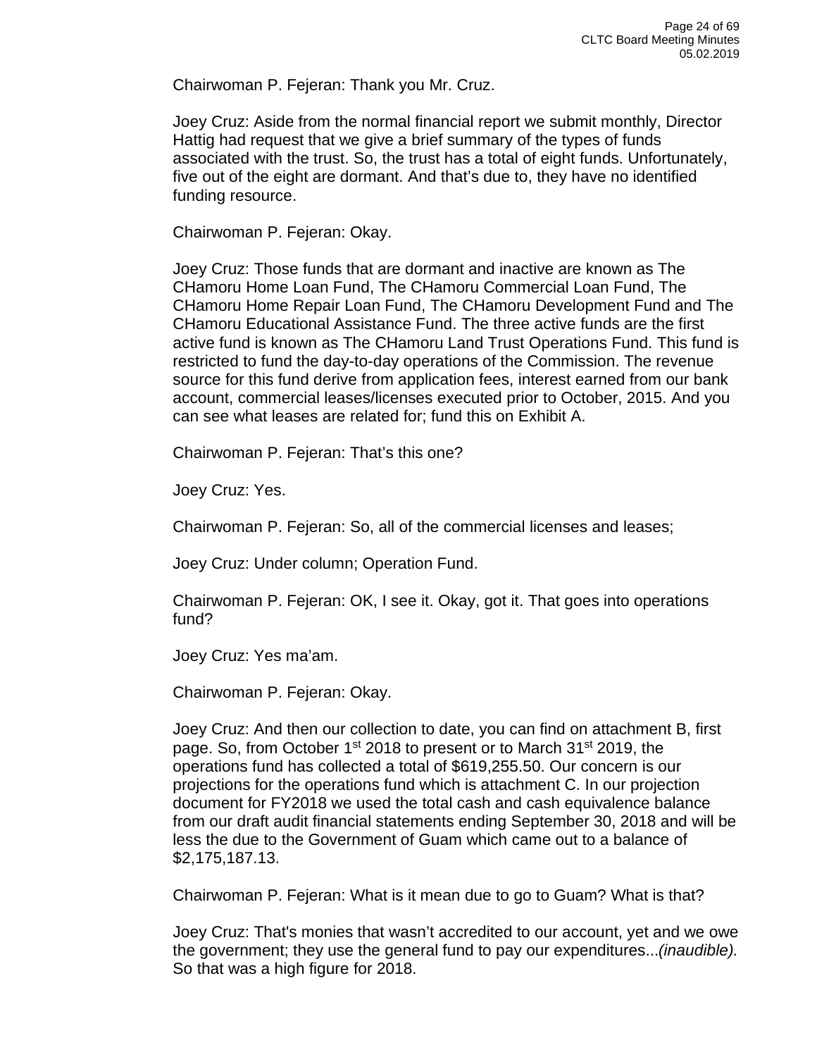Chairwoman P. Fejeran: Thank you Mr. Cruz.

Joey Cruz: Aside from the normal financial report we submit monthly, Director Hattig had request that we give a brief summary of the types of funds associated with the trust. So, the trust has a total of eight funds. Unfortunately, five out of the eight are dormant. And that's due to, they have no identified funding resource.

Chairwoman P. Fejeran: Okay.

Joey Cruz: Those funds that are dormant and inactive are known as The CHamoru Home Loan Fund, The CHamoru Commercial Loan Fund, The CHamoru Home Repair Loan Fund, The CHamoru Development Fund and The CHamoru Educational Assistance Fund. The three active funds are the first active fund is known as The CHamoru Land Trust Operations Fund. This fund is restricted to fund the day-to-day operations of the Commission. The revenue source for this fund derive from application fees, interest earned from our bank account, commercial leases/licenses executed prior to October, 2015. And you can see what leases are related for; fund this on Exhibit A.

Chairwoman P. Fejeran: That's this one?

Joey Cruz: Yes.

Chairwoman P. Fejeran: So, all of the commercial licenses and leases;

Joey Cruz: Under column; Operation Fund.

Chairwoman P. Fejeran: OK, I see it. Okay, got it. That goes into operations fund?

Joey Cruz: Yes ma'am.

Chairwoman P. Fejeran: Okay.

Joey Cruz: And then our collection to date, you can find on attachment B, first page. So, from October 1st 2018 to present or to March 31st 2019, the operations fund has collected a total of $619,255.50. Our concern is our projections for the operations fund which is attachment C. In our projection document for FY2018 we used the total cash and cash equivalence balance from our draft audit financial statements ending September 30, 2018 and will be less the due to the Government of Guam which came out to a balance of $2,175,187.13.

Chairwoman P. Fejeran: What is it mean due to go to Guam? What is that?

Joey Cruz: That's monies that wasn't accredited to our account, yet and we owe the government; they use the general fund to pay our expenditures...*(inaudible).* So that was a high figure for 2018.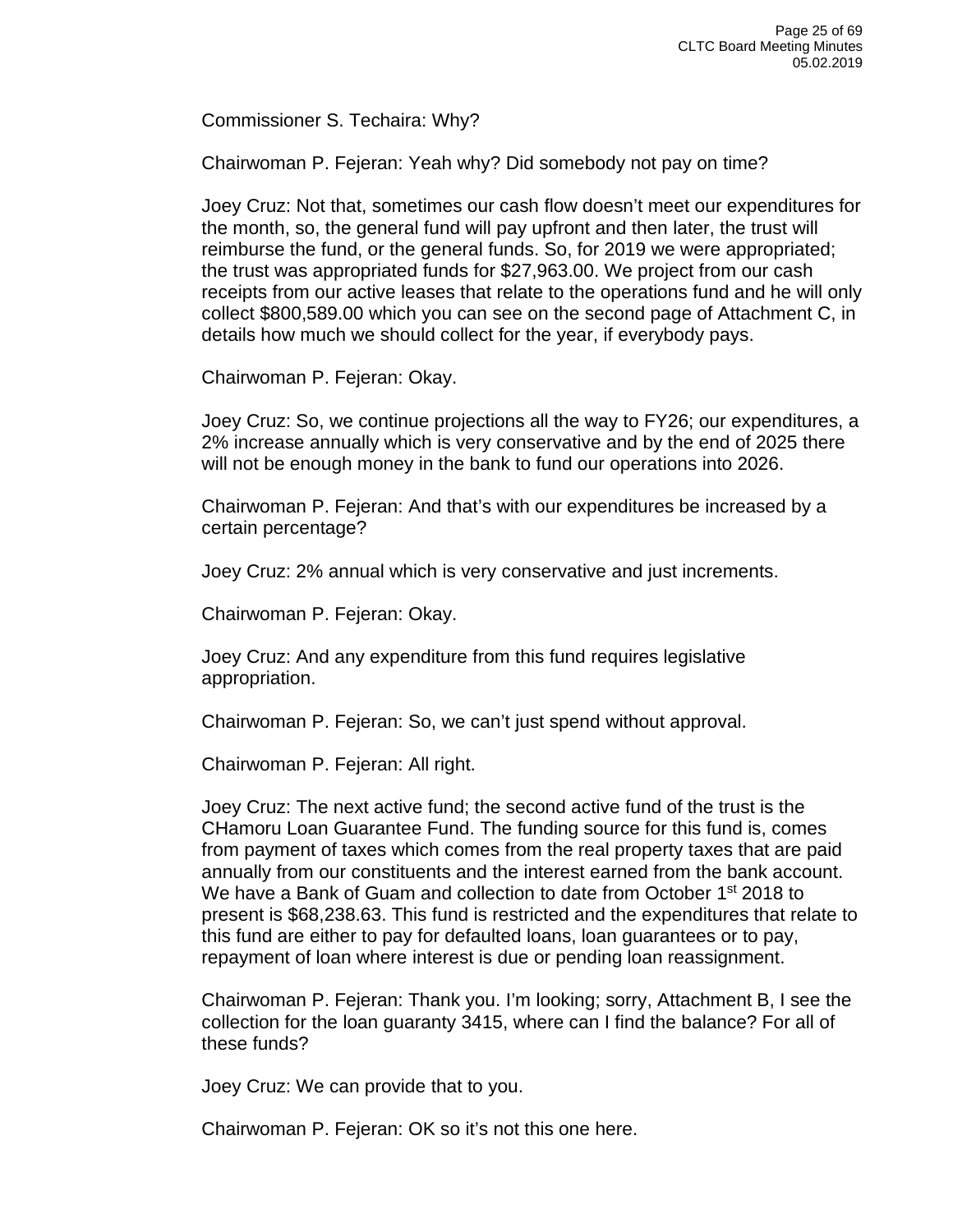Commissioner S. Techaira: Why?

Chairwoman P. Fejeran: Yeah why? Did somebody not pay on time?

Joey Cruz: Not that, sometimes our cash flow doesn't meet our expenditures for the month, so, the general fund will pay upfront and then later, the trust will reimburse the fund, or the general funds. So, for 2019 we were appropriated; the trust was appropriated funds for $27,963.00. We project from our cash receipts from our active leases that relate to the operations fund and he will only collect $800,589.00 which you can see on the second page of Attachment C, in details how much we should collect for the year, if everybody pays.

Chairwoman P. Fejeran: Okay.

Joey Cruz: So, we continue projections all the way to FY26; our expenditures, a 2% increase annually which is very conservative and by the end of 2025 there will not be enough money in the bank to fund our operations into 2026.

Chairwoman P. Fejeran: And that's with our expenditures be increased by a certain percentage?

Joey Cruz: 2% annual which is very conservative and just increments.

Chairwoman P. Fejeran: Okay.

Joey Cruz: And any expenditure from this fund requires legislative appropriation.

Chairwoman P. Fejeran: So, we can't just spend without approval.

Chairwoman P. Fejeran: All right.

Joey Cruz: The next active fund; the second active fund of the trust is the CHamoru Loan Guarantee Fund. The funding source for this fund is, comes from payment of taxes which comes from the real property taxes that are paid annually from our constituents and the interest earned from the bank account. We have a Bank of Guam and collection to date from October 1st 2018 to present is $68,238.63. This fund is restricted and the expenditures that relate to this fund are either to pay for defaulted loans, loan guarantees or to pay, repayment of loan where interest is due or pending loan reassignment.

Chairwoman P. Fejeran: Thank you. I'm looking; sorry, Attachment B, I see the collection for the loan guaranty 3415, where can I find the balance? For all of these funds?

Joey Cruz: We can provide that to you.

Chairwoman P. Fejeran: OK so it's not this one here.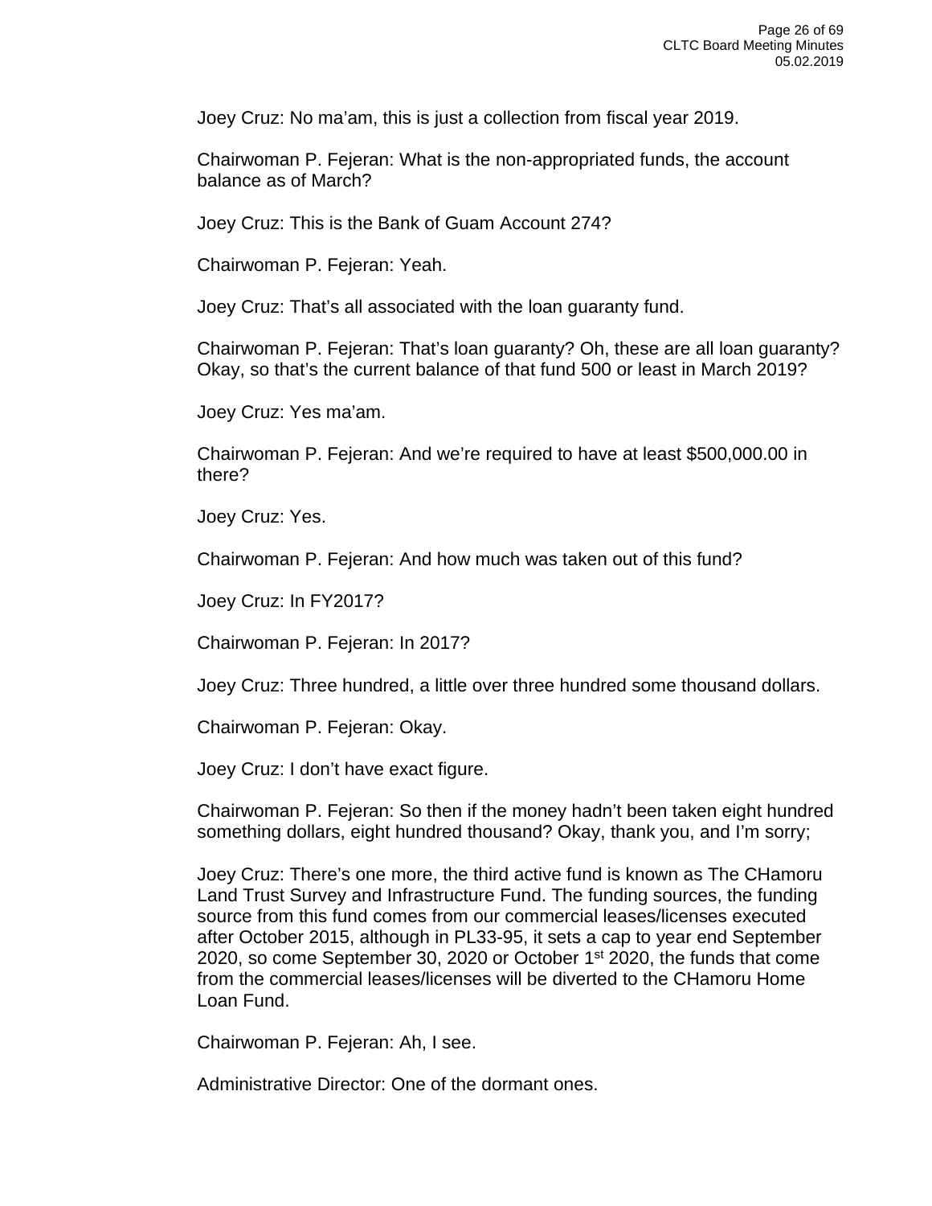Joey Cruz: No ma'am, this is just a collection from fiscal year 2019.

Chairwoman P. Fejeran: What is the non-appropriated funds, the account balance as of March?

Joey Cruz: This is the Bank of Guam Account 274?

Chairwoman P. Fejeran: Yeah.

Joey Cruz: That's all associated with the loan guaranty fund.

Chairwoman P. Fejeran: That's loan guaranty? Oh, these are all loan guaranty? Okay, so that's the current balance of that fund 500 or least in March 2019?

Joey Cruz: Yes ma'am.

Chairwoman P. Fejeran: And we're required to have at least $500,000.00 in there?

Joey Cruz: Yes.

Chairwoman P. Fejeran: And how much was taken out of this fund?

Joey Cruz: In FY2017?

Chairwoman P. Fejeran: In 2017?

Joey Cruz: Three hundred, a little over three hundred some thousand dollars.

Chairwoman P. Fejeran: Okay.

Joey Cruz: I don't have exact figure.

Chairwoman P. Fejeran: So then if the money hadn't been taken eight hundred something dollars, eight hundred thousand? Okay, thank you, and I'm sorry;

Joey Cruz: There's one more, the third active fund is known as The CHamoru Land Trust Survey and Infrastructure Fund. The funding sources, the funding source from this fund comes from our commercial leases/licenses executed after October 2015, although in PL33-95, it sets a cap to year end September 2020, so come September 30, 2020 or October 1st 2020, the funds that come from the commercial leases/licenses will be diverted to the CHamoru Home Loan Fund.

Chairwoman P. Fejeran: Ah, I see.

Administrative Director: One of the dormant ones.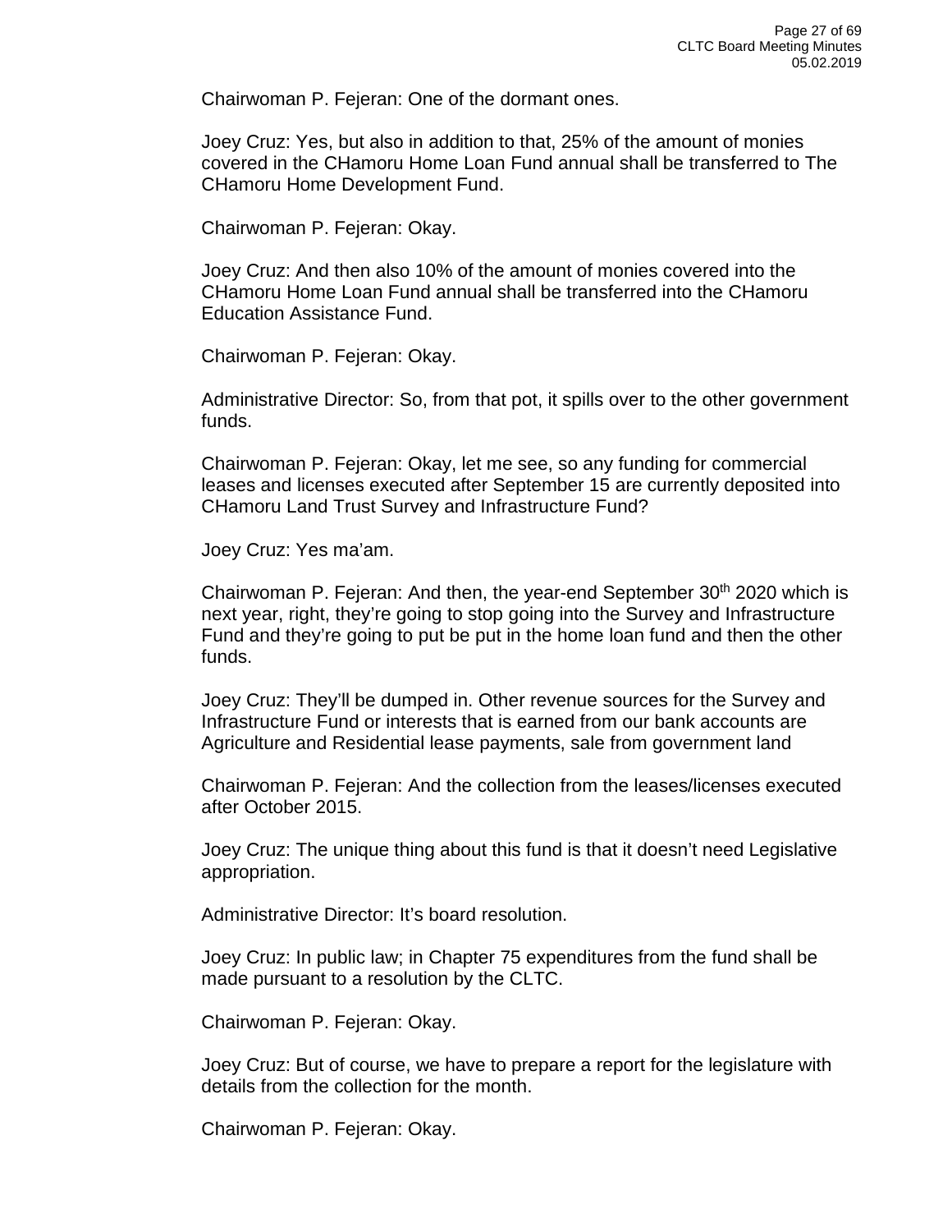Chairwoman P. Fejeran: One of the dormant ones.

Joey Cruz: Yes, but also in addition to that, 25% of the amount of monies covered in the CHamoru Home Loan Fund annual shall be transferred to The CHamoru Home Development Fund.

Chairwoman P. Fejeran: Okay.

Joey Cruz: And then also 10% of the amount of monies covered into the CHamoru Home Loan Fund annual shall be transferred into the CHamoru Education Assistance Fund.

Chairwoman P. Fejeran: Okay.

Administrative Director: So, from that pot, it spills over to the other government funds.

Chairwoman P. Fejeran: Okay, let me see, so any funding for commercial leases and licenses executed after September 15 are currently deposited into CHamoru Land Trust Survey and Infrastructure Fund?

Joey Cruz: Yes ma'am.

Chairwoman P. Fejeran: And then, the year-end September 30th 2020 which is next year, right, they're going to stop going into the Survey and Infrastructure Fund and they're going to put be put in the home loan fund and then the other funds.

Joey Cruz: They'll be dumped in. Other revenue sources for the Survey and Infrastructure Fund or interests that is earned from our bank accounts are Agriculture and Residential lease payments, sale from government land

Chairwoman P. Fejeran: And the collection from the leases/licenses executed after October 2015.

Joey Cruz: The unique thing about this fund is that it doesn't need Legislative appropriation.

Administrative Director: It's board resolution.

Joey Cruz: In public law; in Chapter 75 expenditures from the fund shall be made pursuant to a resolution by the CLTC.

Chairwoman P. Fejeran: Okay.

Joey Cruz: But of course, we have to prepare a report for the legislature with details from the collection for the month.

Chairwoman P. Fejeran: Okay.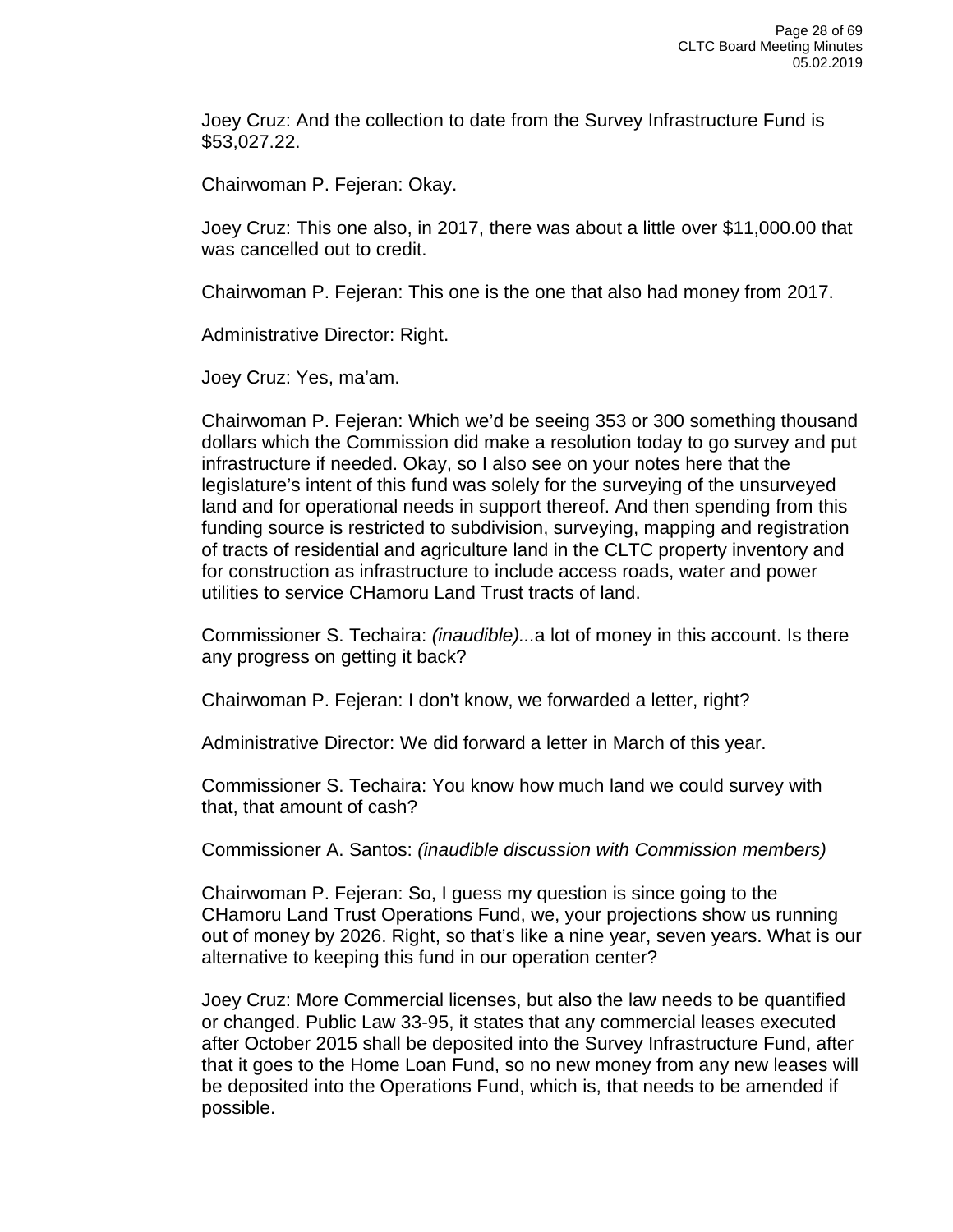Joey Cruz: And the collection to date from the Survey Infrastructure Fund is $53,027.22.

Chairwoman P. Fejeran: Okay.

Joey Cruz: This one also, in 2017, there was about a little over $11,000.00 that was cancelled out to credit.

Chairwoman P. Fejeran: This one is the one that also had money from 2017.

Administrative Director: Right.

Joey Cruz: Yes, ma'am.

Chairwoman P. Fejeran: Which we'd be seeing 353 or 300 something thousand dollars which the Commission did make a resolution today to go survey and put infrastructure if needed. Okay, so I also see on your notes here that the legislature's intent of this fund was solely for the surveying of the unsurveyed land and for operational needs in support thereof. And then spending from this funding source is restricted to subdivision, surveying, mapping and registration of tracts of residential and agriculture land in the CLTC property inventory and for construction as infrastructure to include access roads, water and power utilities to service CHamoru Land Trust tracts of land.

Commissioner S. Techaira: *(inaudible)...*a lot of money in this account. Is there any progress on getting it back?

Chairwoman P. Fejeran: I don't know, we forwarded a letter, right?

Administrative Director: We did forward a letter in March of this year.

Commissioner S. Techaira: You know how much land we could survey with that, that amount of cash?

Commissioner A. Santos: *(inaudible discussion with Commission members)*

Chairwoman P. Fejeran: So, I guess my question is since going to the CHamoru Land Trust Operations Fund, we, your projections show us running out of money by 2026. Right, so that's like a nine year, seven years. What is our alternative to keeping this fund in our operation center?

Joey Cruz: More Commercial licenses, but also the law needs to be quantified or changed. Public Law 33-95, it states that any commercial leases executed after October 2015 shall be deposited into the Survey Infrastructure Fund, after that it goes to the Home Loan Fund, so no new money from any new leases will be deposited into the Operations Fund, which is, that needs to be amended if possible.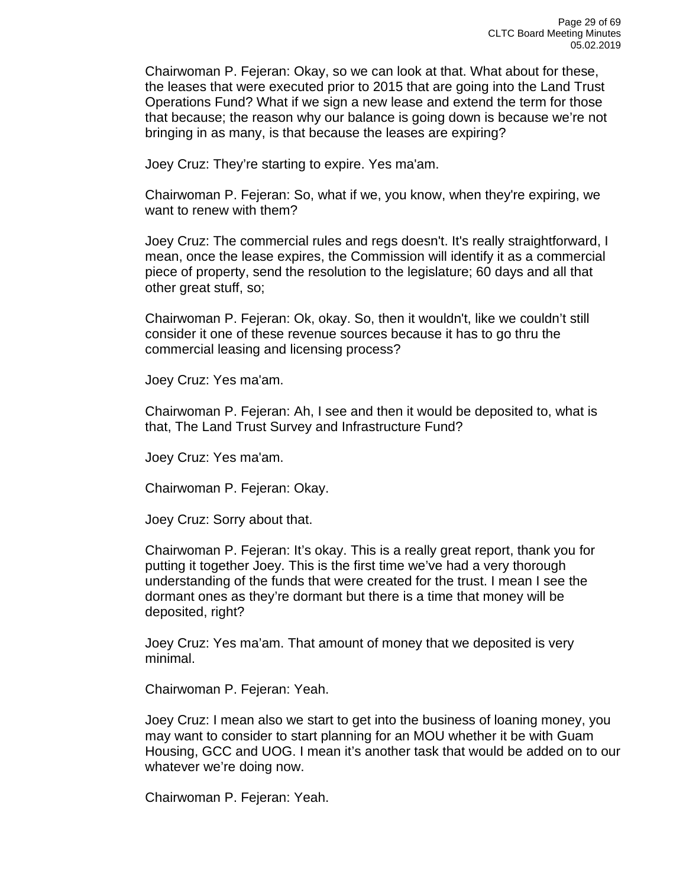Chairwoman P. Fejeran: Okay, so we can look at that. What about for these, the leases that were executed prior to 2015 that are going into the Land Trust Operations Fund? What if we sign a new lease and extend the term for those that because; the reason why our balance is going down is because we're not bringing in as many, is that because the leases are expiring?

Joey Cruz: They're starting to expire. Yes ma'am.

Chairwoman P. Fejeran: So, what if we, you know, when they're expiring, we want to renew with them?

Joey Cruz: The commercial rules and regs doesn't. It's really straightforward, I mean, once the lease expires, the Commission will identify it as a commercial piece of property, send the resolution to the legislature; 60 days and all that other great stuff, so;

Chairwoman P. Fejeran: Ok, okay. So, then it wouldn't, like we couldn't still consider it one of these revenue sources because it has to go thru the commercial leasing and licensing process?

Joey Cruz: Yes ma'am.

Chairwoman P. Fejeran: Ah, I see and then it would be deposited to, what is that, The Land Trust Survey and Infrastructure Fund?

Joey Cruz: Yes ma'am.

Chairwoman P. Fejeran: Okay.

Joey Cruz: Sorry about that.

Chairwoman P. Fejeran: It's okay. This is a really great report, thank you for putting it together Joey. This is the first time we've had a very thorough understanding of the funds that were created for the trust. I mean I see the dormant ones as they're dormant but there is a time that money will be deposited, right?

Joey Cruz: Yes ma'am. That amount of money that we deposited is very minimal.

Chairwoman P. Fejeran: Yeah.

Joey Cruz: I mean also we start to get into the business of loaning money, you may want to consider to start planning for an MOU whether it be with Guam Housing, GCC and UOG. I mean it's another task that would be added on to our whatever we're doing now.

Chairwoman P. Fejeran: Yeah.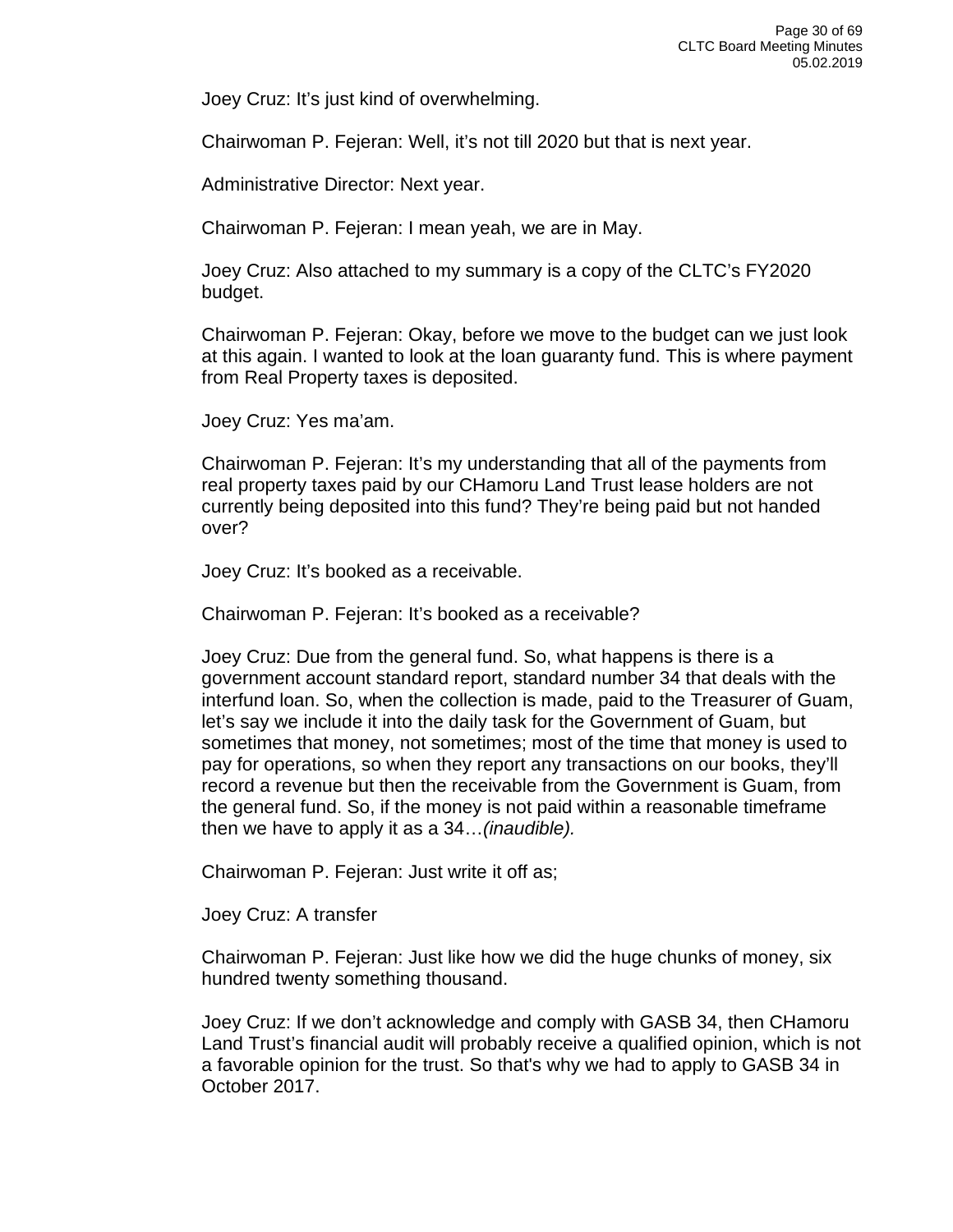Joey Cruz: It’s just kind of overwhelming.

Chairwoman P. Fejeran: Well, it’s not till 2020 but that is next year.

Administrative Director: Next year.

Chairwoman P. Fejeran: I mean yeah, we are in May.

Joey Cruz: Also attached to my summary is a copy of the CLTC’s FY2020 budget.

Chairwoman P. Fejeran: Okay, before we move to the budget can we just look at this again. I wanted to look at the loan guaranty fund. This is where payment from Real Property taxes is deposited.

Joey Cruz: Yes ma’am.

Chairwoman P. Fejeran: It’s my understanding that all of the payments from real property taxes paid by our CHamoru Land Trust lease holders are not currently being deposited into this fund? They’re being paid but not handed over?

Joey Cruz: It’s booked as a receivable.

Chairwoman P. Fejeran: It’s booked as a receivable?

Joey Cruz: Due from the general fund. So, what happens is there is a government account standard report, standard number 34 that deals with the interfund loan. So, when the collection is made, paid to the Treasurer of Guam, let’s say we include it into the daily task for the Government of Guam, but sometimes that money, not sometimes; most of the time that money is used to pay for operations, so when they report any transactions on our books, they’ll record a revenue but then the receivable from the Government is Guam, from the general fund. So, if the money is not paid within a reasonable timeframe then we have to apply it as a 34…*(inaudible).*

Chairwoman P. Fejeran: Just write it off as;

Joey Cruz: A transfer

Chairwoman P. Fejeran: Just like how we did the huge chunks of money, six hundred twenty something thousand.

Joey Cruz: If we don’t acknowledge and comply with GASB 34, then CHamoru Land Trust’s financial audit will probably receive a qualified opinion, which is not a favorable opinion for the trust. So that's why we had to apply to GASB 34 in October 2017.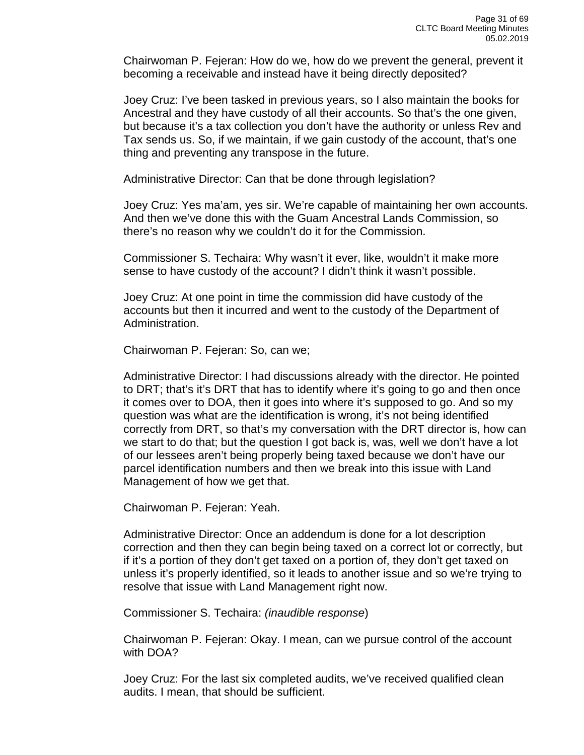Chairwoman P. Fejeran: How do we, how do we prevent the general, prevent it becoming a receivable and instead have it being directly deposited?

Joey Cruz: I've been tasked in previous years, so I also maintain the books for Ancestral and they have custody of all their accounts. So that's the one given, but because it's a tax collection you don't have the authority or unless Rev and Tax sends us. So, if we maintain, if we gain custody of the account, that's one thing and preventing any transpose in the future.

Administrative Director: Can that be done through legislation?

Joey Cruz: Yes ma'am, yes sir. We're capable of maintaining her own accounts. And then we've done this with the Guam Ancestral Lands Commission, so there's no reason why we couldn't do it for the Commission.

Commissioner S. Techaira: Why wasn't it ever, like, wouldn't it make more sense to have custody of the account? I didn't think it wasn't possible.

Joey Cruz: At one point in time the commission did have custody of the accounts but then it incurred and went to the custody of the Department of Administration.

Chairwoman P. Fejeran: So, can we;

Administrative Director: I had discussions already with the director. He pointed to DRT; that's it's DRT that has to identify where it's going to go and then once it comes over to DOA, then it goes into where it's supposed to go. And so my question was what are the identification is wrong, it's not being identified correctly from DRT, so that's my conversation with the DRT director is, how can we start to do that; but the question I got back is, was, well we don't have a lot of our lessees aren't being properly being taxed because we don't have our parcel identification numbers and then we break into this issue with Land Management of how we get that.

Chairwoman P. Fejeran: Yeah.

Administrative Director: Once an addendum is done for a lot description correction and then they can begin being taxed on a correct lot or correctly, but if it's a portion of they don't get taxed on a portion of, they don't get taxed on unless it's properly identified, so it leads to another issue and so we're trying to resolve that issue with Land Management right now.

Commissioner S. Techaira: *(inaudible response*)

Chairwoman P. Fejeran: Okay. I mean, can we pursue control of the account with DOA?

Joey Cruz: For the last six completed audits, we've received qualified clean audits. I mean, that should be sufficient.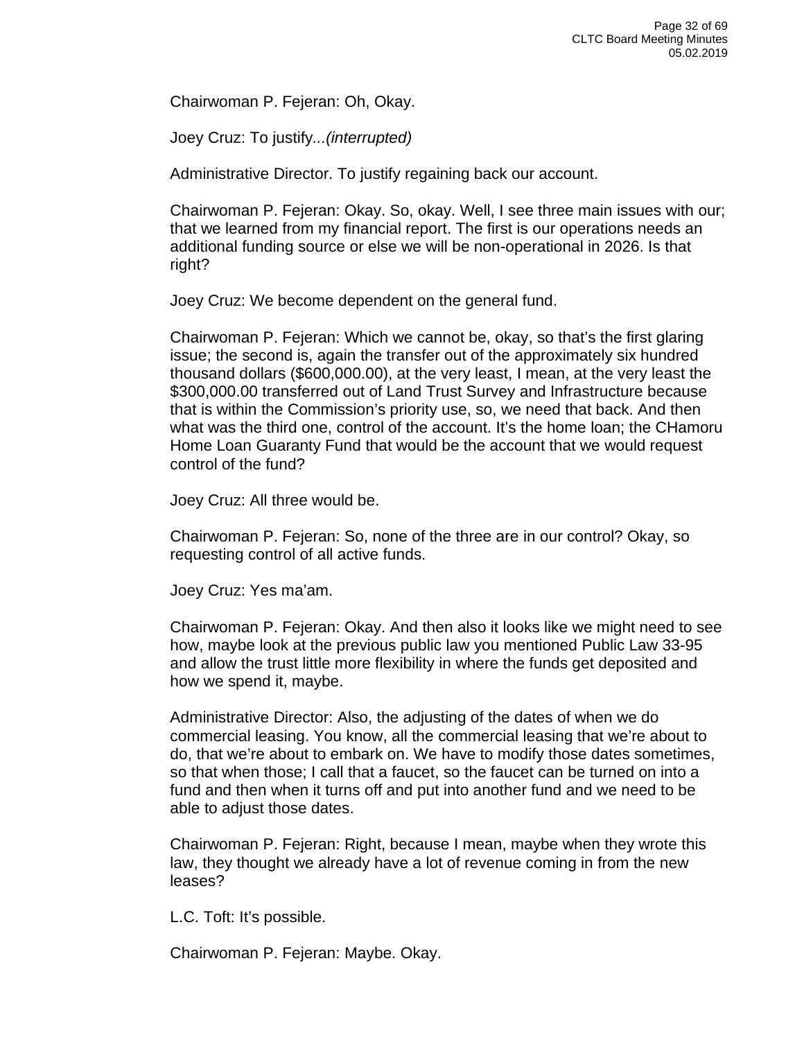Chairwoman P. Fejeran: Oh, Okay.

Joey Cruz: To justify...*(interrupted)*

Administrative Director. To justify regaining back our account.

Chairwoman P. Fejeran: Okay. So, okay. Well, I see three main issues with our; that we learned from my financial report. The first is our operations needs an additional funding source or else we will be non-operational in 2026. Is that right?

Joey Cruz: We become dependent on the general fund.

Chairwoman P. Fejeran: Which we cannot be, okay, so that's the first glaring issue; the second is, again the transfer out of the approximately six hundred thousand dollars ($600,000.00), at the very least, I mean, at the very least the $300,000.00 transferred out of Land Trust Survey and Infrastructure because that is within the Commission's priority use, so, we need that back. And then what was the third one, control of the account. It's the home loan; the CHamoru Home Loan Guaranty Fund that would be the account that we would request control of the fund?

Joey Cruz: All three would be.

Chairwoman P. Fejeran: So, none of the three are in our control? Okay, so requesting control of all active funds.

Joey Cruz: Yes ma'am.

Chairwoman P. Fejeran: Okay. And then also it looks like we might need to see how, maybe look at the previous public law you mentioned Public Law 33-95 and allow the trust little more flexibility in where the funds get deposited and how we spend it, maybe.

Administrative Director: Also, the adjusting of the dates of when we do commercial leasing. You know, all the commercial leasing that we're about to do, that we're about to embark on. We have to modify those dates sometimes, so that when those; I call that a faucet, so the faucet can be turned on into a fund and then when it turns off and put into another fund and we need to be able to adjust those dates.

Chairwoman P. Fejeran: Right, because I mean, maybe when they wrote this law, they thought we already have a lot of revenue coming in from the new leases?

L.C. Toft: It's possible.

Chairwoman P. Fejeran: Maybe. Okay.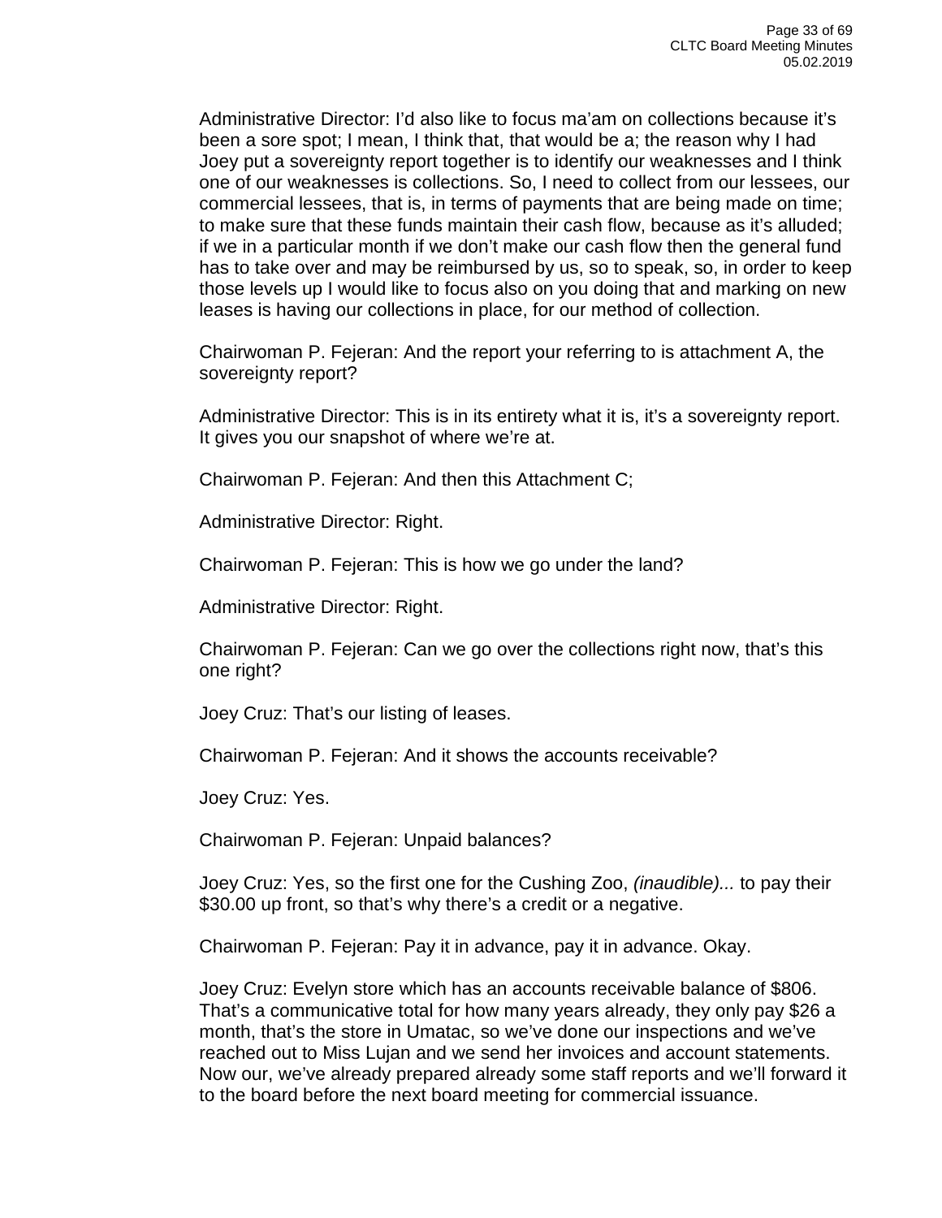Administrative Director: I'd also like to focus ma'am on collections because it's been a sore spot; I mean, I think that, that would be a; the reason why I had Joey put a sovereignty report together is to identify our weaknesses and I think one of our weaknesses is collections. So, I need to collect from our lessees, our commercial lessees, that is, in terms of payments that are being made on time; to make sure that these funds maintain their cash flow, because as it's alluded; if we in a particular month if we don't make our cash flow then the general fund has to take over and may be reimbursed by us, so to speak, so, in order to keep those levels up I would like to focus also on you doing that and marking on new leases is having our collections in place, for our method of collection.

Chairwoman P. Fejeran: And the report your referring to is attachment A, the sovereignty report?

Administrative Director: This is in its entirety what it is, it's a sovereignty report. It gives you our snapshot of where we're at.

Chairwoman P. Fejeran: And then this Attachment C;

Administrative Director: Right.

Chairwoman P. Fejeran: This is how we go under the land?

Administrative Director: Right.

Chairwoman P. Fejeran: Can we go over the collections right now, that's this one right?

Joey Cruz: That's our listing of leases.

Chairwoman P. Fejeran: And it shows the accounts receivable?

Joey Cruz: Yes.

Chairwoman P. Fejeran: Unpaid balances?

Joey Cruz: Yes, so the first one for the Cushing Zoo, *(inaudible)...* to pay their $30.00 up front, so that's why there's a credit or a negative.

Chairwoman P. Fejeran: Pay it in advance, pay it in advance. Okay.

Joey Cruz: Evelyn store which has an accounts receivable balance of $806. That's a communicative total for how many years already, they only pay $26 a month, that's the store in Umatac, so we've done our inspections and we've reached out to Miss Lujan and we send her invoices and account statements. Now our, we've already prepared already some staff reports and we'll forward it to the board before the next board meeting for commercial issuance.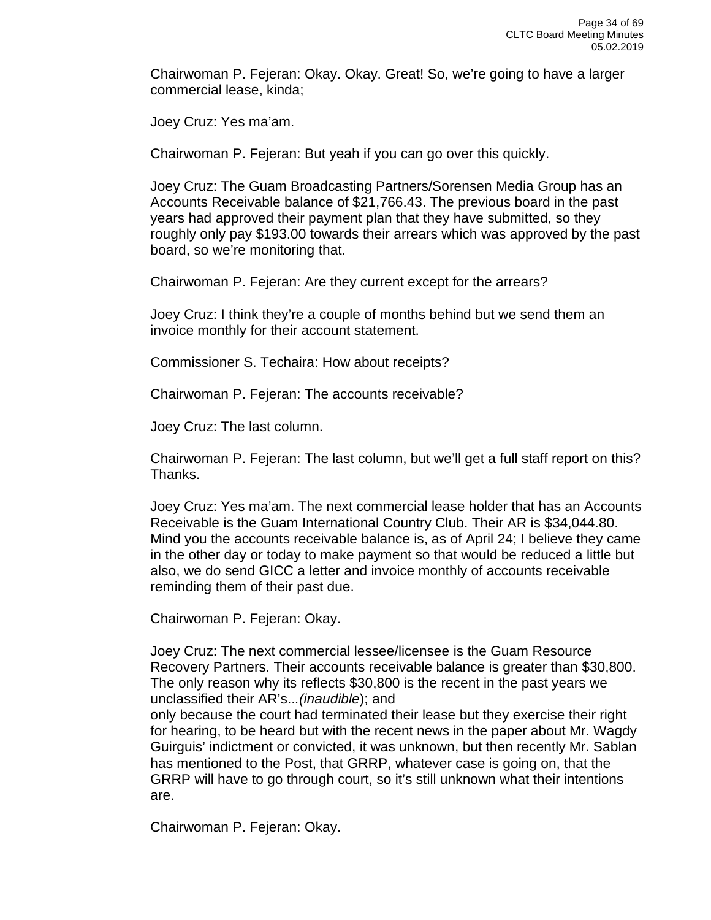Chairwoman P. Fejeran: Okay. Okay. Great! So, we're going to have a larger commercial lease, kinda;

Joey Cruz: Yes ma'am.

Chairwoman P. Fejeran: But yeah if you can go over this quickly.

Joey Cruz: The Guam Broadcasting Partners/Sorensen Media Group has an Accounts Receivable balance of $21,766.43. The previous board in the past years had approved their payment plan that they have submitted, so they roughly only pay $193.00 towards their arrears which was approved by the past board, so we're monitoring that.

Chairwoman P. Fejeran: Are they current except for the arrears?

Joey Cruz: I think they're a couple of months behind but we send them an invoice monthly for their account statement.

Commissioner S. Techaira: How about receipts?

Chairwoman P. Fejeran: The accounts receivable?

Joey Cruz: The last column.

Chairwoman P. Fejeran: The last column, but we'll get a full staff report on this? Thanks.

Joey Cruz: Yes ma'am. The next commercial lease holder that has an Accounts Receivable is the Guam International Country Club. Their AR is $34,044.80. Mind you the accounts receivable balance is, as of April 24; I believe they came in the other day or today to make payment so that would be reduced a little but also, we do send GICC a letter and invoice monthly of accounts receivable reminding them of their past due.

Chairwoman P. Fejeran: Okay.

Joey Cruz: The next commercial lessee/licensee is the Guam Resource Recovery Partners. Their accounts receivable balance is greater than $30,800. The only reason why its reflects $30,800 is the recent in the past years we unclassified their AR's...*(inaudible*); and
only because the court had terminated their lease but they exercise their right for hearing, to be heard but with the recent news in the paper about Mr. Wagdy Guirguis' indictment or convicted, it was unknown, but then recently Mr. Sablan has mentioned to the Post, that GRRP, whatever case is going on, that the GRRP will have to go through court, so it's still unknown what their intentions are.

Chairwoman P. Fejeran: Okay.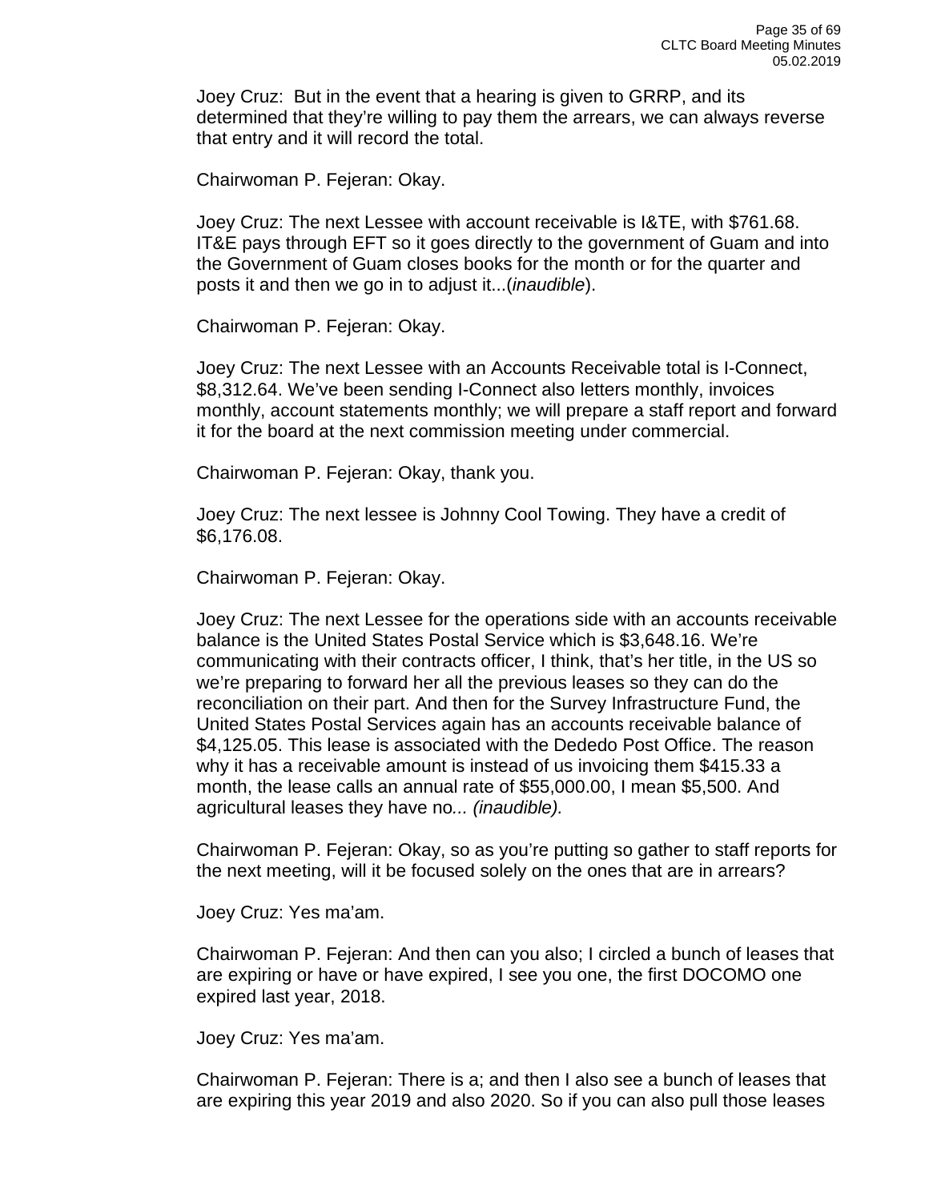Joey Cruz: But in the event that a hearing is given to GRRP, and its determined that they're willing to pay them the arrears, we can always reverse that entry and it will record the total.

Chairwoman P. Fejeran: Okay.

Joey Cruz: The next Lessee with account receivable is I&TE, with $761.68. IT&E pays through EFT so it goes directly to the government of Guam and into the Government of Guam closes books for the month or for the quarter and posts it and then we go in to adjust it...(*inaudible*).

Chairwoman P. Fejeran: Okay.

Joey Cruz: The next Lessee with an Accounts Receivable total is I-Connect, $8,312.64. We've been sending I-Connect also letters monthly, invoices monthly, account statements monthly; we will prepare a staff report and forward it for the board at the next commission meeting under commercial.

Chairwoman P. Fejeran: Okay, thank you.

Joey Cruz: The next lessee is Johnny Cool Towing. They have a credit of $6,176.08.

Chairwoman P. Fejeran: Okay.

Joey Cruz: The next Lessee for the operations side with an accounts receivable balance is the United States Postal Service which is $3,648.16. We're communicating with their contracts officer, I think, that's her title, in the US so we're preparing to forward her all the previous leases so they can do the reconciliation on their part. And then for the Survey Infrastructure Fund, the United States Postal Services again has an accounts receivable balance of $4,125.05. This lease is associated with the Dededo Post Office. The reason why it has a receivable amount is instead of us invoicing them $415.33 a month, the lease calls an annual rate of $55,000.00, I mean $5,500. And agricultural leases they have no*... (inaudible).*

Chairwoman P. Fejeran: Okay, so as you're putting so gather to staff reports for the next meeting, will it be focused solely on the ones that are in arrears?

Joey Cruz: Yes ma'am.

Chairwoman P. Fejeran: And then can you also; I circled a bunch of leases that are expiring or have or have expired, I see you one, the first DOCOMO one expired last year, 2018.

Joey Cruz: Yes ma'am.

Chairwoman P. Fejeran: There is a; and then I also see a bunch of leases that are expiring this year 2019 and also 2020. So if you can also pull those leases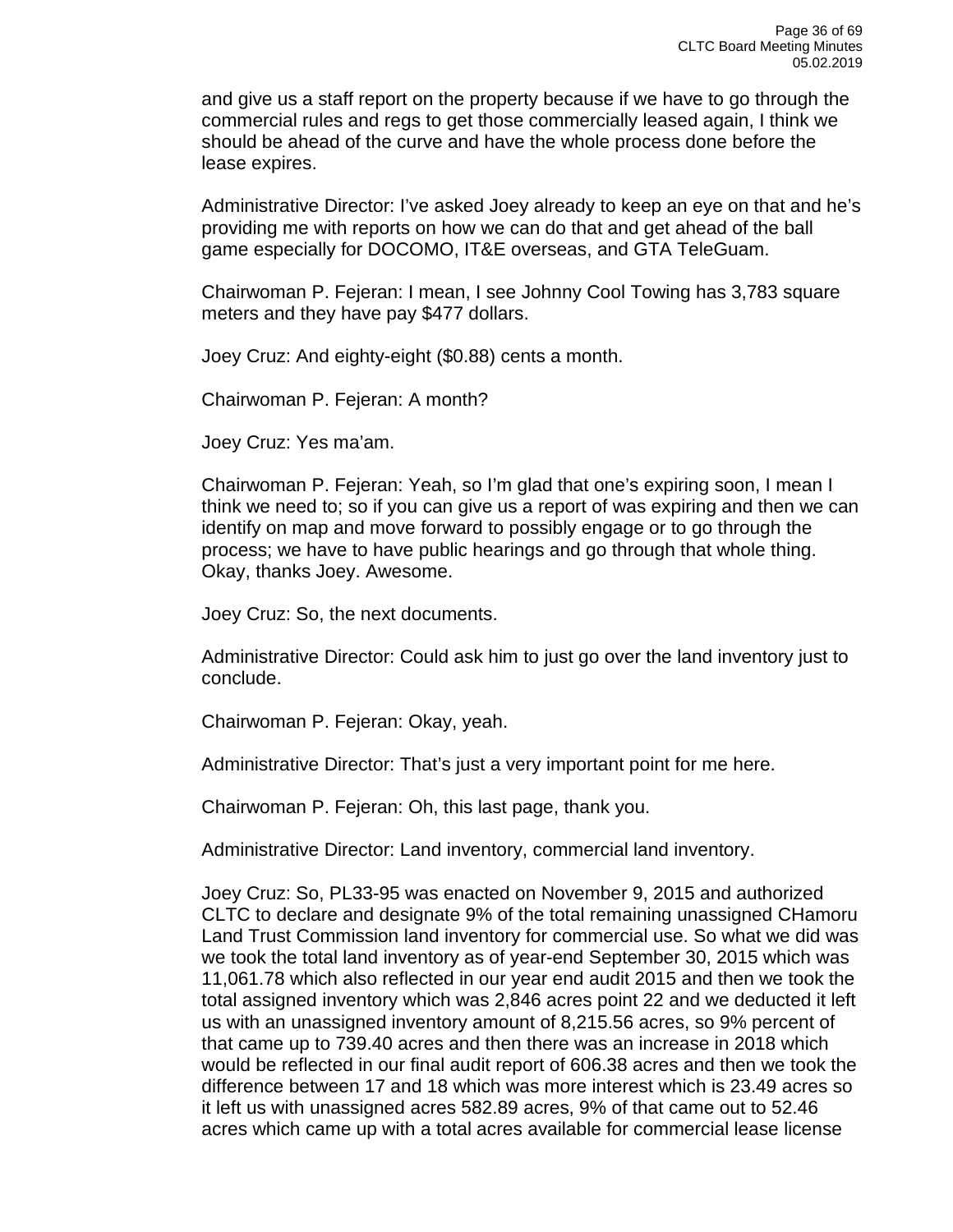and give us a staff report on the property because if we have to go through the commercial rules and regs to get those commercially leased again, I think we should be ahead of the curve and have the whole process done before the lease expires.

Administrative Director: I've asked Joey already to keep an eye on that and he's providing me with reports on how we can do that and get ahead of the ball game especially for DOCOMO, IT&E overseas, and GTA TeleGuam.

Chairwoman P. Fejeran: I mean, I see Johnny Cool Towing has 3,783 square meters and they have pay $477 dollars.

Joey Cruz: And eighty-eight ($0.88) cents a month.

Chairwoman P. Fejeran: A month?

Joey Cruz: Yes ma'am.

Chairwoman P. Fejeran: Yeah, so I'm glad that one's expiring soon, I mean I think we need to; so if you can give us a report of was expiring and then we can identify on map and move forward to possibly engage or to go through the process; we have to have public hearings and go through that whole thing. Okay, thanks Joey. Awesome.

Joey Cruz: So, the next documents.

Administrative Director: Could ask him to just go over the land inventory just to conclude.

Chairwoman P. Fejeran: Okay, yeah.

Administrative Director: That's just a very important point for me here.

Chairwoman P. Fejeran: Oh, this last page, thank you.

Administrative Director: Land inventory, commercial land inventory.

Joey Cruz: So, PL33-95 was enacted on November 9, 2015 and authorized CLTC to declare and designate 9% of the total remaining unassigned CHamoru Land Trust Commission land inventory for commercial use. So what we did was we took the total land inventory as of year-end September 30, 2015 which was 11,061.78 which also reflected in our year end audit 2015 and then we took the total assigned inventory which was 2,846 acres point 22 and we deducted it left us with an unassigned inventory amount of 8,215.56 acres, so 9% percent of that came up to 739.40 acres and then there was an increase in 2018 which would be reflected in our final audit report of 606.38 acres and then we took the difference between 17 and 18 which was more interest which is 23.49 acres so it left us with unassigned acres 582.89 acres, 9% of that came out to 52.46 acres which came up with a total acres available for commercial lease license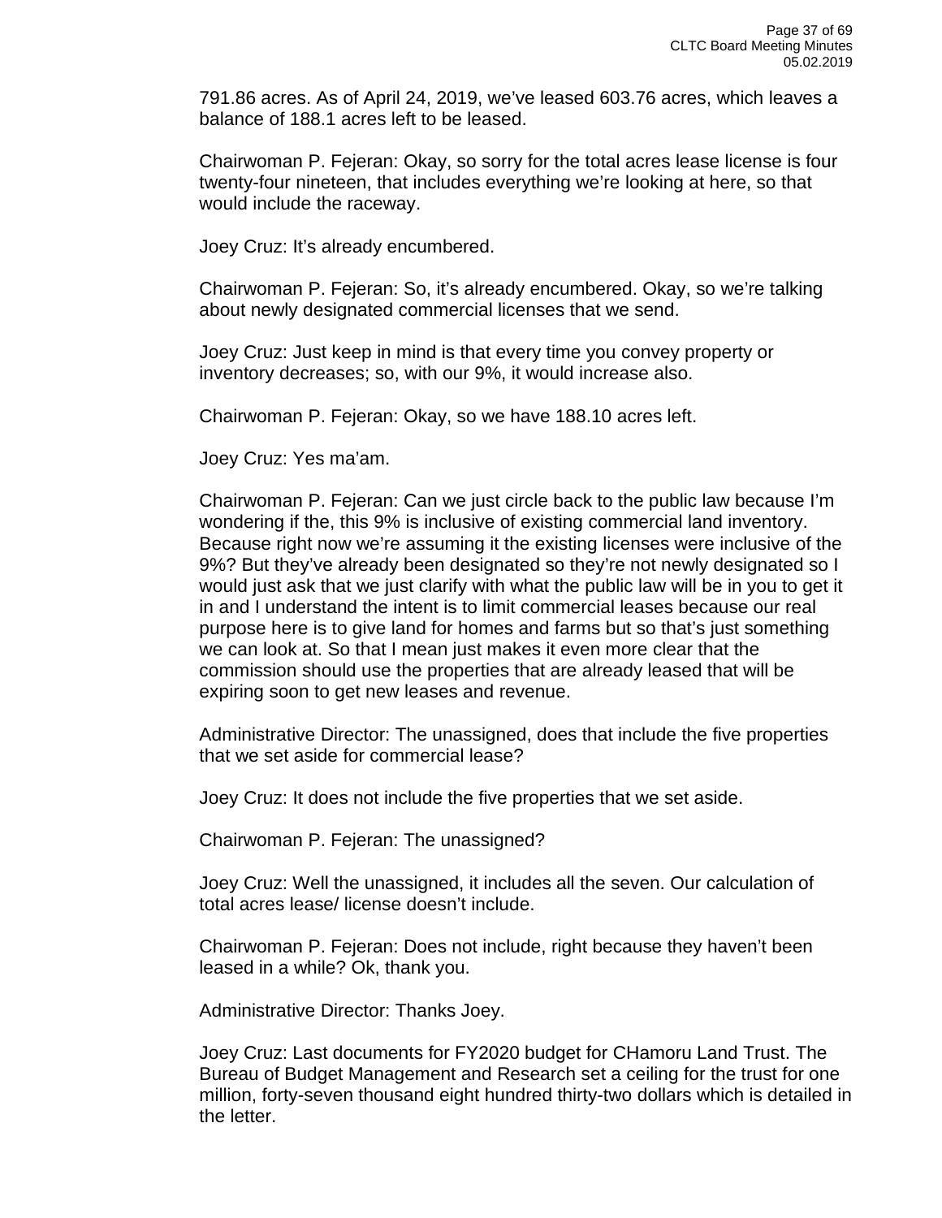791.86 acres. As of April 24, 2019, we've leased 603.76 acres, which leaves a balance of 188.1 acres left to be leased.

Chairwoman P. Fejeran: Okay, so sorry for the total acres lease license is four twenty-four nineteen, that includes everything we're looking at here, so that would include the raceway.

Joey Cruz: It's already encumbered.

Chairwoman P. Fejeran: So, it's already encumbered. Okay, so we're talking about newly designated commercial licenses that we send.

Joey Cruz: Just keep in mind is that every time you convey property or inventory decreases; so, with our 9%, it would increase also.

Chairwoman P. Fejeran: Okay, so we have 188.10 acres left.

Joey Cruz: Yes ma'am.

Chairwoman P. Fejeran: Can we just circle back to the public law because I'm wondering if the, this 9% is inclusive of existing commercial land inventory. Because right now we're assuming it the existing licenses were inclusive of the 9%? But they've already been designated so they're not newly designated so I would just ask that we just clarify with what the public law will be in you to get it in and I understand the intent is to limit commercial leases because our real purpose here is to give land for homes and farms but so that's just something we can look at. So that I mean just makes it even more clear that the commission should use the properties that are already leased that will be expiring soon to get new leases and revenue.

Administrative Director: The unassigned, does that include the five properties that we set aside for commercial lease?

Joey Cruz: It does not include the five properties that we set aside.

Chairwoman P. Fejeran: The unassigned?

Joey Cruz: Well the unassigned, it includes all the seven. Our calculation of total acres lease/ license doesn't include.

Chairwoman P. Fejeran: Does not include, right because they haven't been leased in a while? Ok, thank you.

Administrative Director: Thanks Joey.

Joey Cruz: Last documents for FY2020 budget for CHamoru Land Trust. The Bureau of Budget Management and Research set a ceiling for the trust for one million, forty-seven thousand eight hundred thirty-two dollars which is detailed in the letter.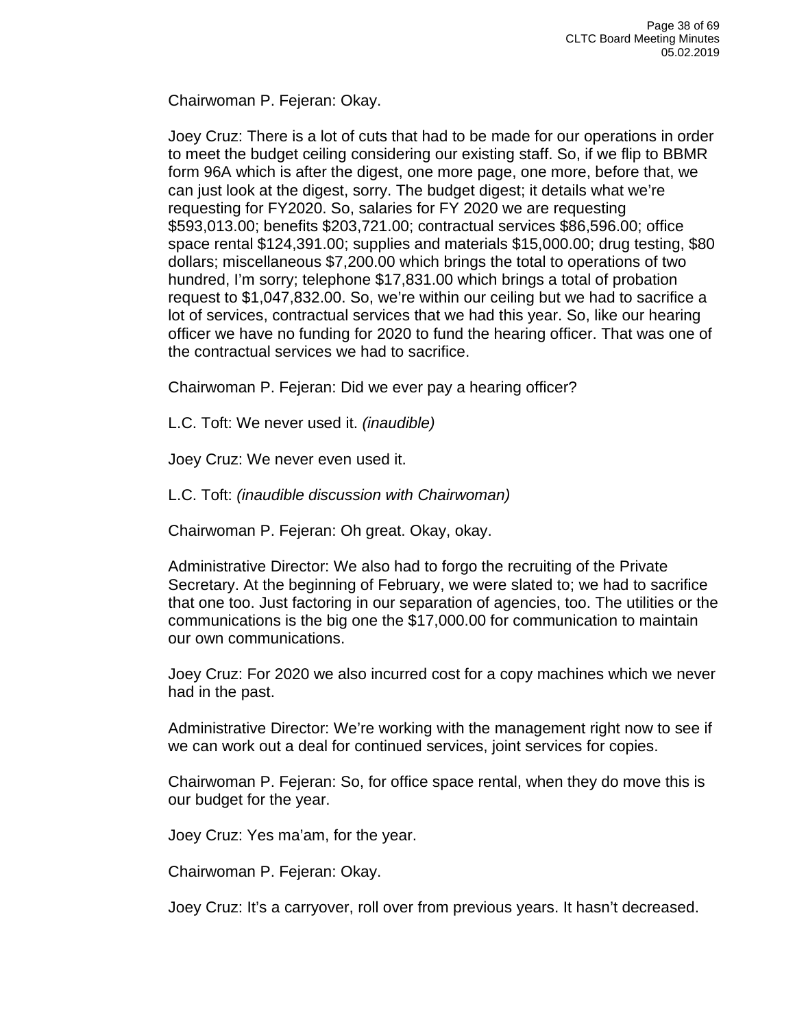Chairwoman P. Fejeran: Okay.

Joey Cruz: There is a lot of cuts that had to be made for our operations in order to meet the budget ceiling considering our existing staff. So, if we flip to BBMR form 96A which is after the digest, one more page, one more, before that, we can just look at the digest, sorry. The budget digest; it details what we're requesting for FY2020. So, salaries for FY 2020 we are requesting $593,013.00; benefits $203,721.00; contractual services $86,596.00; office space rental $124,391.00; supplies and materials $15,000.00; drug testing, $80 dollars; miscellaneous $7,200.00 which brings the total to operations of two hundred, I'm sorry; telephone $17,831.00 which brings a total of probation request to $1,047,832.00. So, we're within our ceiling but we had to sacrifice a lot of services, contractual services that we had this year. So, like our hearing officer we have no funding for 2020 to fund the hearing officer. That was one of the contractual services we had to sacrifice.

Chairwoman P. Fejeran: Did we ever pay a hearing officer?

L.C. Toft: We never used it. *(inaudible)*

Joey Cruz: We never even used it.

L.C. Toft: *(inaudible discussion with Chairwoman)*

Chairwoman P. Fejeran: Oh great. Okay, okay.

Administrative Director: We also had to forgo the recruiting of the Private Secretary. At the beginning of February, we were slated to; we had to sacrifice that one too. Just factoring in our separation of agencies, too. The utilities or the communications is the big one the $17,000.00 for communication to maintain our own communications.

Joey Cruz: For 2020 we also incurred cost for a copy machines which we never had in the past.

Administrative Director: We're working with the management right now to see if we can work out a deal for continued services, joint services for copies.

Chairwoman P. Fejeran: So, for office space rental, when they do move this is our budget for the year.

Joey Cruz: Yes ma'am, for the year.

Chairwoman P. Fejeran: Okay.

Joey Cruz: It's a carryover, roll over from previous years. It hasn't decreased.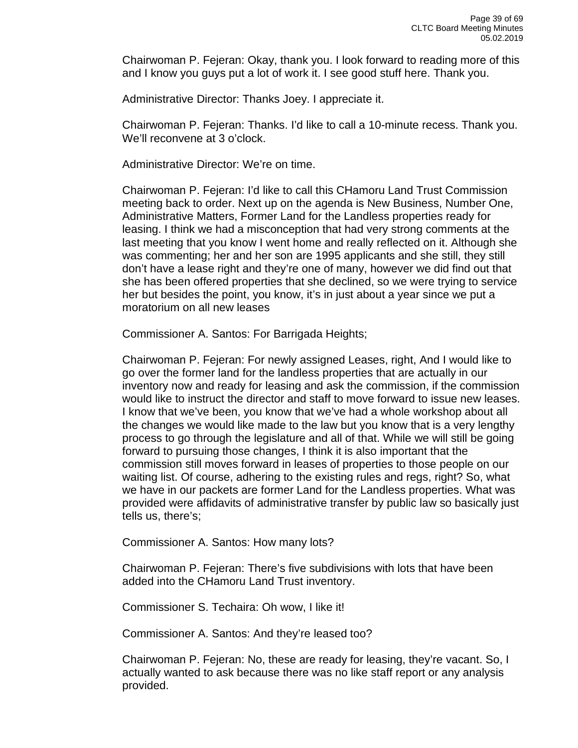Chairwoman P. Fejeran: Okay, thank you. I look forward to reading more of this and I know you guys put a lot of work it. I see good stuff here. Thank you.

Administrative Director: Thanks Joey. I appreciate it.

Chairwoman P. Fejeran: Thanks. I'd like to call a 10-minute recess. Thank you. We'll reconvene at 3 o'clock.

Administrative Director: We're on time.

Chairwoman P. Fejeran: I'd like to call this CHamoru Land Trust Commission meeting back to order. Next up on the agenda is New Business, Number One, Administrative Matters, Former Land for the Landless properties ready for leasing. I think we had a misconception that had very strong comments at the last meeting that you know I went home and really reflected on it. Although she was commenting; her and her son are 1995 applicants and she still, they still don't have a lease right and they're one of many, however we did find out that she has been offered properties that she declined, so we were trying to service her but besides the point, you know, it's in just about a year since we put a moratorium on all new leases

Commissioner A. Santos: For Barrigada Heights;

Chairwoman P. Fejeran: For newly assigned Leases, right, And I would like to go over the former land for the landless properties that are actually in our inventory now and ready for leasing and ask the commission, if the commission would like to instruct the director and staff to move forward to issue new leases. I know that we've been, you know that we've had a whole workshop about all the changes we would like made to the law but you know that is a very lengthy process to go through the legislature and all of that. While we will still be going forward to pursuing those changes, I think it is also important that the commission still moves forward in leases of properties to those people on our waiting list. Of course, adhering to the existing rules and regs, right? So, what we have in our packets are former Land for the Landless properties. What was provided were affidavits of administrative transfer by public law so basically just tells us, there's;

Commissioner A. Santos: How many lots?

Chairwoman P. Fejeran: There's five subdivisions with lots that have been added into the CHamoru Land Trust inventory.

Commissioner S. Techaira: Oh wow, I like it!

Commissioner A. Santos: And they're leased too?

Chairwoman P. Fejeran: No, these are ready for leasing, they're vacant. So, I actually wanted to ask because there was no like staff report or any analysis provided.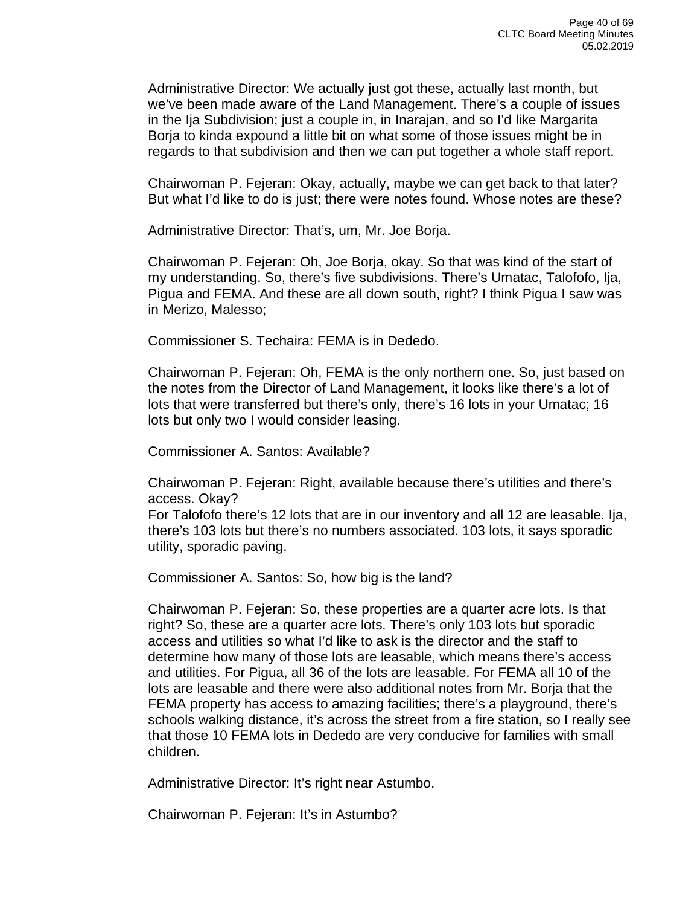Administrative Director: We actually just got these, actually last month, but we've been made aware of the Land Management. There's a couple of issues in the Ija Subdivision; just a couple in, in Inarajan, and so I'd like Margarita Borja to kinda expound a little bit on what some of those issues might be in regards to that subdivision and then we can put together a whole staff report.

Chairwoman P. Fejeran: Okay, actually, maybe we can get back to that later? But what I'd like to do is just; there were notes found. Whose notes are these?

Administrative Director: That's, um, Mr. Joe Borja.

Chairwoman P. Fejeran: Oh, Joe Borja, okay. So that was kind of the start of my understanding. So, there's five subdivisions. There's Umatac, Talofofo, Ija, Pigua and FEMA. And these are all down south, right? I think Pigua I saw was in Merizo, Malesso;

Commissioner S. Techaira: FEMA is in Dededo.

Chairwoman P. Fejeran: Oh, FEMA is the only northern one. So, just based on the notes from the Director of Land Management, it looks like there's a lot of lots that were transferred but there's only, there's 16 lots in your Umatac; 16 lots but only two I would consider leasing.

Commissioner A. Santos: Available?

Chairwoman P. Fejeran: Right, available because there's utilities and there's access. Okay?
For Talofofo there's 12 lots that are in our inventory and all 12 are leasable. Ija, there's 103 lots but there's no numbers associated. 103 lots, it says sporadic utility, sporadic paving.

Commissioner A. Santos: So, how big is the land?

Chairwoman P. Fejeran: So, these properties are a quarter acre lots. Is that right? So, these are a quarter acre lots. There's only 103 lots but sporadic access and utilities so what I'd like to ask is the director and the staff to determine how many of those lots are leasable, which means there's access and utilities. For Pigua, all 36 of the lots are leasable. For FEMA all 10 of the lots are leasable and there were also additional notes from Mr. Borja that the FEMA property has access to amazing facilities; there's a playground, there's schools walking distance, it's across the street from a fire station, so I really see that those 10 FEMA lots in Dededo are very conducive for families with small children.

Administrative Director: It's right near Astumbo.

Chairwoman P. Fejeran: It's in Astumbo?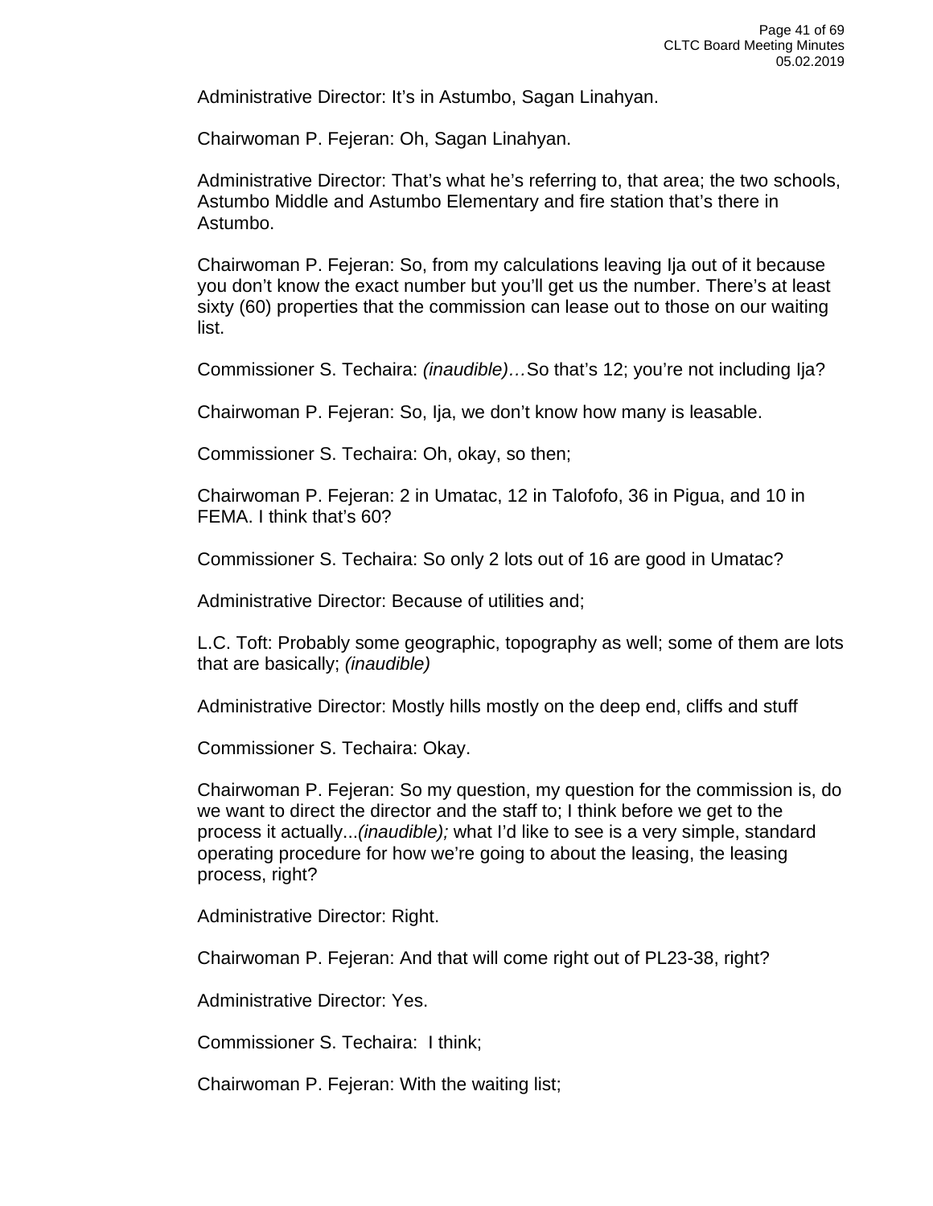Administrative Director: It’s in Astumbo, Sagan Linahyan.

Chairwoman P. Fejeran: Oh, Sagan Linahyan.

Administrative Director: That’s what he’s referring to, that area; the two schools, Astumbo Middle and Astumbo Elementary and fire station that’s there in Astumbo.

Chairwoman P. Fejeran: So, from my calculations leaving Ija out of it because you don’t know the exact number but you’ll get us the number. There’s at least sixty (60) properties that the commission can lease out to those on our waiting list.

Commissioner S. Techaira: *(inaudible)…*So that’s 12; you’re not including Ija?

Chairwoman P. Fejeran: So, Ija, we don’t know how many is leasable.

Commissioner S. Techaira: Oh, okay, so then;

Chairwoman P. Fejeran: 2 in Umatac, 12 in Talofofo, 36 in Pigua, and 10 in FEMA. I think that’s 60?

Commissioner S. Techaira: So only 2 lots out of 16 are good in Umatac?

Administrative Director: Because of utilities and;

L.C. Toft: Probably some geographic, topography as well; some of them are lots that are basically; *(inaudible)*

Administrative Director: Mostly hills mostly on the deep end, cliffs and stuff

Commissioner S. Techaira: Okay.

Chairwoman P. Fejeran: So my question, my question for the commission is, do we want to direct the director and the staff to; I think before we get to the process it actually...*(inaudible);* what I’d like to see is a very simple, standard operating procedure for how we’re going to about the leasing, the leasing process, right?

Administrative Director: Right.

Chairwoman P. Fejeran: And that will come right out of PL23-38, right?

Administrative Director: Yes.

Commissioner S. Techaira: I think;

Chairwoman P. Fejeran: With the waiting list;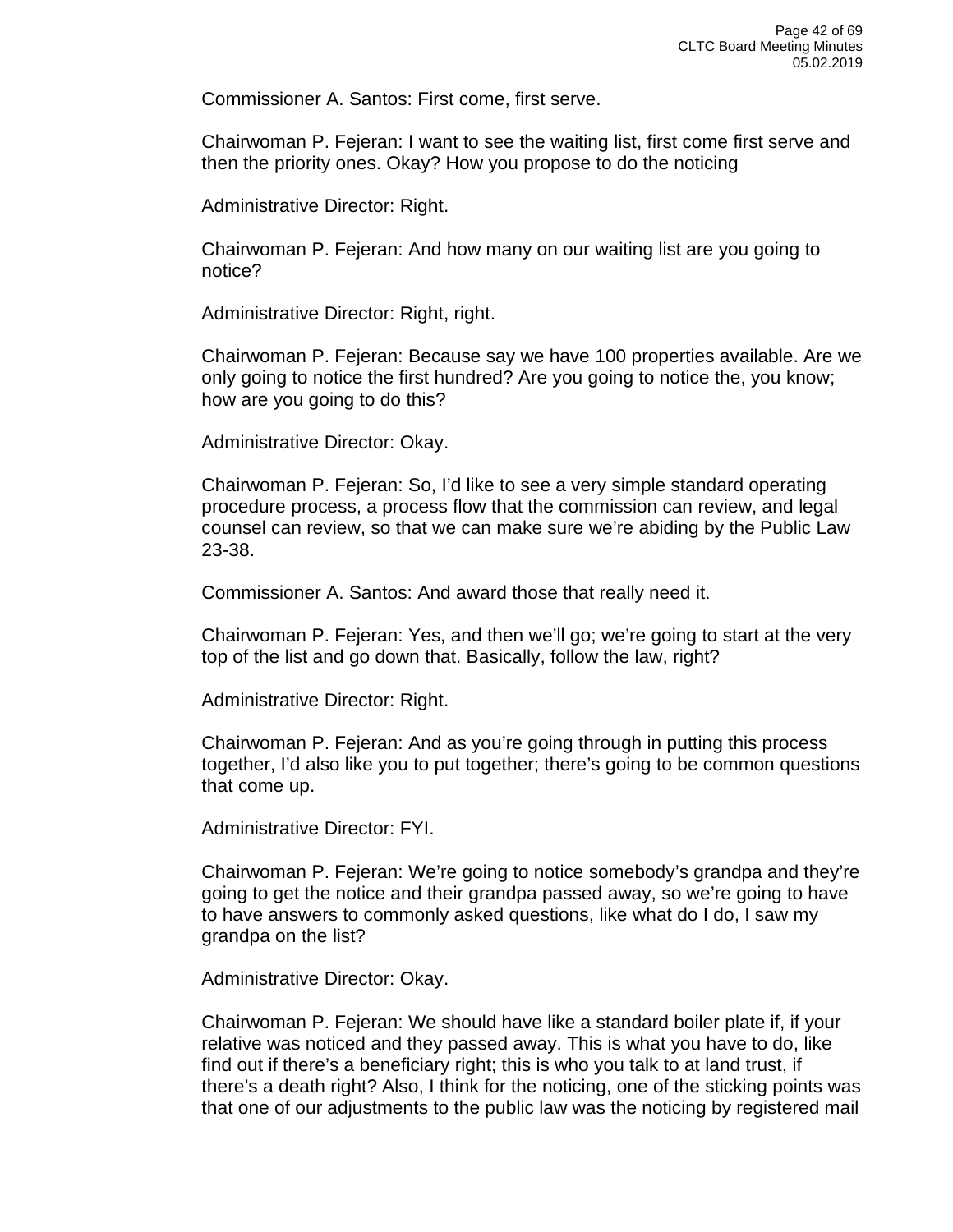Commissioner A. Santos: First come, first serve.

Chairwoman P. Fejeran: I want to see the waiting list, first come first serve and then the priority ones. Okay? How you propose to do the noticing

Administrative Director: Right.

Chairwoman P. Fejeran: And how many on our waiting list are you going to notice?

Administrative Director: Right, right.

Chairwoman P. Fejeran: Because say we have 100 properties available. Are we only going to notice the first hundred? Are you going to notice the, you know; how are you going to do this?

Administrative Director: Okay.

Chairwoman P. Fejeran: So, I'd like to see a very simple standard operating procedure process, a process flow that the commission can review, and legal counsel can review, so that we can make sure we're abiding by the Public Law 23-38.

Commissioner A. Santos: And award those that really need it.

Chairwoman P. Fejeran: Yes, and then we'll go; we're going to start at the very top of the list and go down that. Basically, follow the law, right?

Administrative Director: Right.

Chairwoman P. Fejeran: And as you're going through in putting this process together, I'd also like you to put together; there's going to be common questions that come up.

Administrative Director: FYI.

Chairwoman P. Fejeran: We're going to notice somebody's grandpa and they're going to get the notice and their grandpa passed away, so we're going to have to have answers to commonly asked questions, like what do I do, I saw my grandpa on the list?

Administrative Director: Okay.

Chairwoman P. Fejeran: We should have like a standard boiler plate if, if your relative was noticed and they passed away. This is what you have to do, like find out if there's a beneficiary right; this is who you talk to at land trust, if there's a death right? Also, I think for the noticing, one of the sticking points was that one of our adjustments to the public law was the noticing by registered mail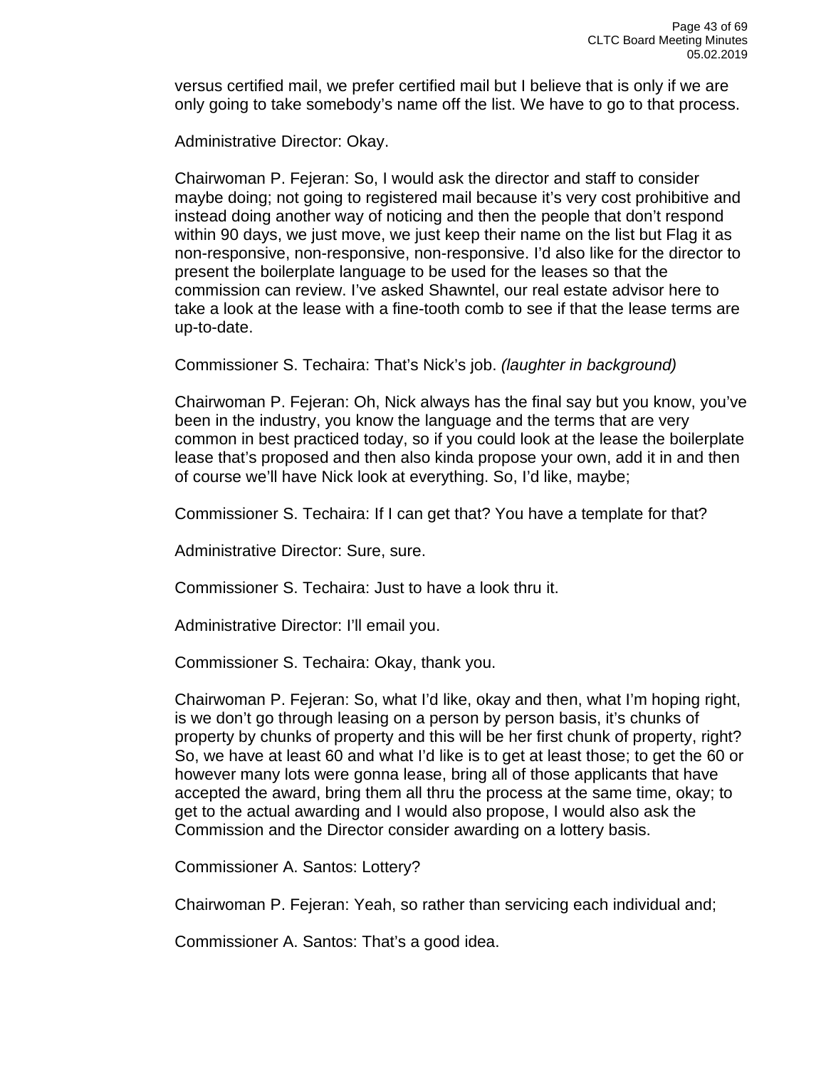versus certified mail, we prefer certified mail but I believe that is only if we are only going to take somebody's name off the list. We have to go to that process.

Administrative Director: Okay.

Chairwoman P. Fejeran: So, I would ask the director and staff to consider maybe doing; not going to registered mail because it's very cost prohibitive and instead doing another way of noticing and then the people that don't respond within 90 days, we just move, we just keep their name on the list but Flag it as non-responsive, non-responsive, non-responsive. I'd also like for the director to present the boilerplate language to be used for the leases so that the commission can review. I've asked Shawntel, our real estate advisor here to take a look at the lease with a fine-tooth comb to see if that the lease terms are up-to-date.

Commissioner S. Techaira: That's Nick's job. *(laughter in background)*

Chairwoman P. Fejeran: Oh, Nick always has the final say but you know, you've been in the industry, you know the language and the terms that are very common in best practiced today, so if you could look at the lease the boilerplate lease that's proposed and then also kinda propose your own, add it in and then of course we'll have Nick look at everything. So, I'd like, maybe;

Commissioner S. Techaira: If I can get that? You have a template for that?

Administrative Director: Sure, sure.

Commissioner S. Techaira: Just to have a look thru it.

Administrative Director: I'll email you.

Commissioner S. Techaira: Okay, thank you.

Chairwoman P. Fejeran: So, what I'd like, okay and then, what I'm hoping right, is we don't go through leasing on a person by person basis, it's chunks of property by chunks of property and this will be her first chunk of property, right? So, we have at least 60 and what I'd like is to get at least those; to get the 60 or however many lots were gonna lease, bring all of those applicants that have accepted the award, bring them all thru the process at the same time, okay; to get to the actual awarding and I would also propose, I would also ask the Commission and the Director consider awarding on a lottery basis.

Commissioner A. Santos: Lottery?

Chairwoman P. Fejeran: Yeah, so rather than servicing each individual and;

Commissioner A. Santos: That's a good idea.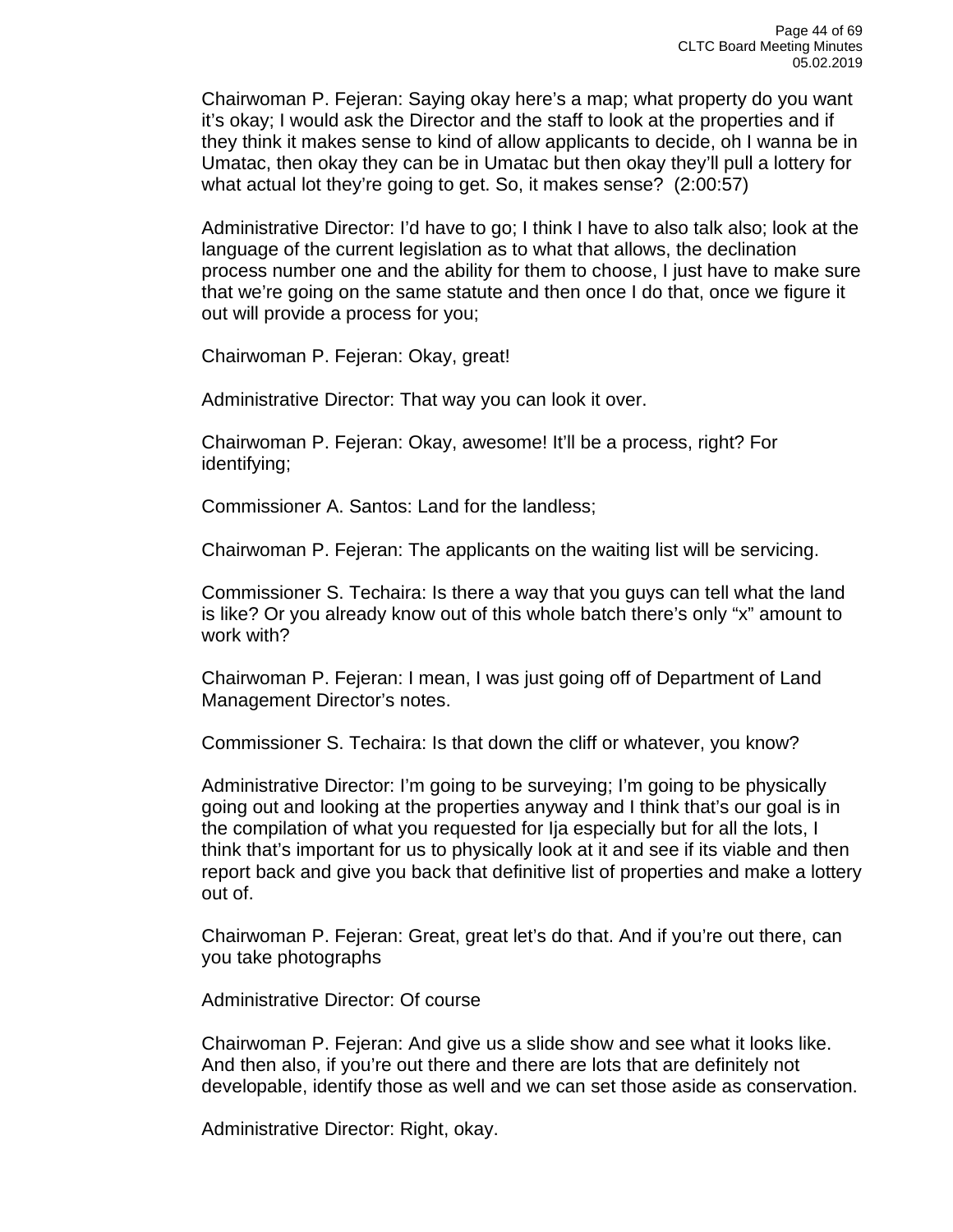Chairwoman P. Fejeran: Saying okay here's a map; what property do you want it's okay; I would ask the Director and the staff to look at the properties and if they think it makes sense to kind of allow applicants to decide, oh I wanna be in Umatac, then okay they can be in Umatac but then okay they'll pull a lottery for what actual lot they're going to get. So, it makes sense? (2:00:57)

Administrative Director: I'd have to go; I think I have to also talk also; look at the language of the current legislation as to what that allows, the declination process number one and the ability for them to choose, I just have to make sure that we're going on the same statute and then once I do that, once we figure it out will provide a process for you;

Chairwoman P. Fejeran: Okay, great!

Administrative Director: That way you can look it over.

Chairwoman P. Fejeran: Okay, awesome! It'll be a process, right? For identifying;

Commissioner A. Santos: Land for the landless;

Chairwoman P. Fejeran: The applicants on the waiting list will be servicing.

Commissioner S. Techaira: Is there a way that you guys can tell what the land is like? Or you already know out of this whole batch there's only "x" amount to work with?

Chairwoman P. Fejeran: I mean, I was just going off of Department of Land Management Director's notes.

Commissioner S. Techaira: Is that down the cliff or whatever, you know?

Administrative Director: I'm going to be surveying; I'm going to be physically going out and looking at the properties anyway and I think that's our goal is in the compilation of what you requested for Ija especially but for all the lots, I think that's important for us to physically look at it and see if its viable and then report back and give you back that definitive list of properties and make a lottery out of.

Chairwoman P. Fejeran: Great, great let's do that. And if you're out there, can you take photographs

Administrative Director: Of course

Chairwoman P. Fejeran: And give us a slide show and see what it looks like. And then also, if you're out there and there are lots that are definitely not developable, identify those as well and we can set those aside as conservation.

Administrative Director: Right, okay.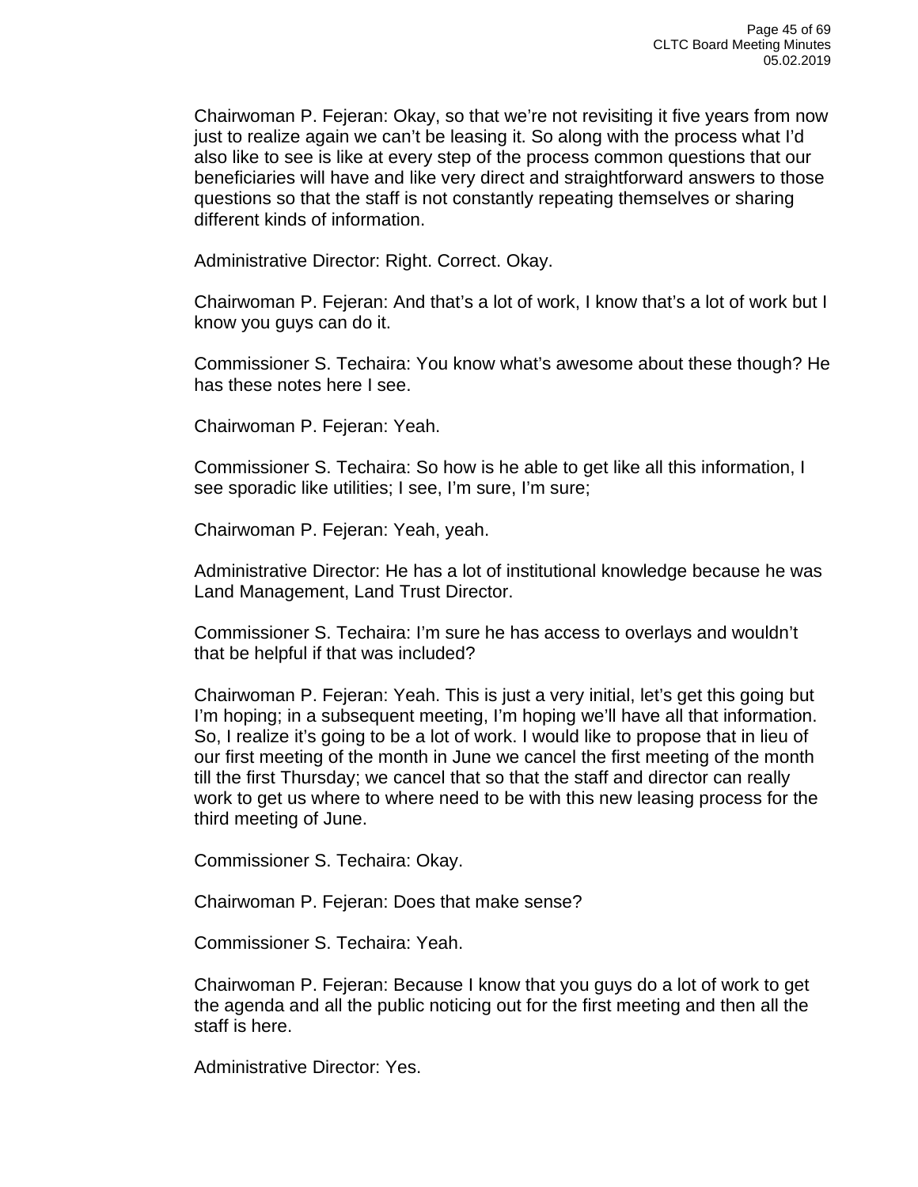Chairwoman P. Fejeran: Okay, so that we're not revisiting it five years from now just to realize again we can't be leasing it. So along with the process what I'd also like to see is like at every step of the process common questions that our beneficiaries will have and like very direct and straightforward answers to those questions so that the staff is not constantly repeating themselves or sharing different kinds of information.

Administrative Director: Right. Correct. Okay.

Chairwoman P. Fejeran: And that's a lot of work, I know that's a lot of work but I know you guys can do it.

Commissioner S. Techaira: You know what's awesome about these though? He has these notes here I see.

Chairwoman P. Fejeran: Yeah.

Commissioner S. Techaira: So how is he able to get like all this information, I see sporadic like utilities; I see, I'm sure, I'm sure;

Chairwoman P. Fejeran: Yeah, yeah.

Administrative Director: He has a lot of institutional knowledge because he was Land Management, Land Trust Director.

Commissioner S. Techaira: I'm sure he has access to overlays and wouldn't that be helpful if that was included?

Chairwoman P. Fejeran: Yeah. This is just a very initial, let's get this going but I'm hoping; in a subsequent meeting, I'm hoping we'll have all that information. So, I realize it's going to be a lot of work. I would like to propose that in lieu of our first meeting of the month in June we cancel the first meeting of the month till the first Thursday; we cancel that so that the staff and director can really work to get us where to where need to be with this new leasing process for the third meeting of June.

Commissioner S. Techaira: Okay.

Chairwoman P. Fejeran: Does that make sense?

Commissioner S. Techaira: Yeah.

Chairwoman P. Fejeran: Because I know that you guys do a lot of work to get the agenda and all the public noticing out for the first meeting and then all the staff is here.

Administrative Director: Yes.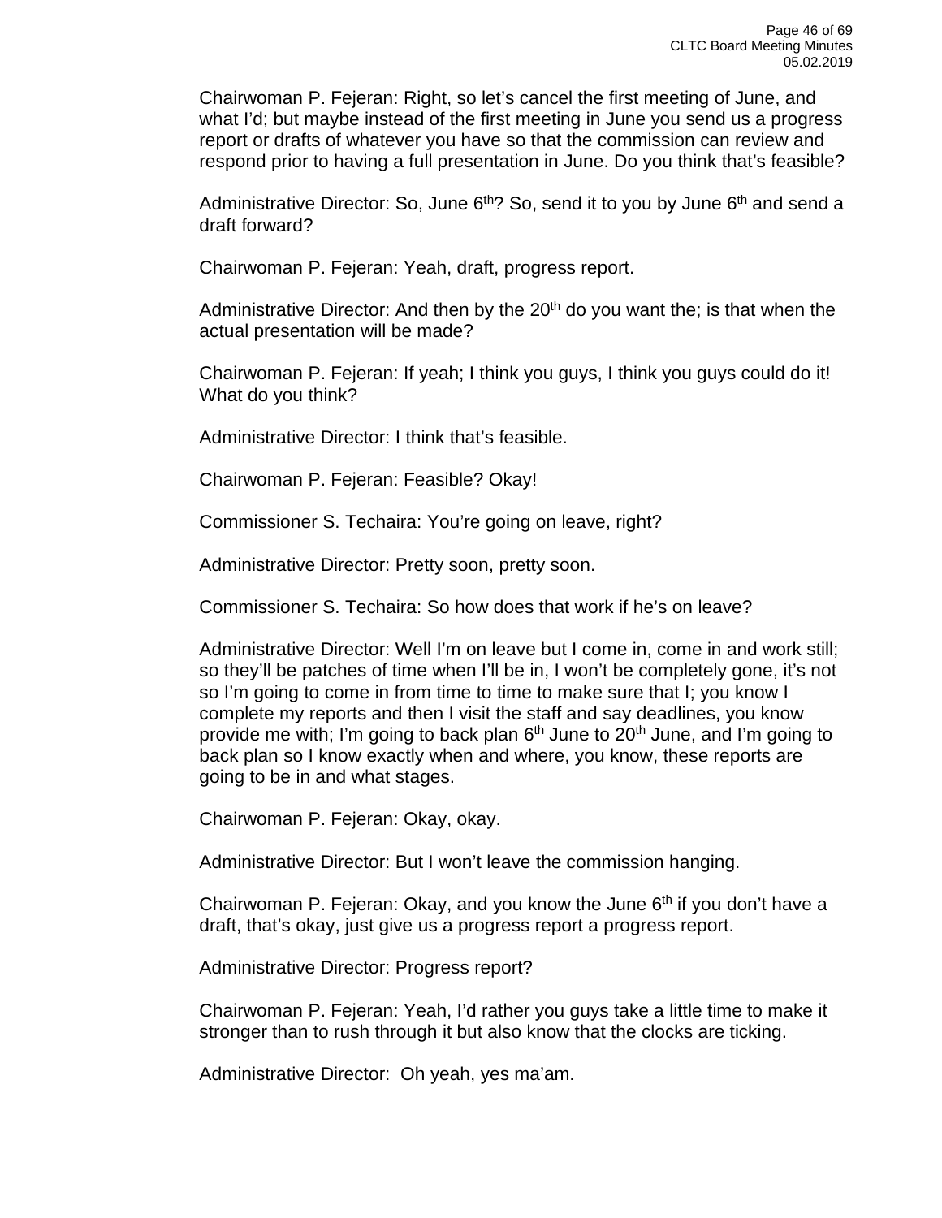Chairwoman P. Fejeran: Right, so let's cancel the first meeting of June, and what I'd; but maybe instead of the first meeting in June you send us a progress report or drafts of whatever you have so that the commission can review and respond prior to having a full presentation in June. Do you think that's feasible?

Administrative Director: So, June 6th? So, send it to you by June 6th and send a draft forward?

Chairwoman P. Fejeran: Yeah, draft, progress report.

Administrative Director: And then by the 20th do you want the; is that when the actual presentation will be made?

Chairwoman P. Fejeran: If yeah; I think you guys, I think you guys could do it! What do you think?

Administrative Director: I think that's feasible.

Chairwoman P. Fejeran: Feasible? Okay!

Commissioner S. Techaira: You're going on leave, right?

Administrative Director: Pretty soon, pretty soon.

Commissioner S. Techaira: So how does that work if he's on leave?

Administrative Director: Well I'm on leave but I come in, come in and work still; so they'll be patches of time when I'll be in, I won't be completely gone, it's not so I'm going to come in from time to time to make sure that I; you know I complete my reports and then I visit the staff and say deadlines, you know provide me with; I'm going to back plan 6th June to 20th June, and I'm going to back plan so I know exactly when and where, you know, these reports are going to be in and what stages.

Chairwoman P. Fejeran: Okay, okay.

Administrative Director: But I won't leave the commission hanging.

Chairwoman P. Fejeran: Okay, and you know the June 6th if you don't have a draft, that's okay, just give us a progress report a progress report.

Administrative Director: Progress report?

Chairwoman P. Fejeran: Yeah, I'd rather you guys take a little time to make it stronger than to rush through it but also know that the clocks are ticking.

Administrative Director: Oh yeah, yes ma'am.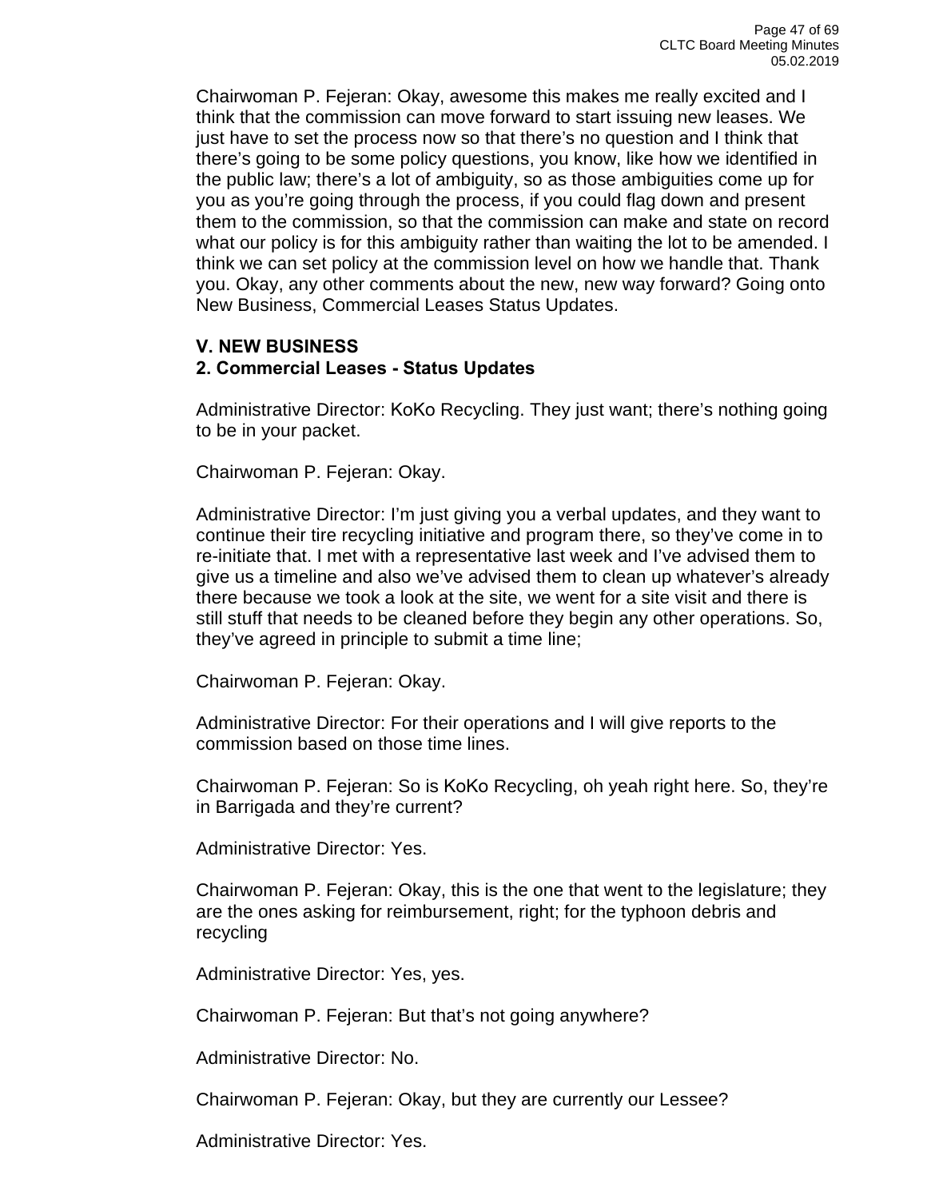Chairwoman P. Fejeran: Okay, awesome this makes me really excited and I think that the commission can move forward to start issuing new leases. We just have to set the process now so that there's no question and I think that there's going to be some policy questions, you know, like how we identified in the public law; there's a lot of ambiguity, so as those ambiguities come up for you as you're going through the process, if you could flag down and present them to the commission, so that the commission can make and state on record what our policy is for this ambiguity rather than waiting the lot to be amended. I think we can set policy at the commission level on how we handle that. Thank you. Okay, any other comments about the new, new way forward? Going onto New Business, Commercial Leases Status Updates.

**V. NEW BUSINESS**
**2. Commercial Leases - Status Updates**

Administrative Director: KoKo Recycling. They just want; there's nothing going to be in your packet.

Chairwoman P. Fejeran: Okay.

Administrative Director: I'm just giving you a verbal updates, and they want to continue their tire recycling initiative and program there, so they've come in to re-initiate that. I met with a representative last week and I've advised them to give us a timeline and also we've advised them to clean up whatever's already there because we took a look at the site, we went for a site visit and there is still stuff that needs to be cleaned before they begin any other operations. So, they've agreed in principle to submit a time line;

Chairwoman P. Fejeran: Okay.

Administrative Director: For their operations and I will give reports to the commission based on those time lines.

Chairwoman P. Fejeran: So is KoKo Recycling, oh yeah right here. So, they're in Barrigada and they're current?

Administrative Director: Yes.

Chairwoman P. Fejeran: Okay, this is the one that went to the legislature; they are the ones asking for reimbursement, right; for the typhoon debris and recycling

Administrative Director: Yes, yes.

Chairwoman P. Fejeran: But that's not going anywhere?

Administrative Director: No.

Chairwoman P. Fejeran: Okay, but they are currently our Lessee?

Administrative Director: Yes.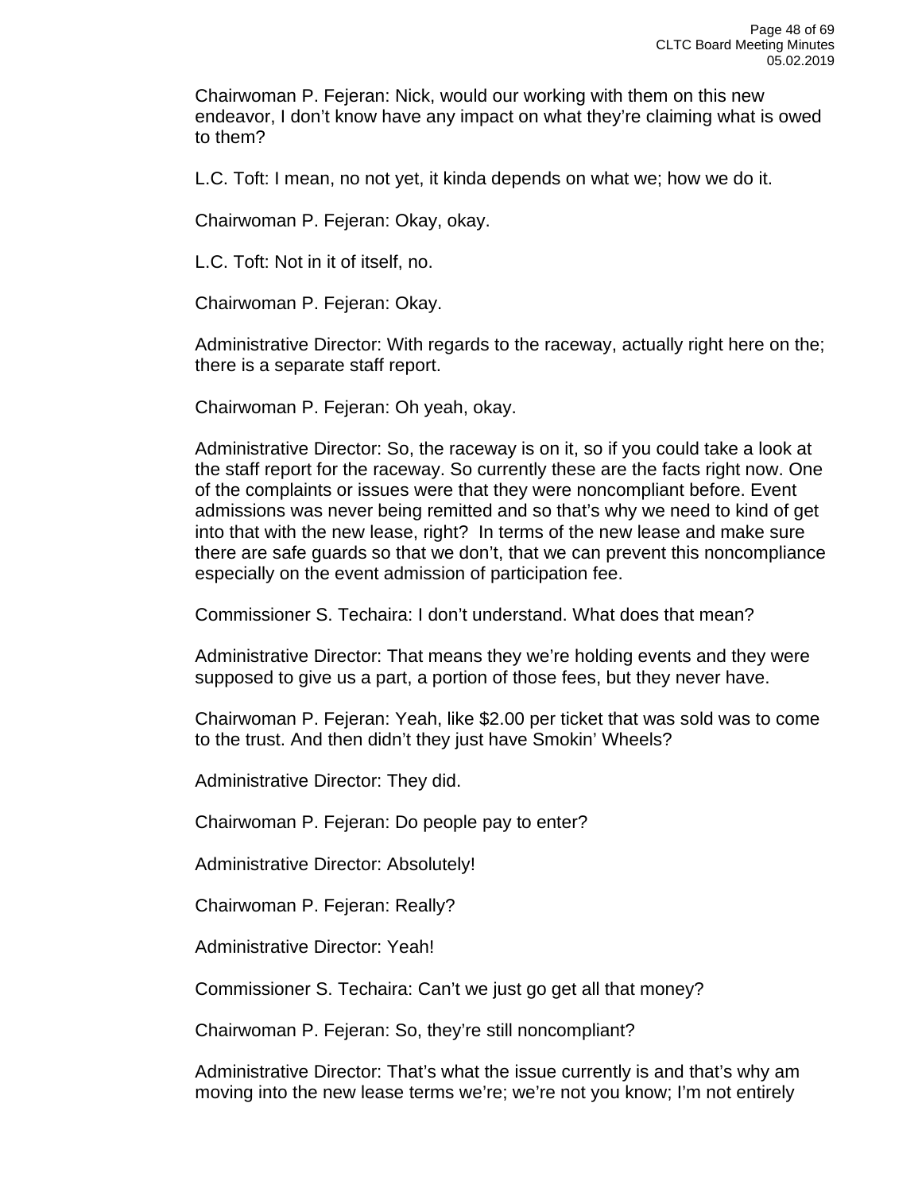Chairwoman P. Fejeran: Nick, would our working with them on this new endeavor, I don't know have any impact on what they're claiming what is owed to them?

L.C. Toft: I mean, no not yet, it kinda depends on what we; how we do it.

Chairwoman P. Fejeran: Okay, okay.

L.C. Toft: Not in it of itself, no.

Chairwoman P. Fejeran: Okay.

Administrative Director: With regards to the raceway, actually right here on the; there is a separate staff report.

Chairwoman P. Fejeran: Oh yeah, okay.

Administrative Director: So, the raceway is on it, so if you could take a look at the staff report for the raceway. So currently these are the facts right now. One of the complaints or issues were that they were noncompliant before. Event admissions was never being remitted and so that's why we need to kind of get into that with the new lease, right? In terms of the new lease and make sure there are safe guards so that we don't, that we can prevent this noncompliance especially on the event admission of participation fee.

Commissioner S. Techaira: I don't understand. What does that mean?

Administrative Director: That means they we're holding events and they were supposed to give us a part, a portion of those fees, but they never have.

Chairwoman P. Fejeran: Yeah, like $2.00 per ticket that was sold was to come to the trust. And then didn't they just have Smokin' Wheels?

Administrative Director: They did.

Chairwoman P. Fejeran: Do people pay to enter?

Administrative Director: Absolutely!

Chairwoman P. Fejeran: Really?

Administrative Director: Yeah!

Commissioner S. Techaira: Can't we just go get all that money?

Chairwoman P. Fejeran: So, they're still noncompliant?

Administrative Director: That's what the issue currently is and that's why am moving into the new lease terms we're; we're not you know; I'm not entirely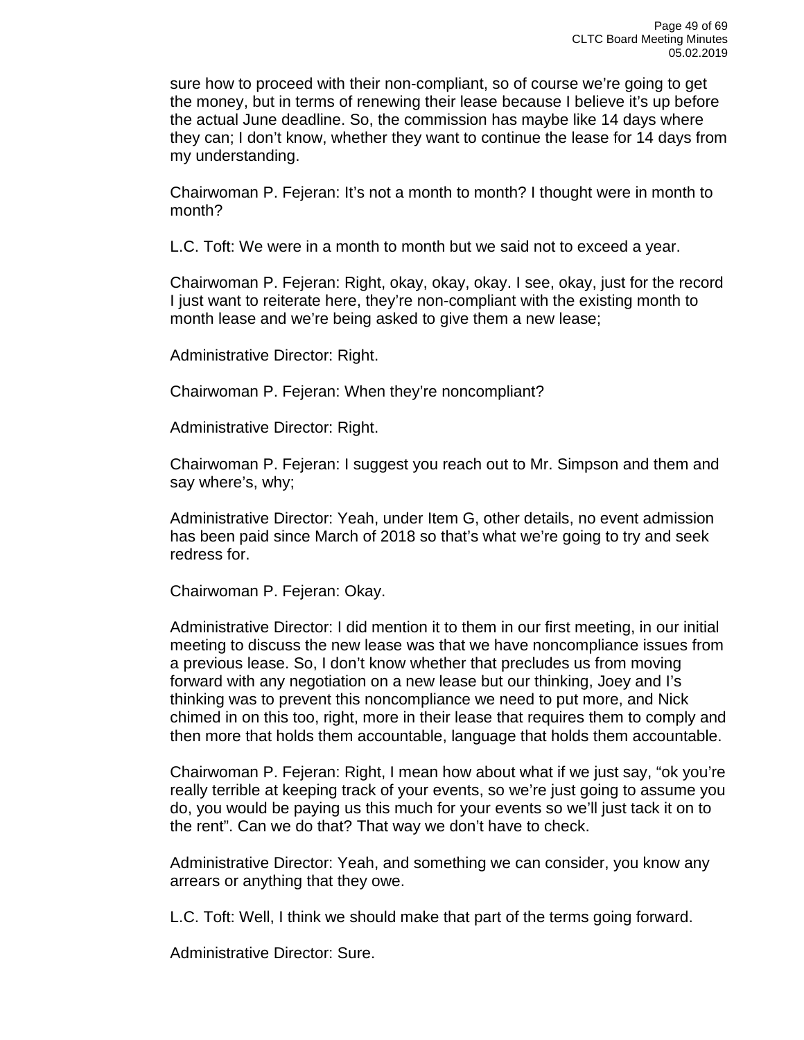sure how to proceed with their non-compliant, so of course we're going to get the money, but in terms of renewing their lease because I believe it's up before the actual June deadline. So, the commission has maybe like 14 days where they can; I don't know, whether they want to continue the lease for 14 days from my understanding.

Chairwoman P. Fejeran: It's not a month to month? I thought were in month to month?

L.C. Toft: We were in a month to month but we said not to exceed a year.

Chairwoman P. Fejeran: Right, okay, okay, okay. I see, okay, just for the record I just want to reiterate here, they're non-compliant with the existing month to month lease and we're being asked to give them a new lease;

Administrative Director: Right.

Chairwoman P. Fejeran: When they're noncompliant?

Administrative Director: Right.

Chairwoman P. Fejeran: I suggest you reach out to Mr. Simpson and them and say where's, why;

Administrative Director: Yeah, under Item G, other details, no event admission has been paid since March of 2018 so that's what we're going to try and seek redress for.

Chairwoman P. Fejeran: Okay.

Administrative Director: I did mention it to them in our first meeting, in our initial meeting to discuss the new lease was that we have noncompliance issues from a previous lease. So, I don't know whether that precludes us from moving forward with any negotiation on a new lease but our thinking, Joey and I's thinking was to prevent this noncompliance we need to put more, and Nick chimed in on this too, right, more in their lease that requires them to comply and then more that holds them accountable, language that holds them accountable.

Chairwoman P. Fejeran: Right, I mean how about what if we just say, "ok you're really terrible at keeping track of your events, so we're just going to assume you do, you would be paying us this much for your events so we'll just tack it on to the rent". Can we do that? That way we don't have to check.

Administrative Director: Yeah, and something we can consider, you know any arrears or anything that they owe.

L.C. Toft: Well, I think we should make that part of the terms going forward.

Administrative Director: Sure.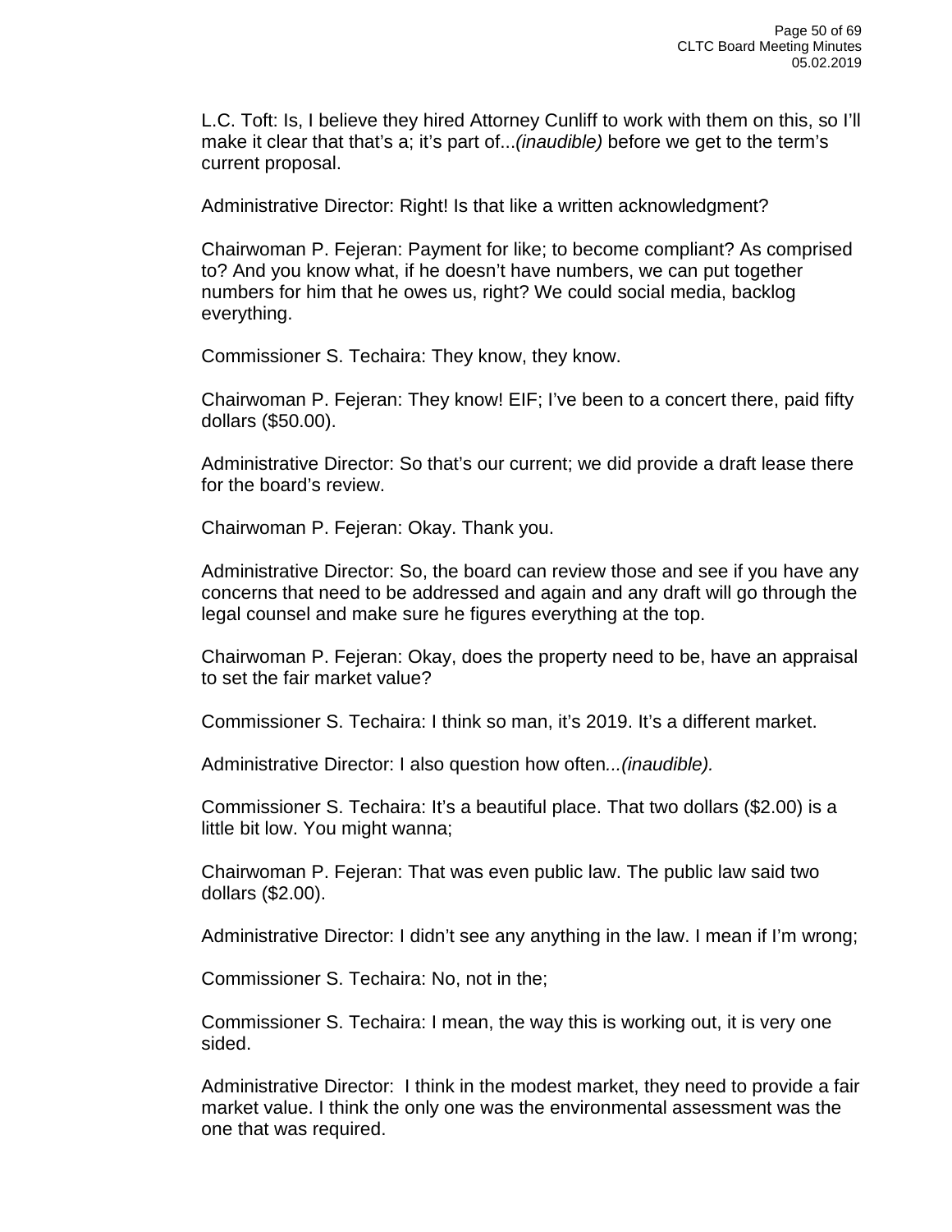L.C. Toft: Is, I believe they hired Attorney Cunliff to work with them on this, so I'll make it clear that that's a; it's part of...*(inaudible)* before we get to the term's current proposal.

Administrative Director: Right! Is that like a written acknowledgment?

Chairwoman P. Fejeran: Payment for like; to become compliant? As comprised to? And you know what, if he doesn't have numbers, we can put together numbers for him that he owes us, right? We could social media, backlog everything.

Commissioner S. Techaira: They know, they know.

Chairwoman P. Fejeran: They know! EIF; I've been to a concert there, paid fifty dollars ($50.00).

Administrative Director: So that's our current; we did provide a draft lease there for the board's review.

Chairwoman P. Fejeran: Okay. Thank you.

Administrative Director: So, the board can review those and see if you have any concerns that need to be addressed and again and any draft will go through the legal counsel and make sure he figures everything at the top.

Chairwoman P. Fejeran: Okay, does the property need to be, have an appraisal to set the fair market value?

Commissioner S. Techaira: I think so man, it's 2019. It's a different market.

Administrative Director: I also question how often*...(inaudible).*

Commissioner S. Techaira: It's a beautiful place. That two dollars ($2.00) is a little bit low. You might wanna;

Chairwoman P. Fejeran: That was even public law. The public law said two dollars ($2.00).

Administrative Director: I didn't see any anything in the law. I mean if I'm wrong;

Commissioner S. Techaira: No, not in the;

Commissioner S. Techaira: I mean, the way this is working out, it is very one sided.

Administrative Director: I think in the modest market, they need to provide a fair market value. I think the only one was the environmental assessment was the one that was required.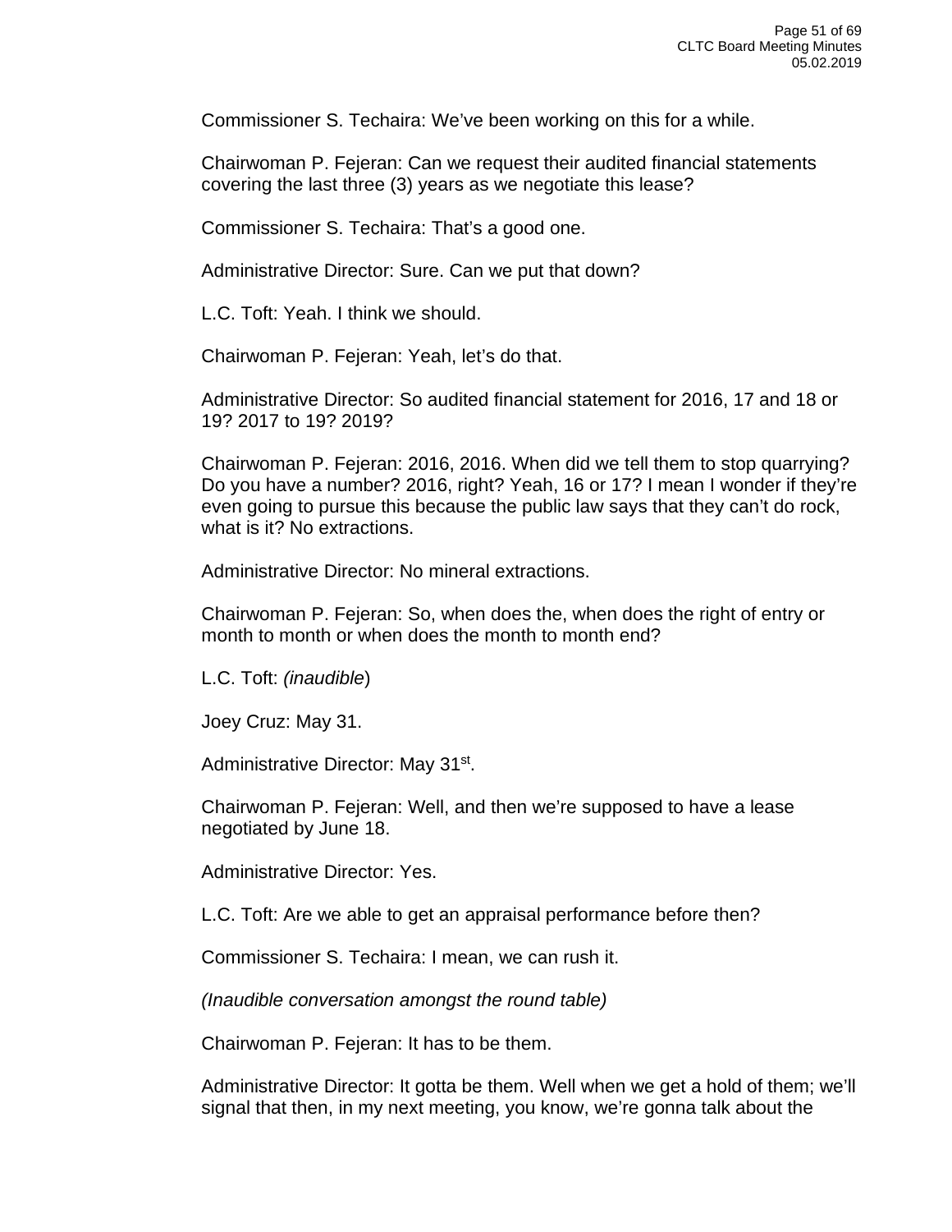Commissioner S. Techaira: We've been working on this for a while.

Chairwoman P. Fejeran: Can we request their audited financial statements covering the last three (3) years as we negotiate this lease?

Commissioner S. Techaira: That's a good one.

Administrative Director: Sure. Can we put that down?

L.C. Toft: Yeah. I think we should.

Chairwoman P. Fejeran: Yeah, let's do that.

Administrative Director: So audited financial statement for 2016, 17 and 18 or 19? 2017 to 19? 2019?

Chairwoman P. Fejeran: 2016, 2016. When did we tell them to stop quarrying? Do you have a number? 2016, right? Yeah, 16 or 17? I mean I wonder if they're even going to pursue this because the public law says that they can't do rock, what is it? No extractions.

Administrative Director: No mineral extractions.

Chairwoman P. Fejeran: So, when does the, when does the right of entry or month to month or when does the month to month end?

L.C. Toft: *(inaudible*)

Joey Cruz: May 31.

Administrative Director: May 31st.

Chairwoman P. Fejeran: Well, and then we're supposed to have a lease negotiated by June 18.

Administrative Director: Yes.

L.C. Toft: Are we able to get an appraisal performance before then?

Commissioner S. Techaira: I mean, we can rush it.

*(Inaudible conversation amongst the round table)*

Chairwoman P. Fejeran: It has to be them.

Administrative Director: It gotta be them. Well when we get a hold of them; we'll signal that then, in my next meeting, you know, we're gonna talk about the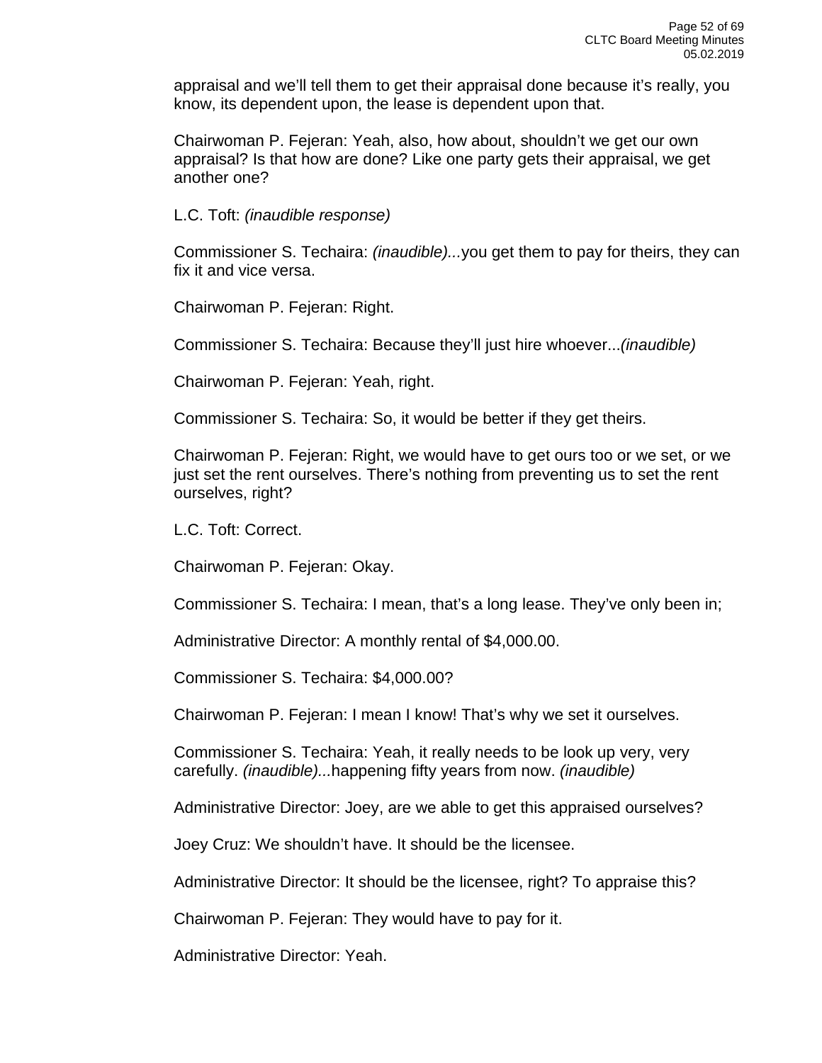appraisal and we'll tell them to get their appraisal done because it's really, you know, its dependent upon, the lease is dependent upon that.

Chairwoman P. Fejeran: Yeah, also, how about, shouldn't we get our own appraisal? Is that how are done? Like one party gets their appraisal, we get another one?

L.C. Toft: *(inaudible response)*

Commissioner S. Techaira: *(inaudible)...*you get them to pay for theirs, they can fix it and vice versa.

Chairwoman P. Fejeran: Right.

Commissioner S. Techaira: Because they'll just hire whoever...*(inaudible)*

Chairwoman P. Fejeran: Yeah, right.

Commissioner S. Techaira: So, it would be better if they get theirs.

Chairwoman P. Fejeran: Right, we would have to get ours too or we set, or we just set the rent ourselves. There's nothing from preventing us to set the rent ourselves, right?

L.C. Toft: Correct.

Chairwoman P. Fejeran: Okay.

Commissioner S. Techaira: I mean, that's a long lease. They've only been in;

Administrative Director: A monthly rental of $4,000.00.

Commissioner S. Techaira: $4,000.00?

Chairwoman P. Fejeran: I mean I know! That's why we set it ourselves.

Commissioner S. Techaira: Yeah, it really needs to be look up very, very carefully. *(inaudible)...*happening fifty years from now. *(inaudible)*

Administrative Director: Joey, are we able to get this appraised ourselves?

Joey Cruz: We shouldn't have. It should be the licensee.

Administrative Director: It should be the licensee, right? To appraise this?

Chairwoman P. Fejeran: They would have to pay for it.

Administrative Director: Yeah.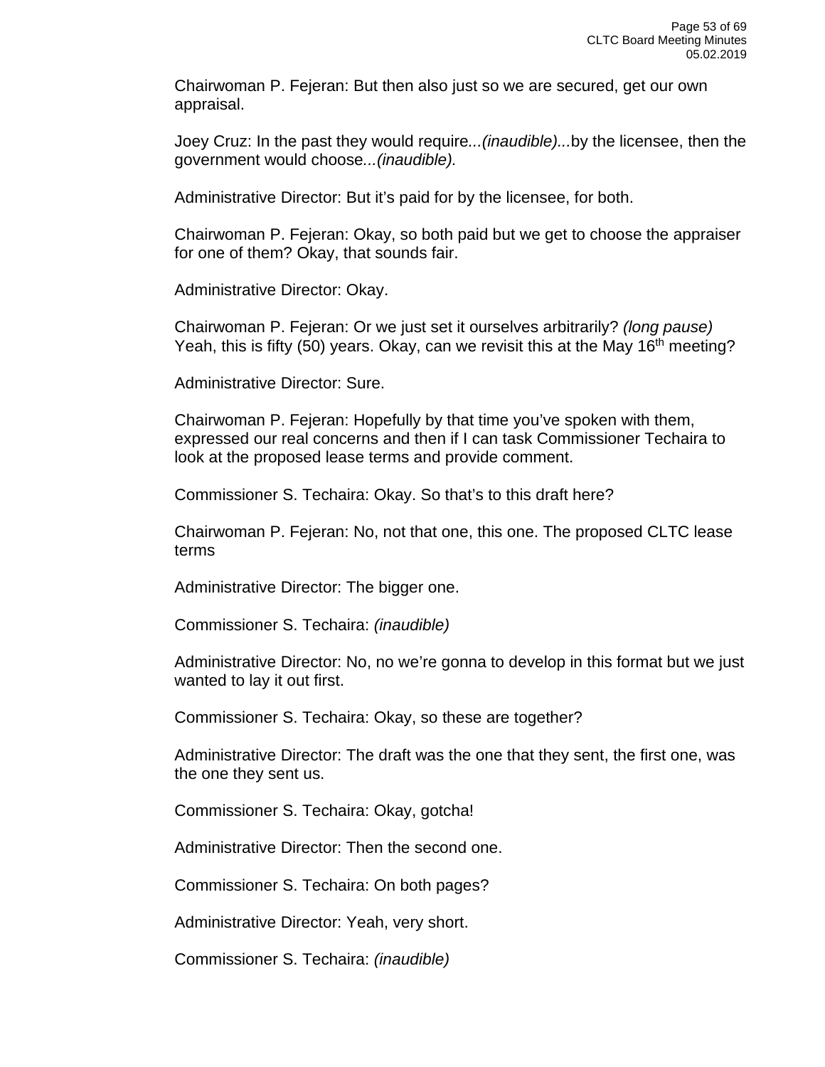Chairwoman P. Fejeran: But then also just so we are secured, get our own appraisal.

Joey Cruz: In the past they would require*...(inaudible)...*by the licensee, then the government would choose*...(inaudible).*

Administrative Director: But it's paid for by the licensee, for both.

Chairwoman P. Fejeran: Okay, so both paid but we get to choose the appraiser for one of them? Okay, that sounds fair.

Administrative Director: Okay.

Chairwoman P. Fejeran: Or we just set it ourselves arbitrarily? *(long pause)* Yeah, this is fifty (50) years. Okay, can we revisit this at the May 16th meeting?

Administrative Director: Sure.

Chairwoman P. Fejeran: Hopefully by that time you've spoken with them, expressed our real concerns and then if I can task Commissioner Techaira to look at the proposed lease terms and provide comment.

Commissioner S. Techaira: Okay. So that's to this draft here?

Chairwoman P. Fejeran: No, not that one, this one. The proposed CLTC lease terms

Administrative Director: The bigger one.

Commissioner S. Techaira: *(inaudible)*

Administrative Director: No, no we're gonna to develop in this format but we just wanted to lay it out first.

Commissioner S. Techaira: Okay, so these are together?

Administrative Director: The draft was the one that they sent, the first one, was the one they sent us.

Commissioner S. Techaira: Okay, gotcha!

Administrative Director: Then the second one.

Commissioner S. Techaira: On both pages?

Administrative Director: Yeah, very short.

Commissioner S. Techaira: *(inaudible)*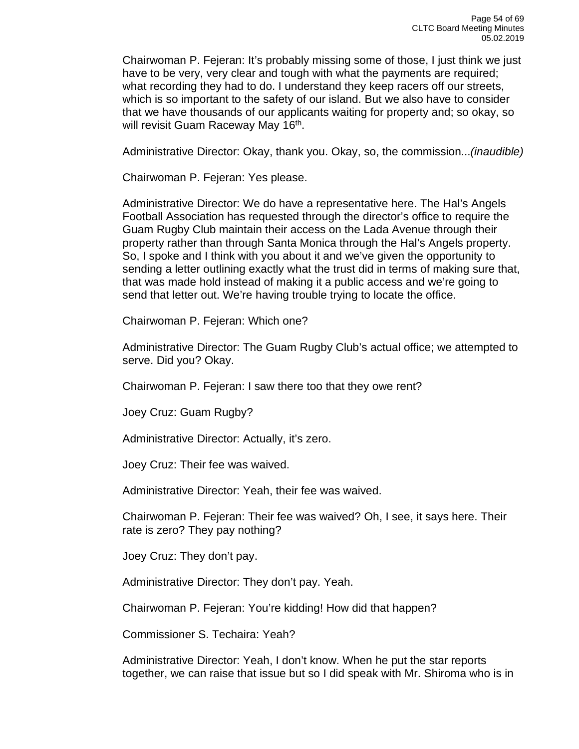Chairwoman P. Fejeran: It's probably missing some of those, I just think we just have to be very, very clear and tough with what the payments are required; what recording they had to do. I understand they keep racers off our streets, which is so important to the safety of our island. But we also have to consider that we have thousands of our applicants waiting for property and; so okay, so will revisit Guam Raceway May 16th.

Administrative Director: Okay, thank you. Okay, so, the commission...*(inaudible)*

Chairwoman P. Fejeran: Yes please.

Administrative Director: We do have a representative here. The Hal's Angels Football Association has requested through the director's office to require the Guam Rugby Club maintain their access on the Lada Avenue through their property rather than through Santa Monica through the Hal's Angels property. So, I spoke and I think with you about it and we've given the opportunity to sending a letter outlining exactly what the trust did in terms of making sure that, that was made hold instead of making it a public access and we're going to send that letter out. We're having trouble trying to locate the office.

Chairwoman P. Fejeran: Which one?

Administrative Director: The Guam Rugby Club's actual office; we attempted to serve. Did you? Okay.

Chairwoman P. Fejeran: I saw there too that they owe rent?

Joey Cruz: Guam Rugby?

Administrative Director: Actually, it's zero.

Joey Cruz: Their fee was waived.

Administrative Director: Yeah, their fee was waived.

Chairwoman P. Fejeran: Their fee was waived? Oh, I see, it says here. Their rate is zero? They pay nothing?

Joey Cruz: They don't pay.

Administrative Director: They don't pay. Yeah.

Chairwoman P. Fejeran: You're kidding! How did that happen?

Commissioner S. Techaira: Yeah?

Administrative Director: Yeah, I don't know. When he put the star reports together, we can raise that issue but so I did speak with Mr. Shiroma who is in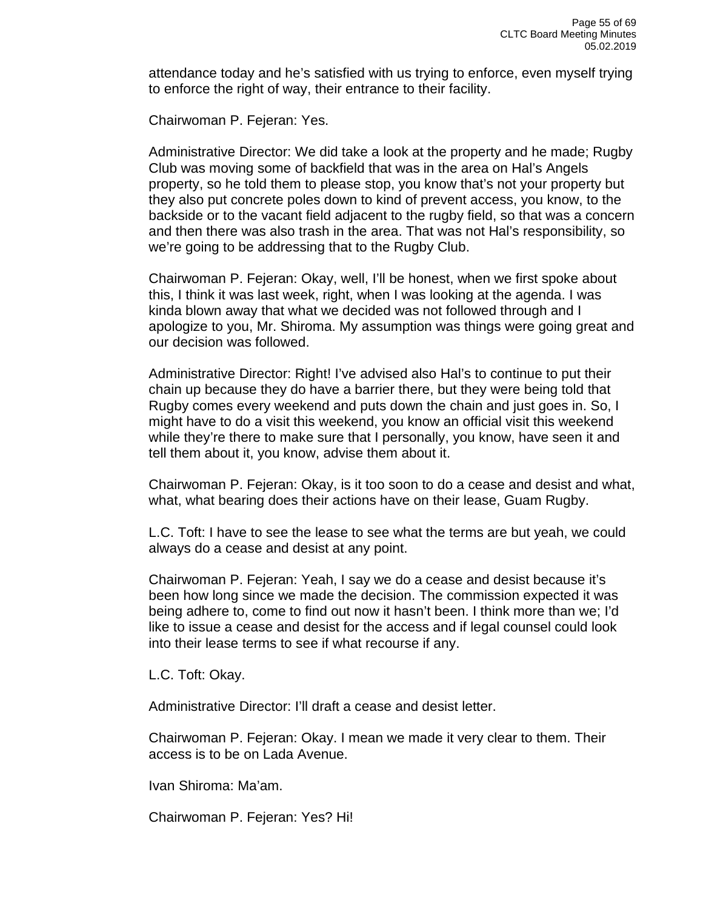attendance today and he's satisfied with us trying to enforce, even myself trying to enforce the right of way, their entrance to their facility.

Chairwoman P. Fejeran: Yes.

Administrative Director: We did take a look at the property and he made; Rugby Club was moving some of backfield that was in the area on Hal's Angels property, so he told them to please stop, you know that's not your property but they also put concrete poles down to kind of prevent access, you know, to the backside or to the vacant field adjacent to the rugby field, so that was a concern and then there was also trash in the area. That was not Hal's responsibility, so we're going to be addressing that to the Rugby Club.

Chairwoman P. Fejeran: Okay, well, I'll be honest, when we first spoke about this, I think it was last week, right, when I was looking at the agenda. I was kinda blown away that what we decided was not followed through and I apologize to you, Mr. Shiroma. My assumption was things were going great and our decision was followed.

Administrative Director: Right! I've advised also Hal's to continue to put their chain up because they do have a barrier there, but they were being told that Rugby comes every weekend and puts down the chain and just goes in. So, I might have to do a visit this weekend, you know an official visit this weekend while they're there to make sure that I personally, you know, have seen it and tell them about it, you know, advise them about it.

Chairwoman P. Fejeran: Okay, is it too soon to do a cease and desist and what, what, what bearing does their actions have on their lease, Guam Rugby.

L.C. Toft: I have to see the lease to see what the terms are but yeah, we could always do a cease and desist at any point.

Chairwoman P. Fejeran: Yeah, I say we do a cease and desist because it's been how long since we made the decision. The commission expected it was being adhere to, come to find out now it hasn't been. I think more than we; I'd like to issue a cease and desist for the access and if legal counsel could look into their lease terms to see if what recourse if any.

L.C. Toft: Okay.

Administrative Director: I'll draft a cease and desist letter.

Chairwoman P. Fejeran: Okay. I mean we made it very clear to them. Their access is to be on Lada Avenue.

Ivan Shiroma: Ma'am.

Chairwoman P. Fejeran: Yes? Hi!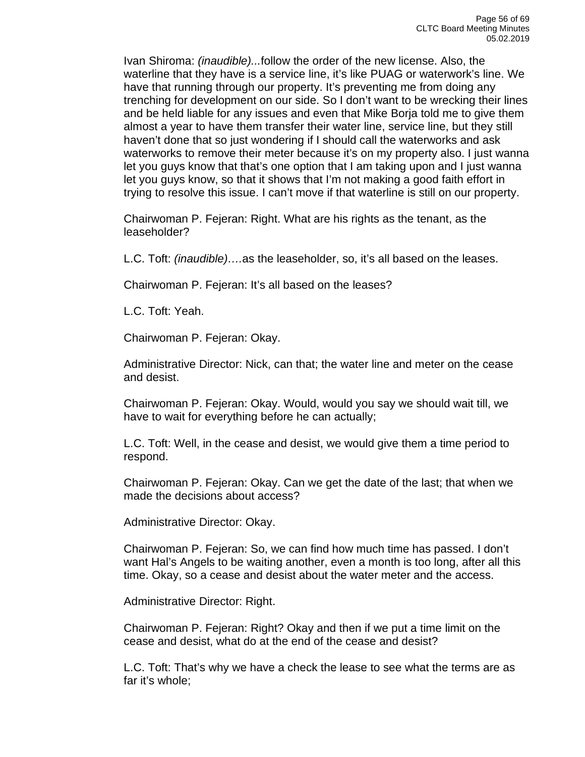Ivan Shiroma: *(inaudible)...*follow the order of the new license. Also, the waterline that they have is a service line, it's like PUAG or waterwork's line. We have that running through our property. It's preventing me from doing any trenching for development on our side. So I don't want to be wrecking their lines and be held liable for any issues and even that Mike Borja told me to give them almost a year to have them transfer their water line, service line, but they still haven't done that so just wondering if I should call the waterworks and ask waterworks to remove their meter because it's on my property also. I just wanna let you guys know that that's one option that I am taking upon and I just wanna let you guys know, so that it shows that I'm not making a good faith effort in trying to resolve this issue. I can't move if that waterline is still on our property.

Chairwoman P. Fejeran: Right. What are his rights as the tenant, as the leaseholder?

L.C. Toft: *(inaudible)*….as the leaseholder, so, it's all based on the leases.

Chairwoman P. Fejeran: It's all based on the leases?

L.C. Toft: Yeah.

Chairwoman P. Fejeran: Okay.

Administrative Director: Nick, can that; the water line and meter on the cease and desist.

Chairwoman P. Fejeran: Okay. Would, would you say we should wait till, we have to wait for everything before he can actually;

L.C. Toft: Well, in the cease and desist, we would give them a time period to respond.

Chairwoman P. Fejeran: Okay. Can we get the date of the last; that when we made the decisions about access?

Administrative Director: Okay.

Chairwoman P. Fejeran: So, we can find how much time has passed. I don't want Hal's Angels to be waiting another, even a month is too long, after all this time. Okay, so a cease and desist about the water meter and the access.

Administrative Director: Right.

Chairwoman P. Fejeran: Right? Okay and then if we put a time limit on the cease and desist, what do at the end of the cease and desist?

L.C. Toft: That's why we have a check the lease to see what the terms are as far it's whole;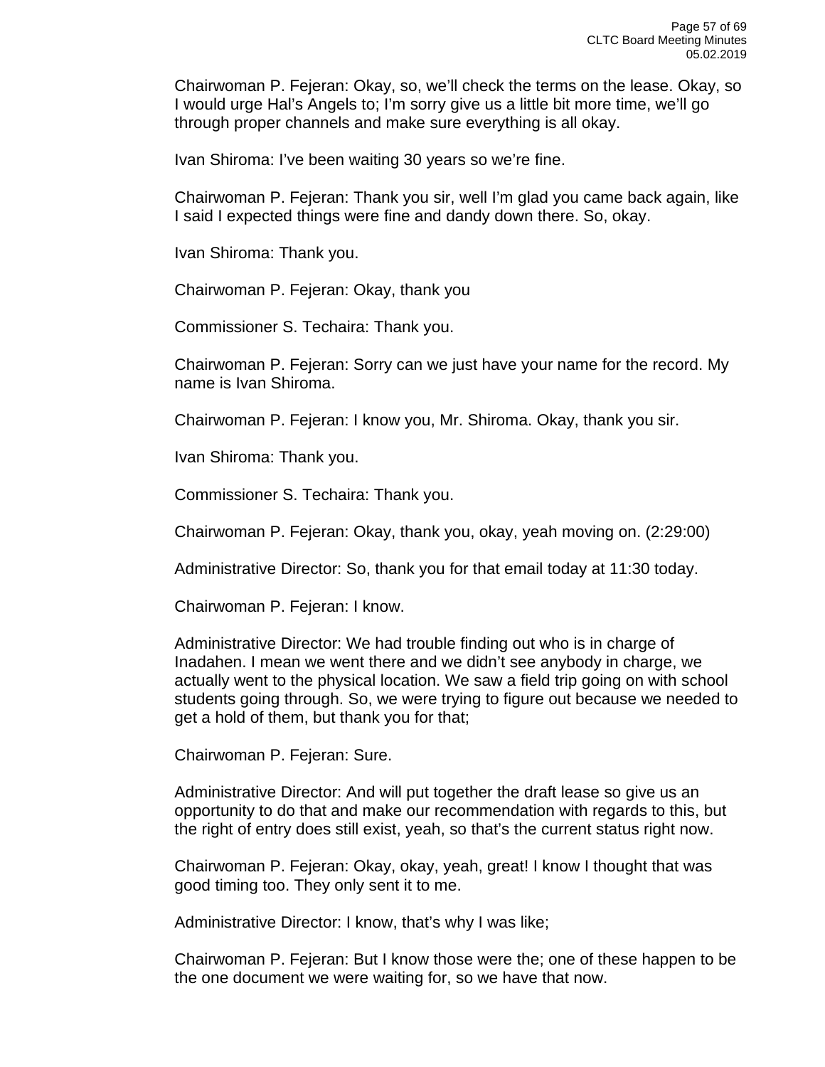Chairwoman P. Fejeran: Okay, so, we'll check the terms on the lease. Okay, so I would urge Hal's Angels to; I'm sorry give us a little bit more time, we'll go through proper channels and make sure everything is all okay.

Ivan Shiroma: I've been waiting 30 years so we're fine.

Chairwoman P. Fejeran: Thank you sir, well I'm glad you came back again, like I said I expected things were fine and dandy down there. So, okay.

Ivan Shiroma: Thank you.

Chairwoman P. Fejeran: Okay, thank you

Commissioner S. Techaira: Thank you.

Chairwoman P. Fejeran: Sorry can we just have your name for the record. My name is Ivan Shiroma.

Chairwoman P. Fejeran: I know you, Mr. Shiroma. Okay, thank you sir.

Ivan Shiroma: Thank you.

Commissioner S. Techaira: Thank you.

Chairwoman P. Fejeran: Okay, thank you, okay, yeah moving on. (2:29:00)

Administrative Director: So, thank you for that email today at 11:30 today.

Chairwoman P. Fejeran: I know.

Administrative Director: We had trouble finding out who is in charge of Inadahen. I mean we went there and we didn't see anybody in charge, we actually went to the physical location. We saw a field trip going on with school students going through. So, we were trying to figure out because we needed to get a hold of them, but thank you for that;

Chairwoman P. Fejeran: Sure.

Administrative Director: And will put together the draft lease so give us an opportunity to do that and make our recommendation with regards to this, but the right of entry does still exist, yeah, so that's the current status right now.

Chairwoman P. Fejeran: Okay, okay, yeah, great! I know I thought that was good timing too. They only sent it to me.

Administrative Director: I know, that's why I was like;

Chairwoman P. Fejeran: But I know those were the; one of these happen to be the one document we were waiting for, so we have that now.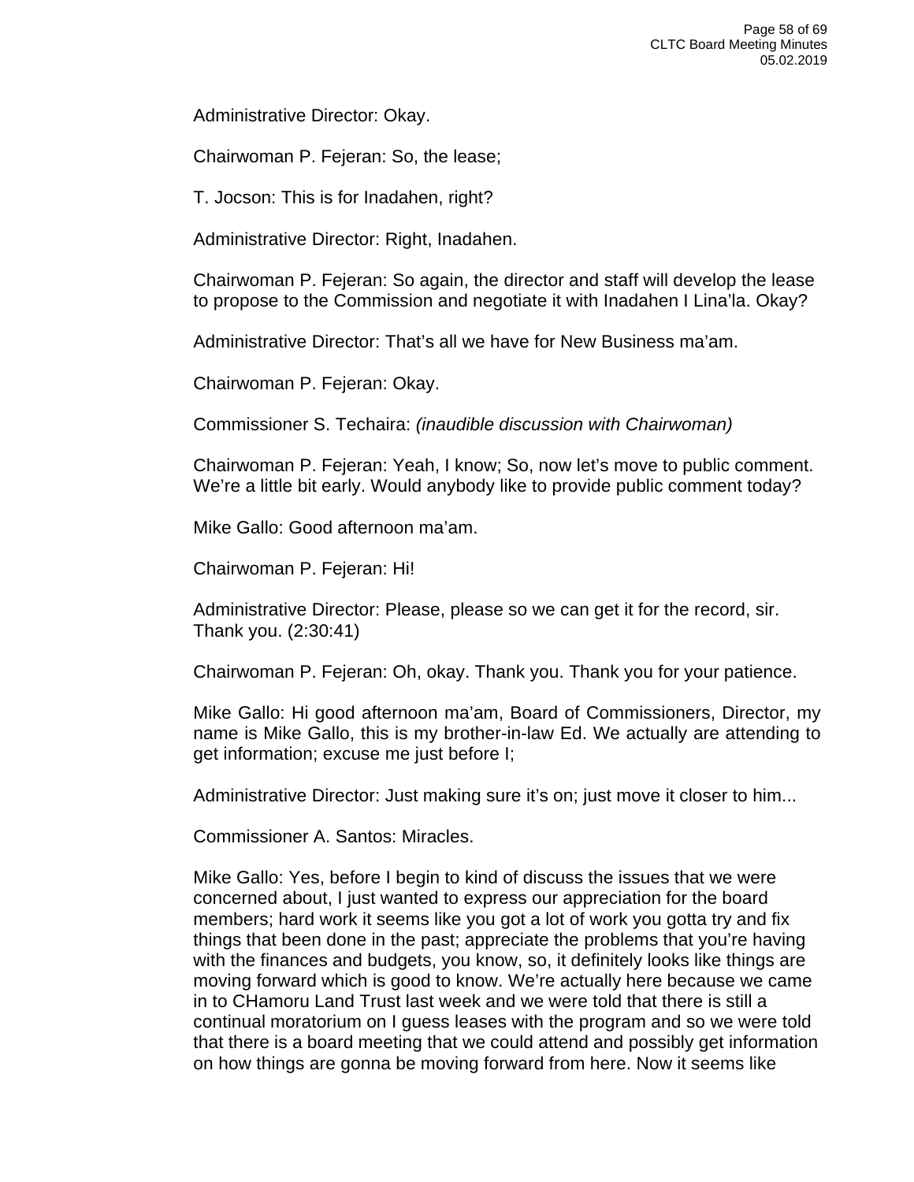Administrative Director: Okay.

Chairwoman P. Fejeran: So, the lease;

T. Jocson: This is for Inadahen, right?

Administrative Director: Right, Inadahen.

Chairwoman P. Fejeran: So again, the director and staff will develop the lease to propose to the Commission and negotiate it with Inadahen I Lina'la. Okay?

Administrative Director: That's all we have for New Business ma'am.

Chairwoman P. Fejeran: Okay.

Commissioner S. Techaira: *(inaudible discussion with Chairwoman)*

Chairwoman P. Fejeran: Yeah, I know; So, now let's move to public comment. We're a little bit early. Would anybody like to provide public comment today?

Mike Gallo: Good afternoon ma'am.

Chairwoman P. Fejeran: Hi!

Administrative Director: Please, please so we can get it for the record, sir. Thank you. (2:30:41)

Chairwoman P. Fejeran: Oh, okay. Thank you. Thank you for your patience.

Mike Gallo: Hi good afternoon ma'am, Board of Commissioners, Director, my name is Mike Gallo, this is my brother-in-law Ed. We actually are attending to get information; excuse me just before I;

Administrative Director: Just making sure it's on; just move it closer to him...

Commissioner A. Santos: Miracles.

Mike Gallo: Yes, before I begin to kind of discuss the issues that we were concerned about, I just wanted to express our appreciation for the board members; hard work it seems like you got a lot of work you gotta try and fix things that been done in the past; appreciate the problems that you're having with the finances and budgets, you know, so, it definitely looks like things are moving forward which is good to know. We're actually here because we came in to CHamoru Land Trust last week and we were told that there is still a continual moratorium on I guess leases with the program and so we were told that there is a board meeting that we could attend and possibly get information on how things are gonna be moving forward from here. Now it seems like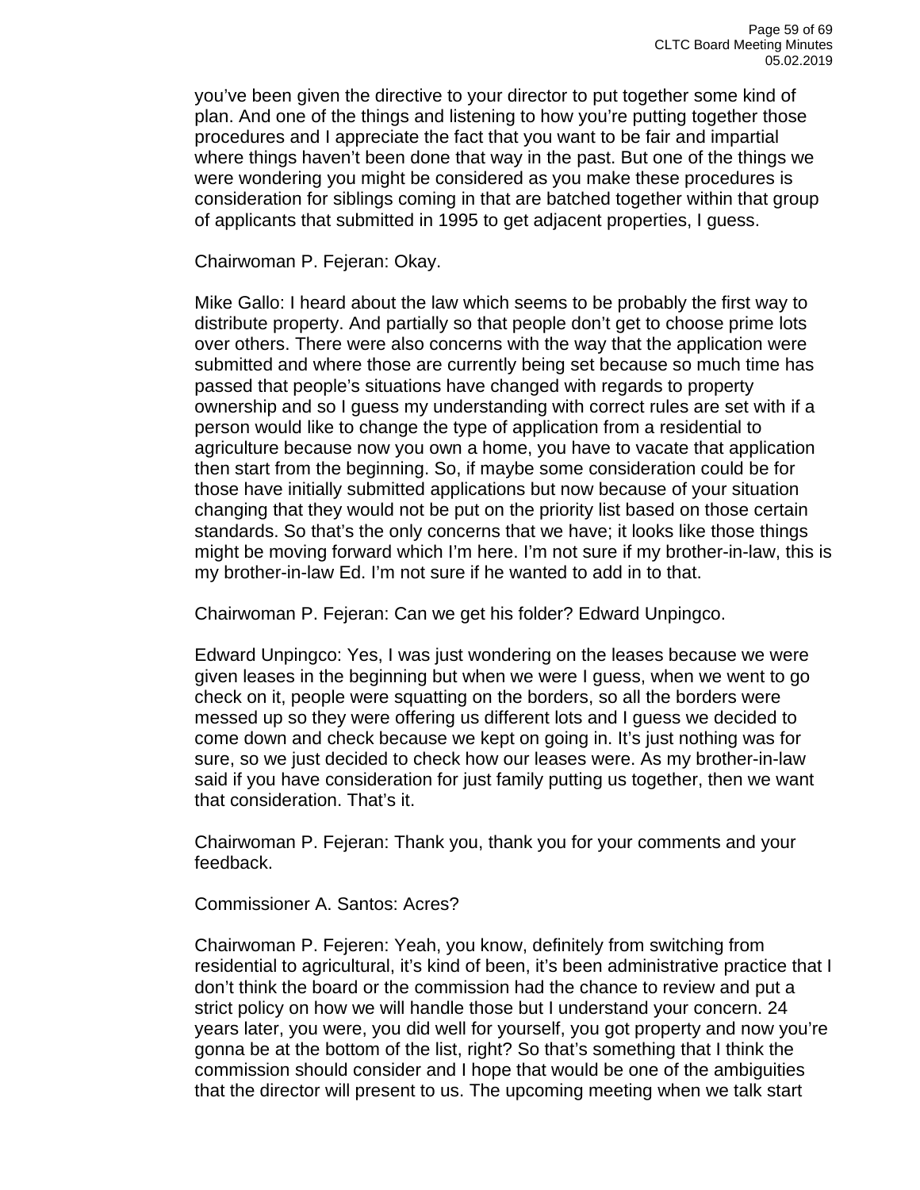you've been given the directive to your director to put together some kind of plan. And one of the things and listening to how you're putting together those procedures and I appreciate the fact that you want to be fair and impartial where things haven't been done that way in the past. But one of the things we were wondering you might be considered as you make these procedures is consideration for siblings coming in that are batched together within that group of applicants that submitted in 1995 to get adjacent properties, I guess.

Chairwoman P. Fejeran: Okay.

Mike Gallo: I heard about the law which seems to be probably the first way to distribute property. And partially so that people don't get to choose prime lots over others. There were also concerns with the way that the application were submitted and where those are currently being set because so much time has passed that people's situations have changed with regards to property ownership and so I guess my understanding with correct rules are set with if a person would like to change the type of application from a residential to agriculture because now you own a home, you have to vacate that application then start from the beginning. So, if maybe some consideration could be for those have initially submitted applications but now because of your situation changing that they would not be put on the priority list based on those certain standards. So that's the only concerns that we have; it looks like those things might be moving forward which I'm here. I'm not sure if my brother-in-law, this is my brother-in-law Ed. I'm not sure if he wanted to add in to that.

Chairwoman P. Fejeran: Can we get his folder? Edward Unpingco.

Edward Unpingco: Yes, I was just wondering on the leases because we were given leases in the beginning but when we were I guess, when we went to go check on it, people were squatting on the borders, so all the borders were messed up so they were offering us different lots and I guess we decided to come down and check because we kept on going in. It's just nothing was for sure, so we just decided to check how our leases were. As my brother-in-law said if you have consideration for just family putting us together, then we want that consideration. That's it.

Chairwoman P. Fejeran: Thank you, thank you for your comments and your feedback.

Commissioner A. Santos: Acres?

Chairwoman P. Fejeren: Yeah, you know, definitely from switching from residential to agricultural, it's kind of been, it's been administrative practice that I don't think the board or the commission had the chance to review and put a strict policy on how we will handle those but I understand your concern. 24 years later, you were, you did well for yourself, you got property and now you're gonna be at the bottom of the list, right? So that's something that I think the commission should consider and I hope that would be one of the ambiguities that the director will present to us. The upcoming meeting when we talk start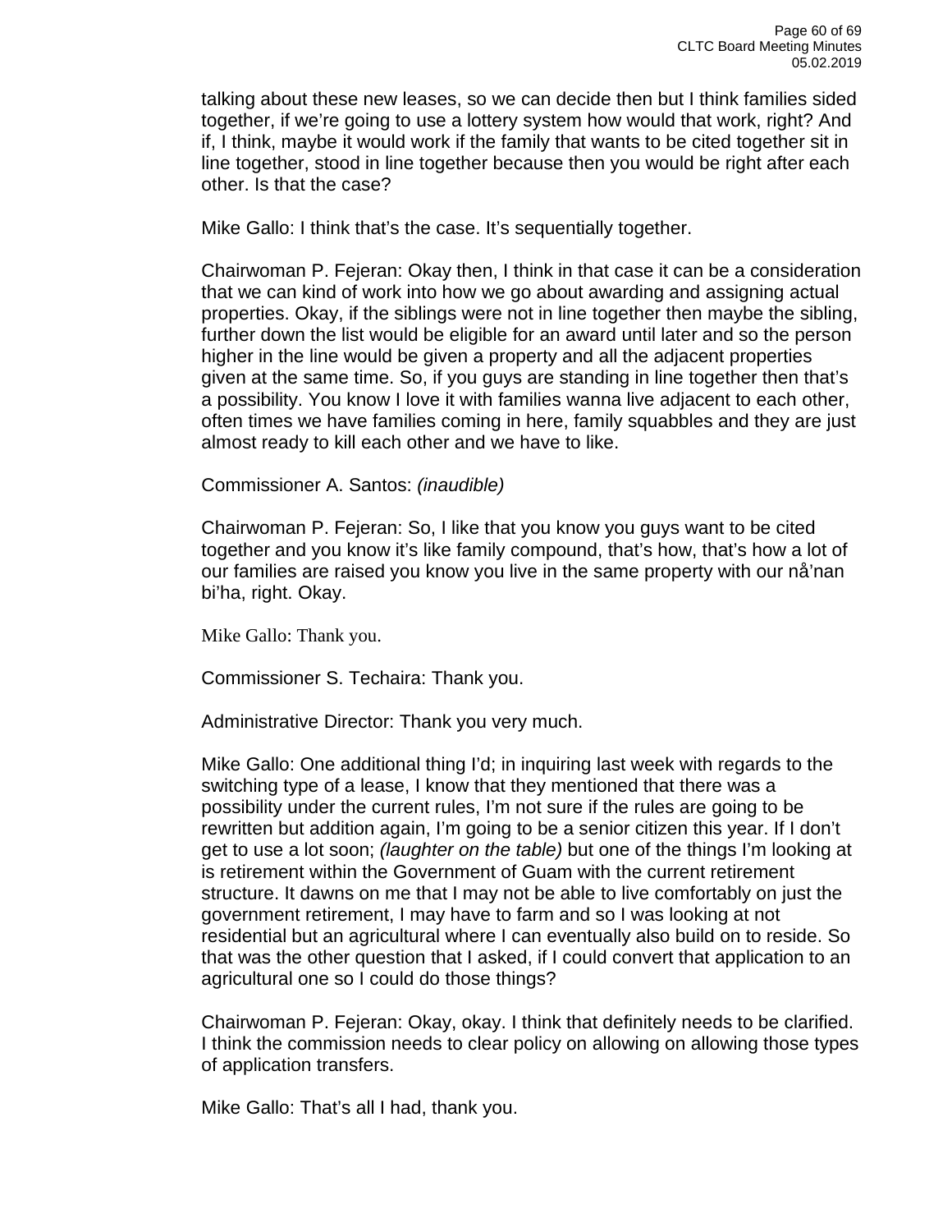talking about these new leases, so we can decide then but I think families sided together, if we're going to use a lottery system how would that work, right? And if, I think, maybe it would work if the family that wants to be cited together sit in line together, stood in line together because then you would be right after each other. Is that the case?

Mike Gallo: I think that's the case. It's sequentially together.

Chairwoman P. Fejeran: Okay then, I think in that case it can be a consideration that we can kind of work into how we go about awarding and assigning actual properties. Okay, if the siblings were not in line together then maybe the sibling, further down the list would be eligible for an award until later and so the person higher in the line would be given a property and all the adjacent properties given at the same time. So, if you guys are standing in line together then that's a possibility. You know I love it with families wanna live adjacent to each other, often times we have families coming in here, family squabbles and they are just almost ready to kill each other and we have to like.

Commissioner A. Santos: *(inaudible)*

Chairwoman P. Fejeran: So, I like that you know you guys want to be cited together and you know it's like family compound, that's how, that's how a lot of our families are raised you know you live in the same property with our nå'nan bi'ha, right. Okay.

Mike Gallo: Thank you.

Commissioner S. Techaira: Thank you.

Administrative Director: Thank you very much.

Mike Gallo: One additional thing I'd; in inquiring last week with regards to the switching type of a lease, I know that they mentioned that there was a possibility under the current rules, I'm not sure if the rules are going to be rewritten but addition again, I'm going to be a senior citizen this year. If I don't get to use a lot soon; *(laughter on the table)* but one of the things I'm looking at is retirement within the Government of Guam with the current retirement structure. It dawns on me that I may not be able to live comfortably on just the government retirement, I may have to farm and so I was looking at not residential but an agricultural where I can eventually also build on to reside. So that was the other question that I asked, if I could convert that application to an agricultural one so I could do those things?

Chairwoman P. Fejeran: Okay, okay. I think that definitely needs to be clarified. I think the commission needs to clear policy on allowing on allowing those types of application transfers.

Mike Gallo: That's all I had, thank you.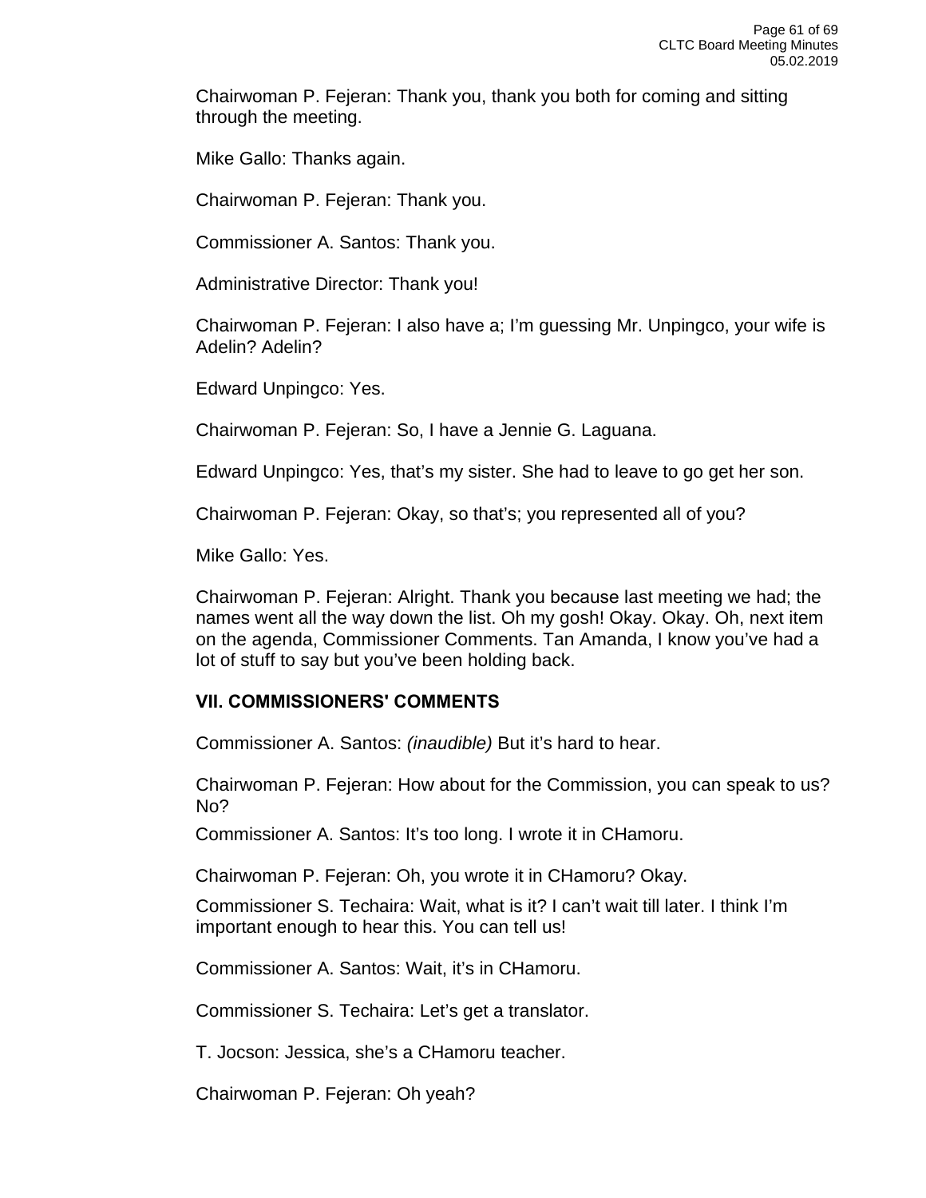Chairwoman P. Fejeran: Thank you, thank you both for coming and sitting through the meeting.

Mike Gallo: Thanks again.

Chairwoman P. Fejeran: Thank you.

Commissioner A. Santos: Thank you.

Administrative Director: Thank you!

Chairwoman P. Fejeran: I also have a; I'm guessing Mr. Unpingco, your wife is Adelin? Adelin?

Edward Unpingco: Yes.

Chairwoman P. Fejeran: So, I have a Jennie G. Laguana.

Edward Unpingco: Yes, that's my sister. She had to leave to go get her son.

Chairwoman P. Fejeran: Okay, so that's; you represented all of you?

Mike Gallo: Yes.

Chairwoman P. Fejeran: Alright. Thank you because last meeting we had; the names went all the way down the list. Oh my gosh! Okay. Okay. Oh, next item on the agenda, Commissioner Comments. Tan Amanda, I know you've had a lot of stuff to say but you've been holding back.

## VII. COMMISSIONERS' COMMENTS

Commissioner A. Santos: *(inaudible)* But it's hard to hear.

Chairwoman P. Fejeran: How about for the Commission, you can speak to us? No?

Commissioner A. Santos: It's too long. I wrote it in CHamoru.

Chairwoman P. Fejeran: Oh, you wrote it in CHamoru? Okay.

Commissioner S. Techaira: Wait, what is it? I can't wait till later. I think I'm important enough to hear this. You can tell us!

Commissioner A. Santos: Wait, it's in CHamoru.

Commissioner S. Techaira: Let's get a translator.

T. Jocson: Jessica, she's a CHamoru teacher.

Chairwoman P. Fejeran: Oh yeah?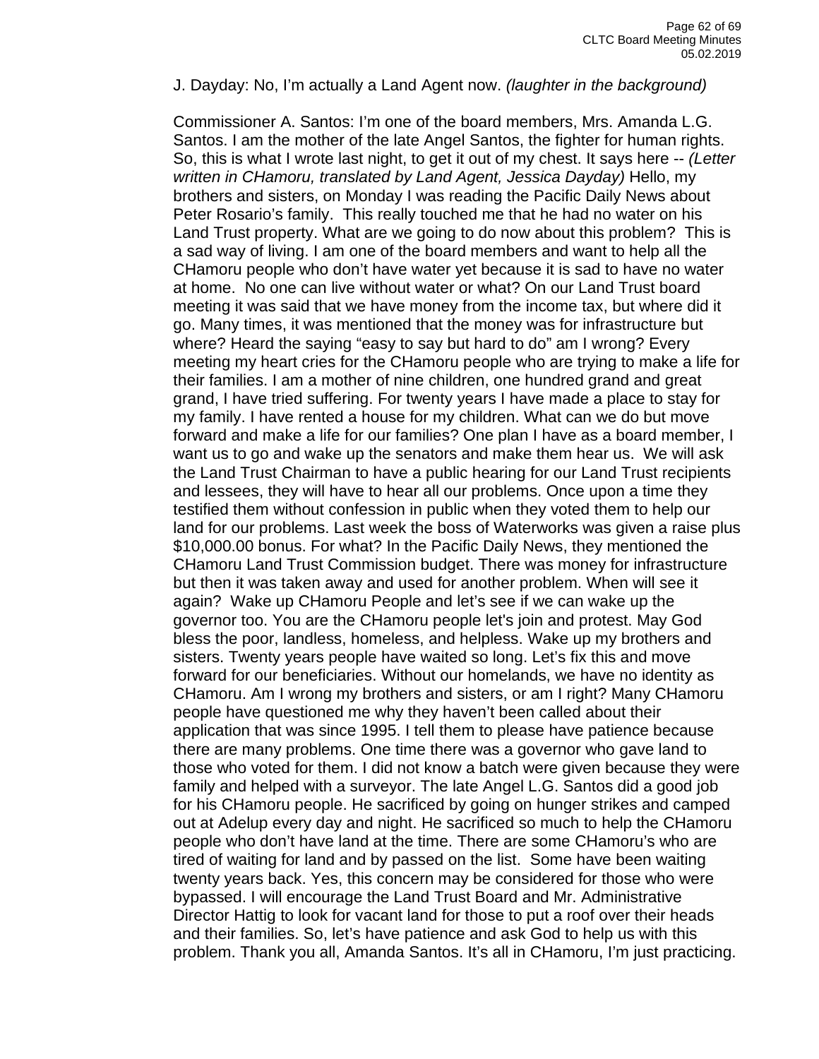J. Dayday: No, I'm actually a Land Agent now. *(laughter in the background)*

Commissioner A. Santos: I'm one of the board members, Mrs. Amanda L.G. Santos. I am the mother of the late Angel Santos, the fighter for human rights. So, this is what I wrote last night, to get it out of my chest. It says here -- *(Letter written in CHamoru, translated by Land Agent, Jessica Dayday)* Hello, my brothers and sisters, on Monday I was reading the Pacific Daily News about Peter Rosario's family. This really touched me that he had no water on his Land Trust property. What are we going to do now about this problem? This is a sad way of living. I am one of the board members and want to help all the CHamoru people who don't have water yet because it is sad to have no water at home. No one can live without water or what? On our Land Trust board meeting it was said that we have money from the income tax, but where did it go. Many times, it was mentioned that the money was for infrastructure but where? Heard the saying "easy to say but hard to do" am I wrong? Every meeting my heart cries for the CHamoru people who are trying to make a life for their families. I am a mother of nine children, one hundred grand and great grand, I have tried suffering. For twenty years I have made a place to stay for my family. I have rented a house for my children. What can we do but move forward and make a life for our families? One plan I have as a board member, I want us to go and wake up the senators and make them hear us. We will ask the Land Trust Chairman to have a public hearing for our Land Trust recipients and lessees, they will have to hear all our problems. Once upon a time they testified them without confession in public when they voted them to help our land for our problems. Last week the boss of Waterworks was given a raise plus $10,000.00 bonus. For what? In the Pacific Daily News, they mentioned the CHamoru Land Trust Commission budget. There was money for infrastructure but then it was taken away and used for another problem. When will see it again? Wake up CHamoru People and let's see if we can wake up the governor too. You are the CHamoru people let's join and protest. May God bless the poor, landless, homeless, and helpless. Wake up my brothers and sisters. Twenty years people have waited so long. Let's fix this and move forward for our beneficiaries. Without our homelands, we have no identity as CHamoru. Am I wrong my brothers and sisters, or am I right? Many CHamoru people have questioned me why they haven't been called about their application that was since 1995. I tell them to please have patience because there are many problems. One time there was a governor who gave land to those who voted for them. I did not know a batch were given because they were family and helped with a surveyor. The late Angel L.G. Santos did a good job for his CHamoru people. He sacrificed by going on hunger strikes and camped out at Adelup every day and night. He sacrificed so much to help the CHamoru people who don't have land at the time. There are some CHamoru's who are tired of waiting for land and by passed on the list. Some have been waiting twenty years back. Yes, this concern may be considered for those who were bypassed. I will encourage the Land Trust Board and Mr. Administrative Director Hattig to look for vacant land for those to put a roof over their heads and their families. So, let's have patience and ask God to help us with this problem. Thank you all, Amanda Santos. It's all in CHamoru, I'm just practicing.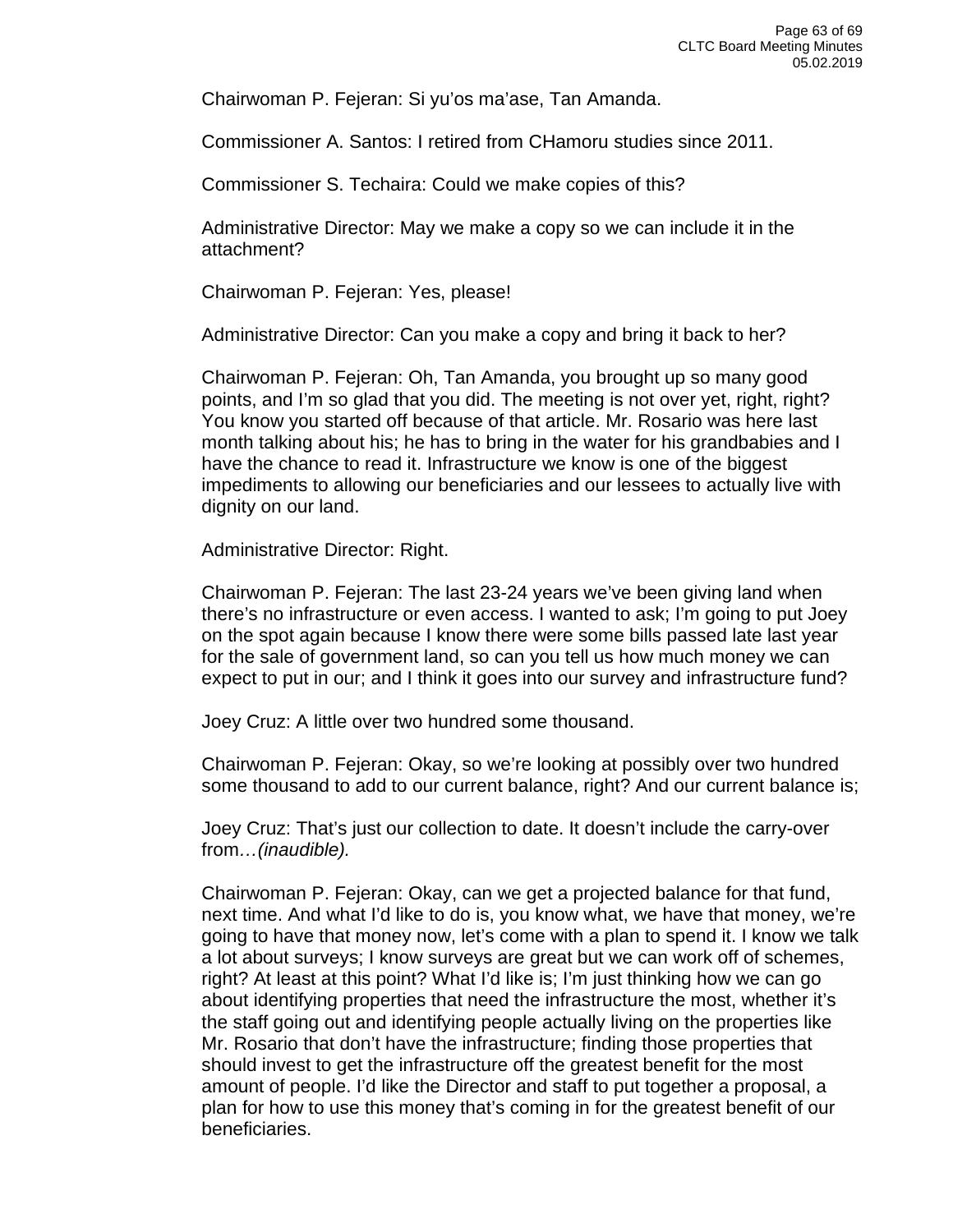Chairwoman P. Fejeran: Si yu’os ma’ase, Tan Amanda.

Commissioner A. Santos: I retired from CHamoru studies since 2011.

Commissioner S. Techaira: Could we make copies of this?

Administrative Director: May we make a copy so we can include it in the attachment?

Chairwoman P. Fejeran: Yes, please!

Administrative Director: Can you make a copy and bring it back to her?

Chairwoman P. Fejeran: Oh, Tan Amanda, you brought up so many good points, and I’m so glad that you did. The meeting is not over yet, right, right? You know you started off because of that article. Mr. Rosario was here last month talking about his; he has to bring in the water for his grandbabies and I have the chance to read it. Infrastructure we know is one of the biggest impediments to allowing our beneficiaries and our lessees to actually live with dignity on our land.

Administrative Director: Right.

Chairwoman P. Fejeran: The last 23-24 years we’ve been giving land when there’s no infrastructure or even access. I wanted to ask; I’m going to put Joey on the spot again because I know there were some bills passed late last year for the sale of government land, so can you tell us how much money we can expect to put in our; and I think it goes into our survey and infrastructure fund?

Joey Cruz: A little over two hundred some thousand.

Chairwoman P. Fejeran: Okay, so we’re looking at possibly over two hundred some thousand to add to our current balance, right? And our current balance is;

Joey Cruz: That’s just our collection to date. It doesn’t include the carry-over from*…(inaudible).*

Chairwoman P. Fejeran: Okay, can we get a projected balance for that fund, next time. And what I’d like to do is, you know what, we have that money, we’re going to have that money now, let’s come with a plan to spend it. I know we talk a lot about surveys; I know surveys are great but we can work off of schemes, right? At least at this point? What I’d like is; I’m just thinking how we can go about identifying properties that need the infrastructure the most, whether it’s the staff going out and identifying people actually living on the properties like Mr. Rosario that don’t have the infrastructure; finding those properties that should invest to get the infrastructure off the greatest benefit for the most amount of people. I’d like the Director and staff to put together a proposal, a plan for how to use this money that’s coming in for the greatest benefit of our beneficiaries.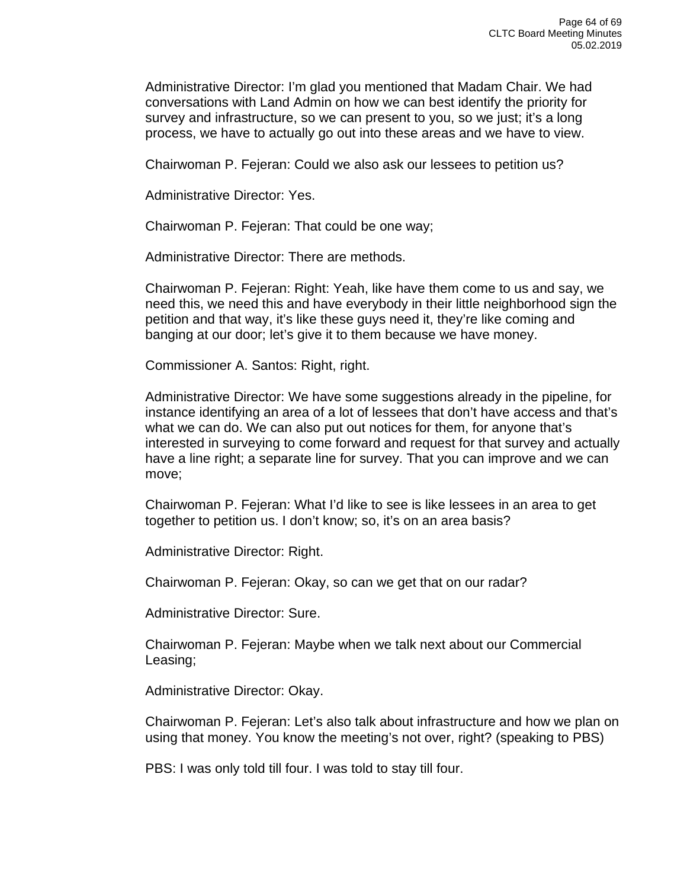Administrative Director: I'm glad you mentioned that Madam Chair. We had conversations with Land Admin on how we can best identify the priority for survey and infrastructure, so we can present to you, so we just; it's a long process, we have to actually go out into these areas and we have to view.

Chairwoman P. Fejeran: Could we also ask our lessees to petition us?

Administrative Director: Yes.

Chairwoman P. Fejeran: That could be one way;

Administrative Director: There are methods.

Chairwoman P. Fejeran: Right: Yeah, like have them come to us and say, we need this, we need this and have everybody in their little neighborhood sign the petition and that way, it's like these guys need it, they're like coming and banging at our door; let's give it to them because we have money.

Commissioner A. Santos: Right, right.

Administrative Director: We have some suggestions already in the pipeline, for instance identifying an area of a lot of lessees that don't have access and that's what we can do. We can also put out notices for them, for anyone that's interested in surveying to come forward and request for that survey and actually have a line right; a separate line for survey. That you can improve and we can move;

Chairwoman P. Fejeran: What I'd like to see is like lessees in an area to get together to petition us. I don't know; so, it's on an area basis?

Administrative Director: Right.

Chairwoman P. Fejeran: Okay, so can we get that on our radar?

Administrative Director: Sure.

Chairwoman P. Fejeran: Maybe when we talk next about our Commercial Leasing;

Administrative Director: Okay.

Chairwoman P. Fejeran: Let's also talk about infrastructure and how we plan on using that money. You know the meeting's not over, right? (speaking to PBS)

PBS: I was only told till four. I was told to stay till four.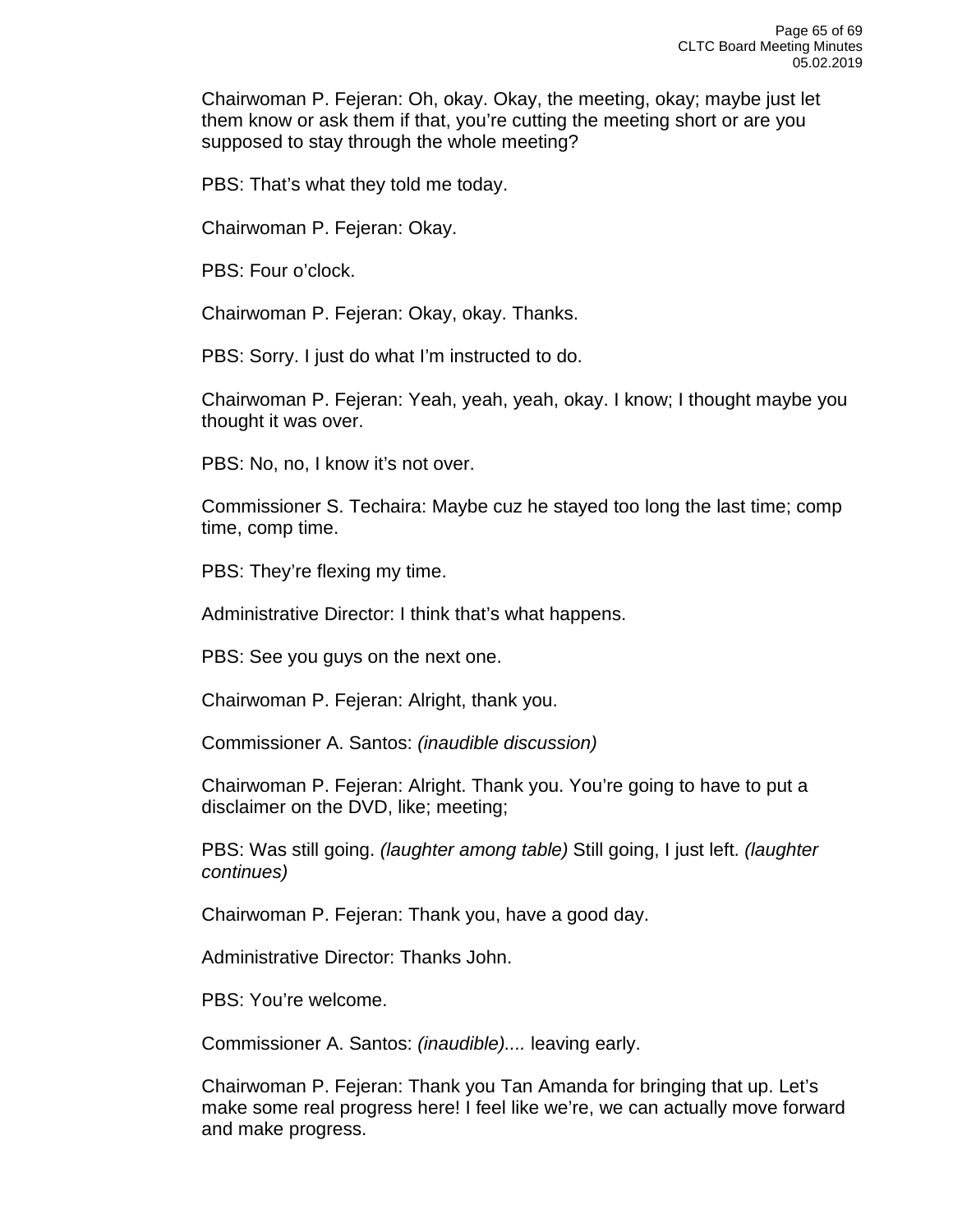Chairwoman P. Fejeran: Oh, okay. Okay, the meeting, okay; maybe just let them know or ask them if that, you're cutting the meeting short or are you supposed to stay through the whole meeting?

PBS: That's what they told me today.

Chairwoman P. Fejeran: Okay.

PBS: Four o'clock.

Chairwoman P. Fejeran: Okay, okay. Thanks.

PBS: Sorry. I just do what I'm instructed to do.

Chairwoman P. Fejeran: Yeah, yeah, yeah, okay. I know; I thought maybe you thought it was over.

PBS: No, no, I know it's not over.

Commissioner S. Techaira: Maybe cuz he stayed too long the last time; comp time, comp time.

PBS: They're flexing my time.

Administrative Director: I think that's what happens.

PBS: See you guys on the next one.

Chairwoman P. Fejeran: Alright, thank you.

Commissioner A. Santos: *(inaudible discussion)*

Chairwoman P. Fejeran: Alright. Thank you. You're going to have to put a disclaimer on the DVD, like; meeting;

PBS: Was still going. *(laughter among table)* Still going, I just left. *(laughter continues)*

Chairwoman P. Fejeran: Thank you, have a good day.

Administrative Director: Thanks John.

PBS: You're welcome.

Commissioner A. Santos: *(inaudible)....* leaving early.

Chairwoman P. Fejeran: Thank you Tan Amanda for bringing that up. Let's make some real progress here! I feel like we're, we can actually move forward and make progress.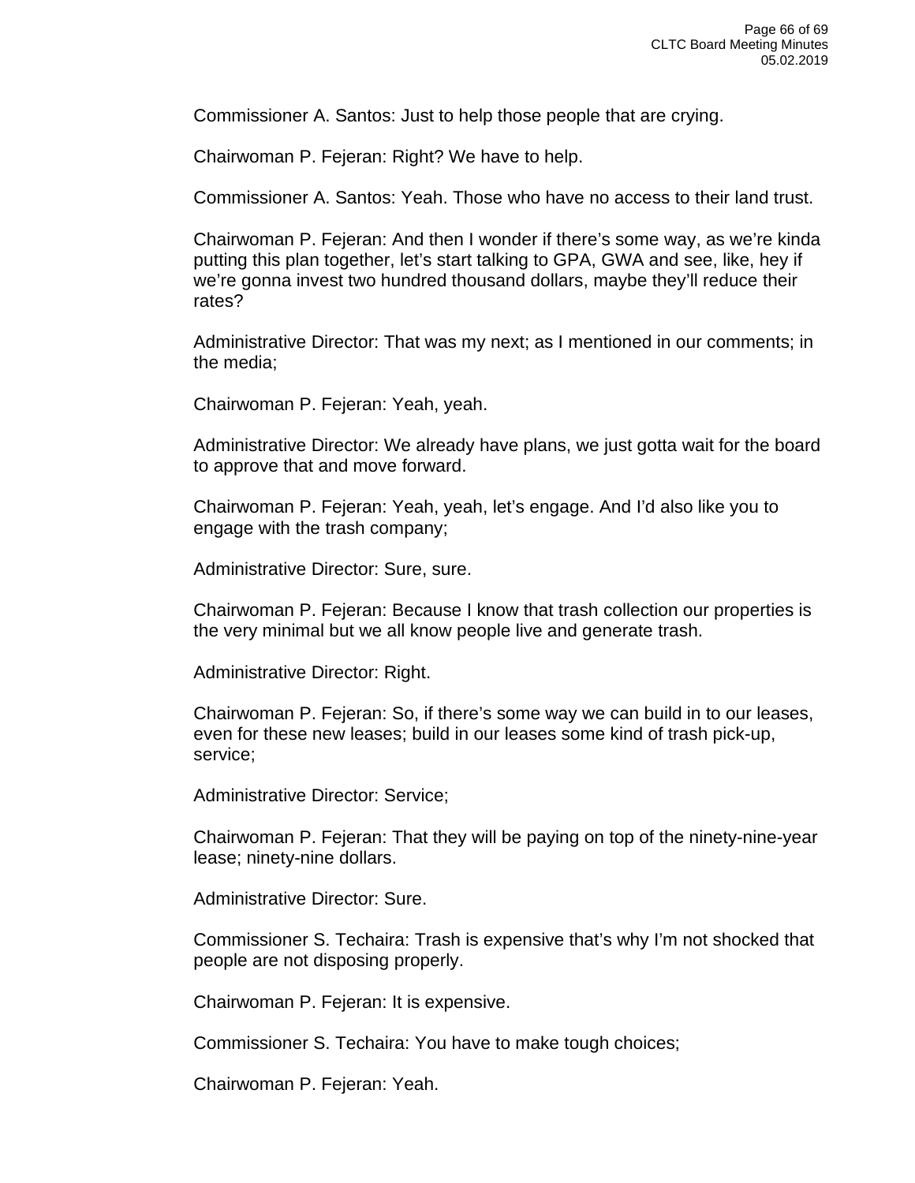Commissioner A. Santos: Just to help those people that are crying.

Chairwoman P. Fejeran: Right? We have to help.

Commissioner A. Santos: Yeah. Those who have no access to their land trust.

Chairwoman P. Fejeran: And then I wonder if there's some way, as we're kinda putting this plan together, let's start talking to GPA, GWA and see, like, hey if we're gonna invest two hundred thousand dollars, maybe they'll reduce their rates?

Administrative Director: That was my next; as I mentioned in our comments; in the media;

Chairwoman P. Fejeran: Yeah, yeah.

Administrative Director: We already have plans, we just gotta wait for the board to approve that and move forward.

Chairwoman P. Fejeran: Yeah, yeah, let's engage. And I'd also like you to engage with the trash company;

Administrative Director: Sure, sure.

Chairwoman P. Fejeran: Because I know that trash collection our properties is the very minimal but we all know people live and generate trash.

Administrative Director: Right.

Chairwoman P. Fejeran: So, if there's some way we can build in to our leases, even for these new leases; build in our leases some kind of trash pick-up, service;

Administrative Director: Service;

Chairwoman P. Fejeran: That they will be paying on top of the ninety-nine-year lease; ninety-nine dollars.

Administrative Director: Sure.

Commissioner S. Techaira: Trash is expensive that's why I'm not shocked that people are not disposing properly.

Chairwoman P. Fejeran: It is expensive.

Commissioner S. Techaira: You have to make tough choices;

Chairwoman P. Fejeran: Yeah.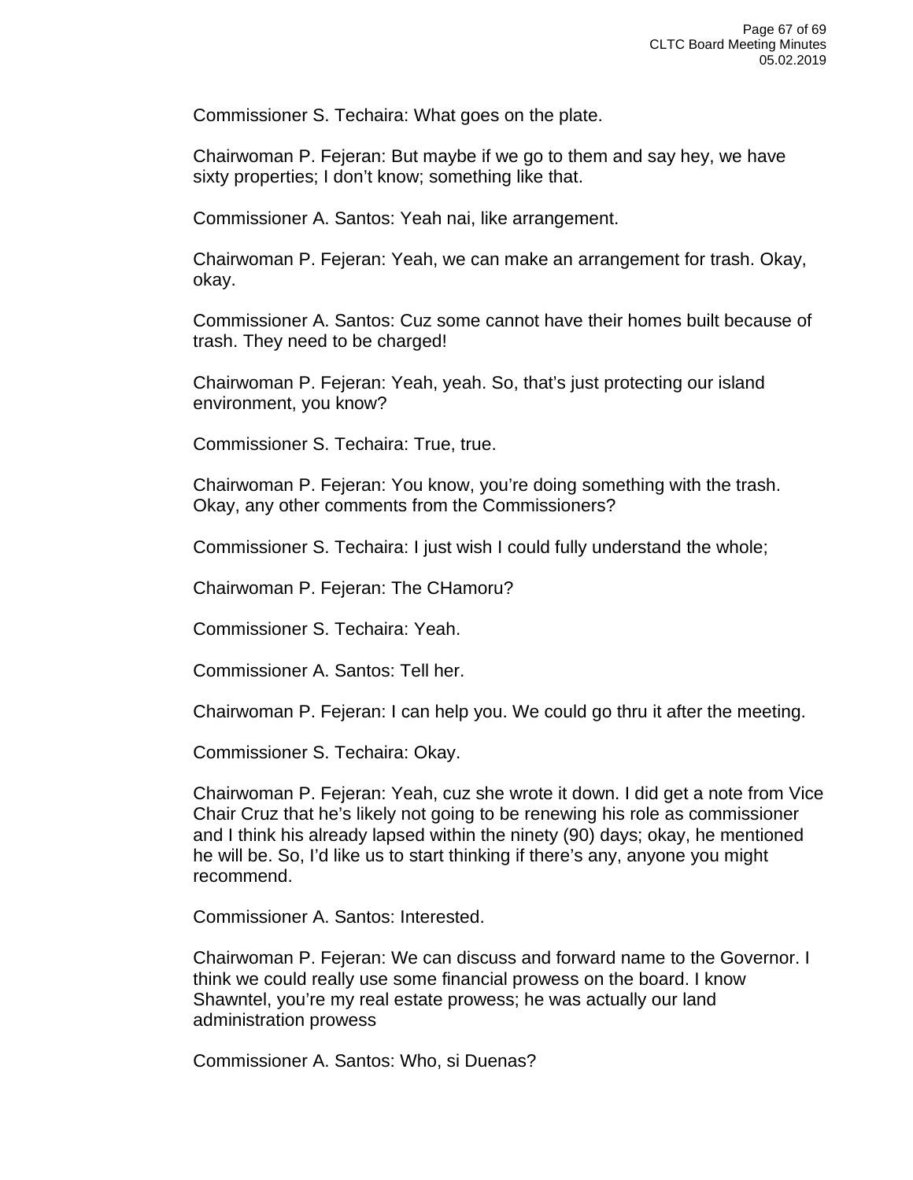Commissioner S. Techaira: What goes on the plate.

Chairwoman P. Fejeran: But maybe if we go to them and say hey, we have sixty properties; I don't know; something like that.

Commissioner A. Santos: Yeah nai, like arrangement.

Chairwoman P. Fejeran: Yeah, we can make an arrangement for trash. Okay, okay.

Commissioner A. Santos: Cuz some cannot have their homes built because of trash. They need to be charged!

Chairwoman P. Fejeran: Yeah, yeah. So, that's just protecting our island environment, you know?

Commissioner S. Techaira: True, true.

Chairwoman P. Fejeran: You know, you're doing something with the trash. Okay, any other comments from the Commissioners?

Commissioner S. Techaira: I just wish I could fully understand the whole;

Chairwoman P. Fejeran: The CHamoru?

Commissioner S. Techaira: Yeah.

Commissioner A. Santos: Tell her.

Chairwoman P. Fejeran: I can help you. We could go thru it after the meeting.

Commissioner S. Techaira: Okay.

Chairwoman P. Fejeran: Yeah, cuz she wrote it down. I did get a note from Vice Chair Cruz that he's likely not going to be renewing his role as commissioner and I think his already lapsed within the ninety (90) days; okay, he mentioned he will be. So, I'd like us to start thinking if there's any, anyone you might recommend.

Commissioner A. Santos: Interested.

Chairwoman P. Fejeran: We can discuss and forward name to the Governor. I think we could really use some financial prowess on the board. I know Shawntel, you're my real estate prowess; he was actually our land administration prowess

Commissioner A. Santos: Who, si Duenas?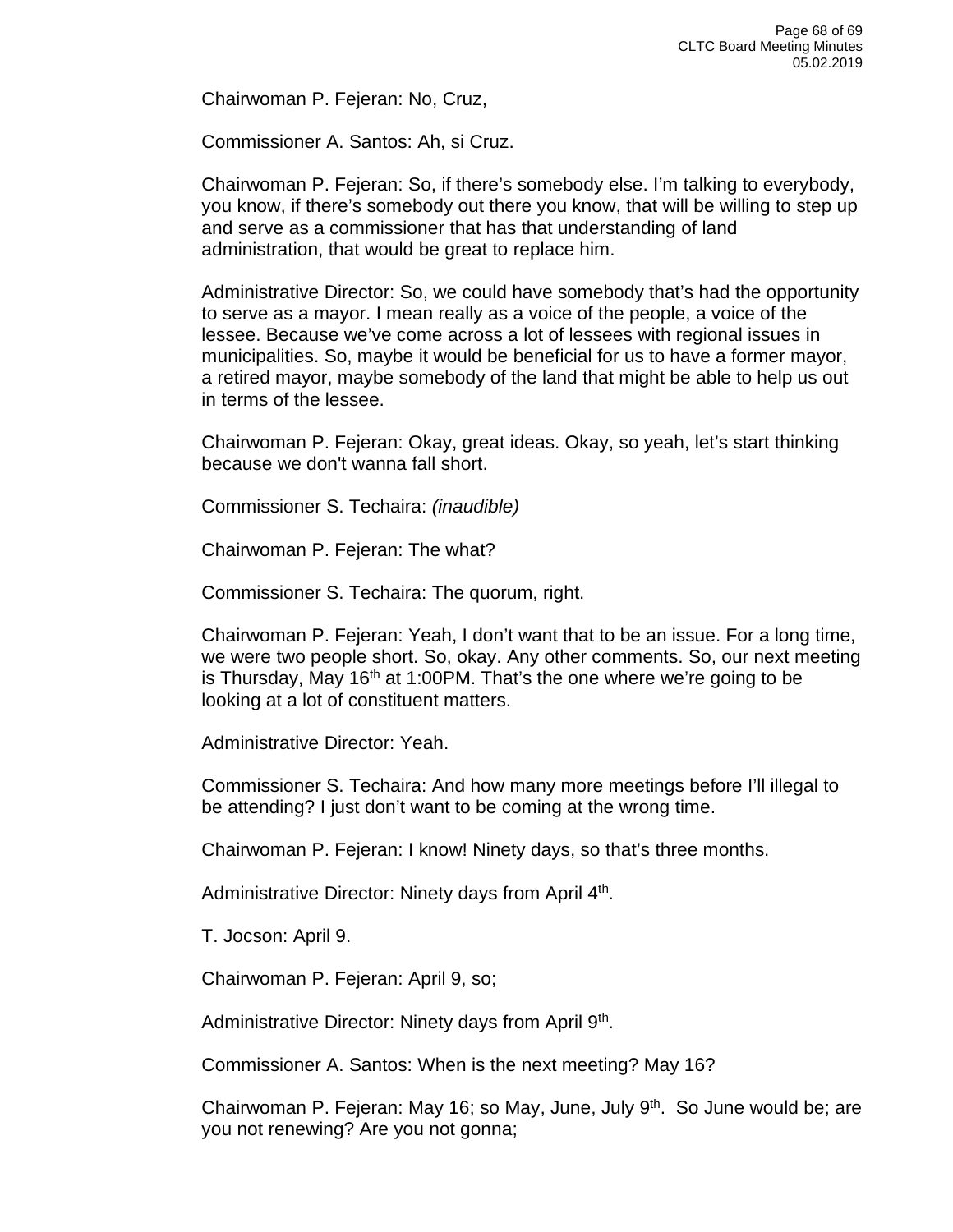Chairwoman P. Fejeran: No, Cruz,

Commissioner A. Santos: Ah, si Cruz.

Chairwoman P. Fejeran: So, if there's somebody else. I'm talking to everybody, you know, if there's somebody out there you know, that will be willing to step up and serve as a commissioner that has that understanding of land administration, that would be great to replace him.

Administrative Director: So, we could have somebody that's had the opportunity to serve as a mayor. I mean really as a voice of the people, a voice of the lessee. Because we've come across a lot of lessees with regional issues in municipalities. So, maybe it would be beneficial for us to have a former mayor, a retired mayor, maybe somebody of the land that might be able to help us out in terms of the lessee.

Chairwoman P. Fejeran: Okay, great ideas. Okay, so yeah, let's start thinking because we don't wanna fall short.

Commissioner S. Techaira: *(inaudible)*

Chairwoman P. Fejeran: The what?

Commissioner S. Techaira: The quorum, right.

Chairwoman P. Fejeran: Yeah, I don't want that to be an issue. For a long time, we were two people short. So, okay. Any other comments. So, our next meeting is Thursday, May 16th at 1:00PM. That's the one where we're going to be looking at a lot of constituent matters.

Administrative Director: Yeah.

Commissioner S. Techaira: And how many more meetings before I'll illegal to be attending? I just don't want to be coming at the wrong time.

Chairwoman P. Fejeran: I know! Ninety days, so that's three months.

Administrative Director: Ninety days from April 4th.

T. Jocson: April 9.

Chairwoman P. Fejeran: April 9, so;

Administrative Director: Ninety days from April 9th.

Commissioner A. Santos: When is the next meeting? May 16?

Chairwoman P. Fejeran: May 16; so May, June, July 9th. So June would be; are you not renewing? Are you not gonna;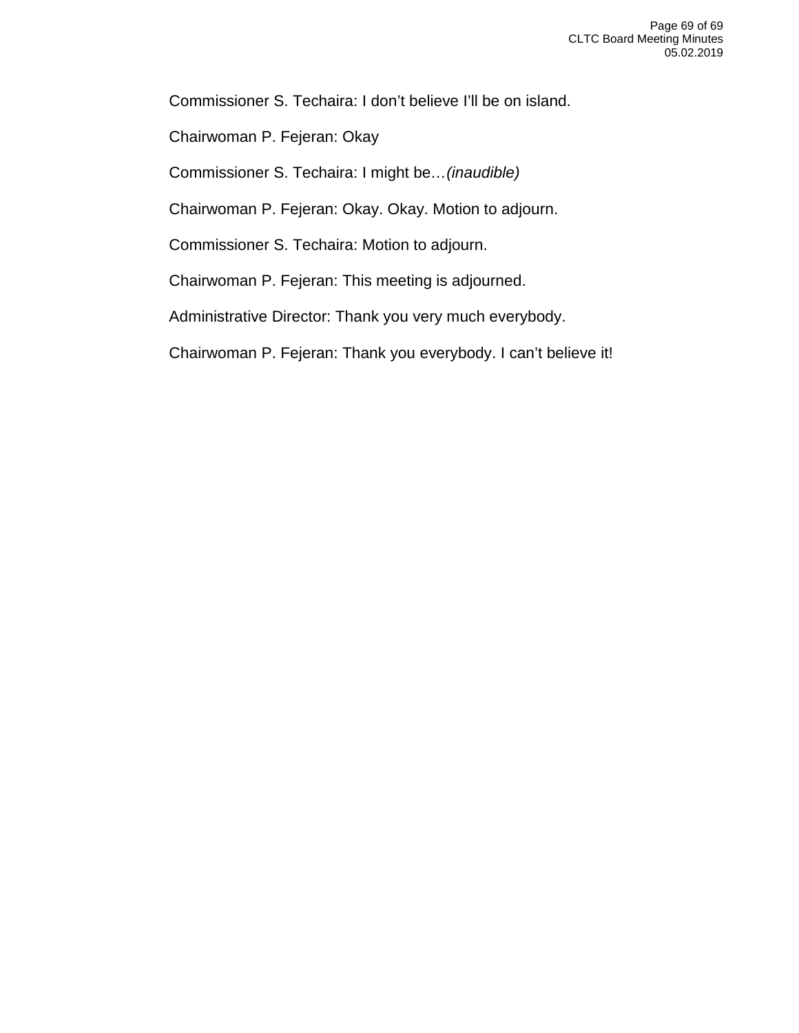Commissioner S. Techaira: I don’t believe I’ll be on island.

Chairwoman P. Fejeran: Okay

Commissioner S. Techaira: I might be…*(inaudible)*

Chairwoman P. Fejeran: Okay. Okay. Motion to adjourn.

Commissioner S. Techaira: Motion to adjourn.

Chairwoman P. Fejeran: This meeting is adjourned.

Administrative Director: Thank you very much everybody.

Chairwoman P. Fejeran: Thank you everybody. I can’t believe it!